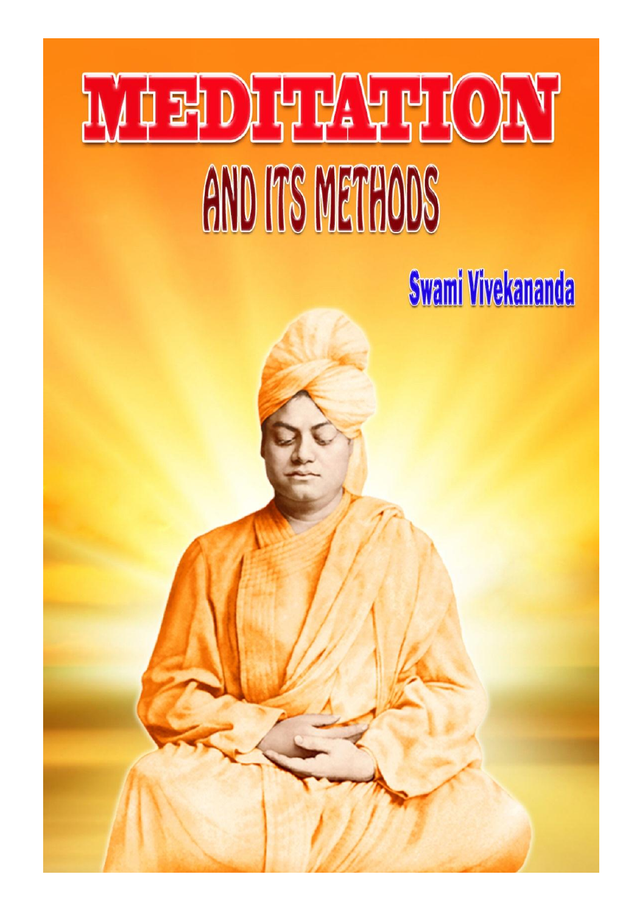# MEDITATION

## AND ITS METHODS

**Swami Vivekananda**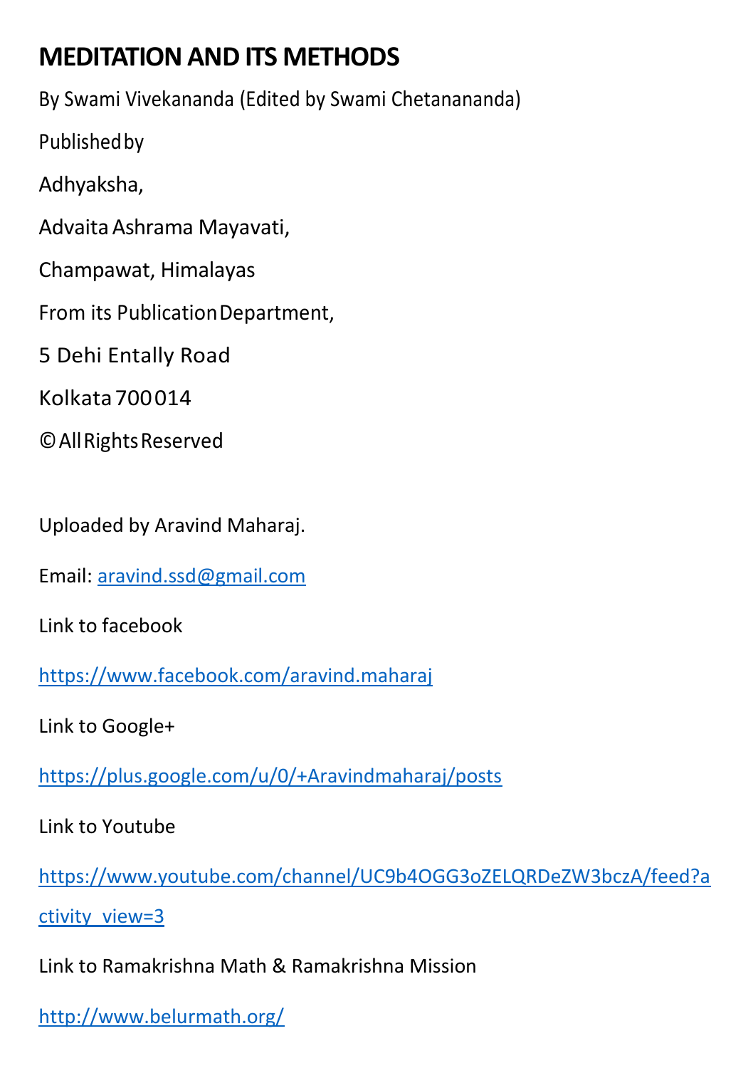# MEDITATION AND ITS METHODS

By Swami Vivekananda (Edited by Swami Chetanananda)

Published by

Adhyaksha,

Advaita Ashrama Mayavati,

Champawat, Himalayas

From its Publication Department,

5 Dehi Entally Road

Kolkata 700 014

© All Rights Reserved

Uploaded by Aravind Maharaj.

Email: aravind.ssd@gmail.com

Link to facebook

https://www.facebook.com/aravind.maharaj

Link to Google+

https://plus.google.com/u/0/+Aravindmaharaj/posts

Link to Youtube

https://www.youtube.com/channel/UC9b4OGG3oZELQRDeZW3bczA/feed?activity_view=3

Link to Ramakrishna Math & Ramakrishna Mission

http://www.belurmath.org/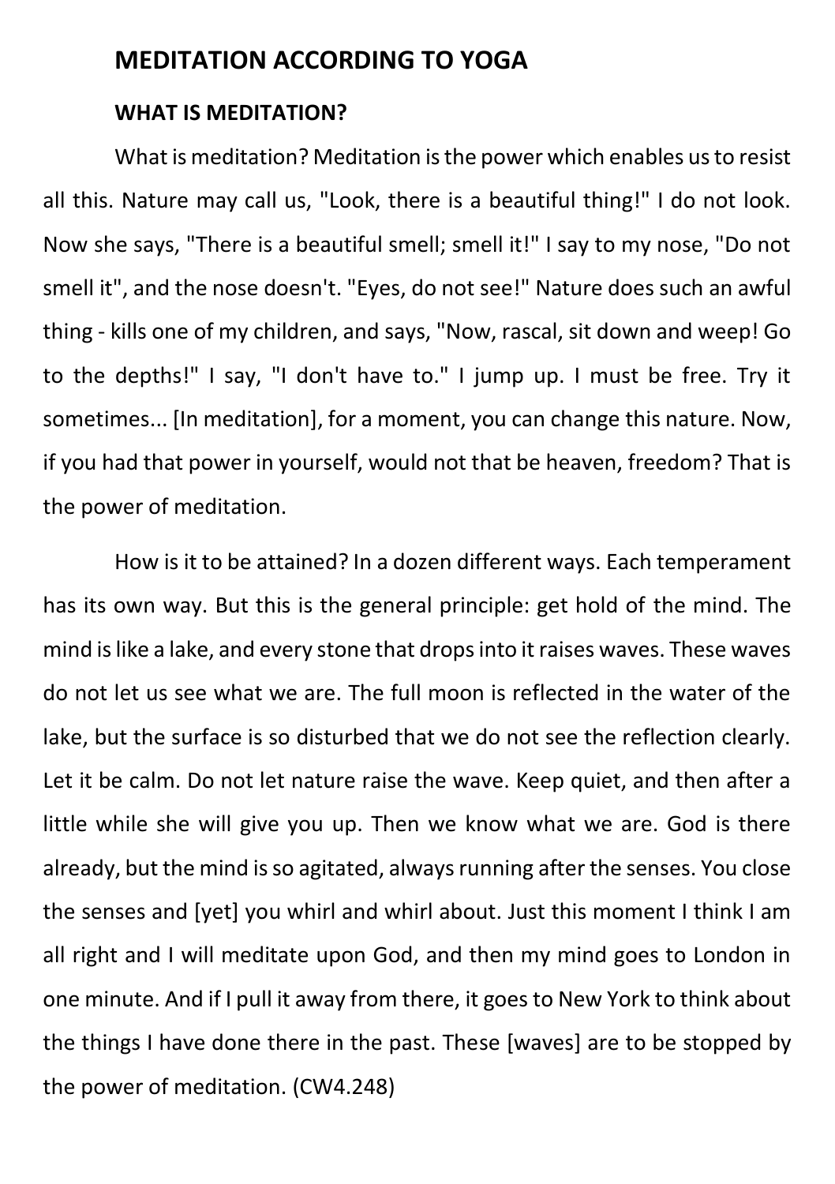# MEDITATION ACCORDING TO YOGA

## WHAT IS MEDITATION?

What is meditation? Meditation is the power which enables us to resist all this. Nature may call us, "Look, there is a beautiful thing!" I do not look. Now she says, "There is a beautiful smell; smell it!" I say to my nose, "Do not smell it", and the nose doesn't. "Eyes, do not see!" Nature does such an awful thing - kills one of my children, and says, "Now, rascal, sit down and weep! Go to the depths!" I say, "I don't have to." I jump up. I must be free. Try it sometimes... [In meditation], for a moment, you can change this nature. Now, if you had that power in yourself, would not that be heaven, freedom? That is the power of meditation.

How is it to be attained? In a dozen different ways. Each temperament has its own way. But this is the general principle: get hold of the mind. The mind is like a lake, and every stone that drops into it raises waves. These waves do not let us see what we are. The full moon is reflected in the water of the lake, but the surface is so disturbed that we do not see the reflection clearly. Let it be calm. Do not let nature raise the wave. Keep quiet, and then after a little while she will give you up. Then we know what we are. God is there already, but the mind is so agitated, always running after the senses. You close the senses and [yet] you whirl and whirl about. Just this moment I think I am all right and I will meditate upon God, and then my mind goes to London in one minute. And if I pull it away from there, it goes to New York to think about the things I have done there in the past. These [waves] are to be stopped by the power of meditation. (CW4.248)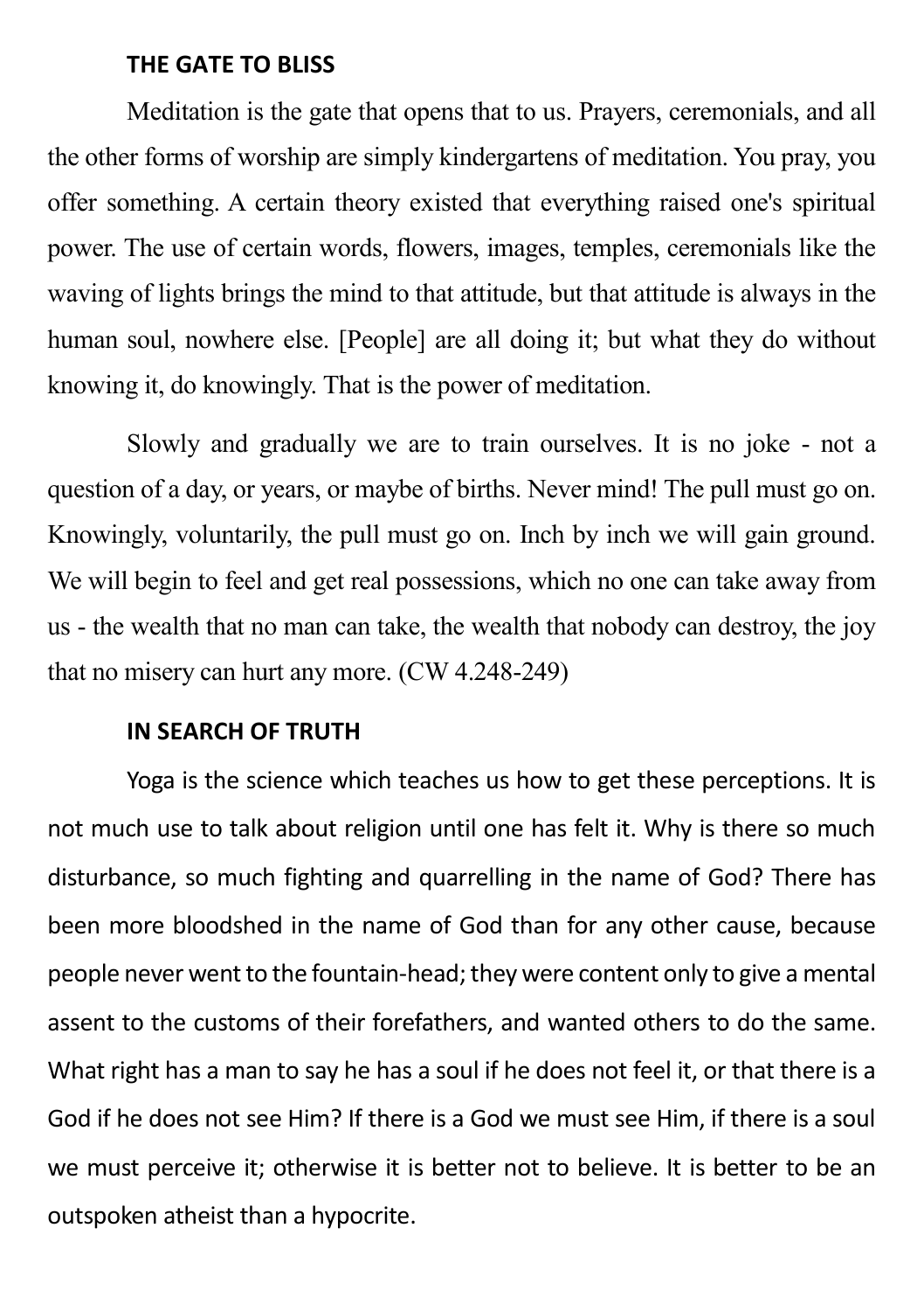### THE GATE TO BLISS

Meditation is the gate that opens that to us. Prayers, ceremonials, and all the other forms of worship are simply kindergartens of meditation. You pray, you offer something. A certain theory existed that everything raised one's spiritual power. The use of certain words, flowers, images, temples, ceremonials like the waving of lights brings the mind to that attitude, but that attitude is always in the human soul, nowhere else. [People] are all doing it; but what they do without knowing it, do knowingly. That is the power of meditation.

Slowly and gradually we are to train ourselves. It is no joke - not a question of a day, or years, or maybe of births. Never mind! The pull must go on. Knowingly, voluntarily, the pull must go on. Inch by inch we will gain ground. We will begin to feel and get real possessions, which no one can take away from us - the wealth that no man can take, the wealth that nobody can destroy, the joy that no misery can hurt any more. (CW 4.248-249)

### IN SEARCH OF TRUTH

Yoga is the science which teaches us how to get these perceptions. It is not much use to talk about religion until one has felt it. Why is there so much disturbance, so much fighting and quarrelling in the name of God? There has been more bloodshed in the name of God than for any other cause, because people never went to the fountain-head; they were content only to give a mental assent to the customs of their forefathers, and wanted others to do the same. What right has a man to say he has a soul if he does not feel it, or that there is a God if he does not see Him? If there is a God we must see Him, if there is a soul we must perceive it; otherwise it is better not to believe. It is better to be an outspoken atheist than a hypocrite.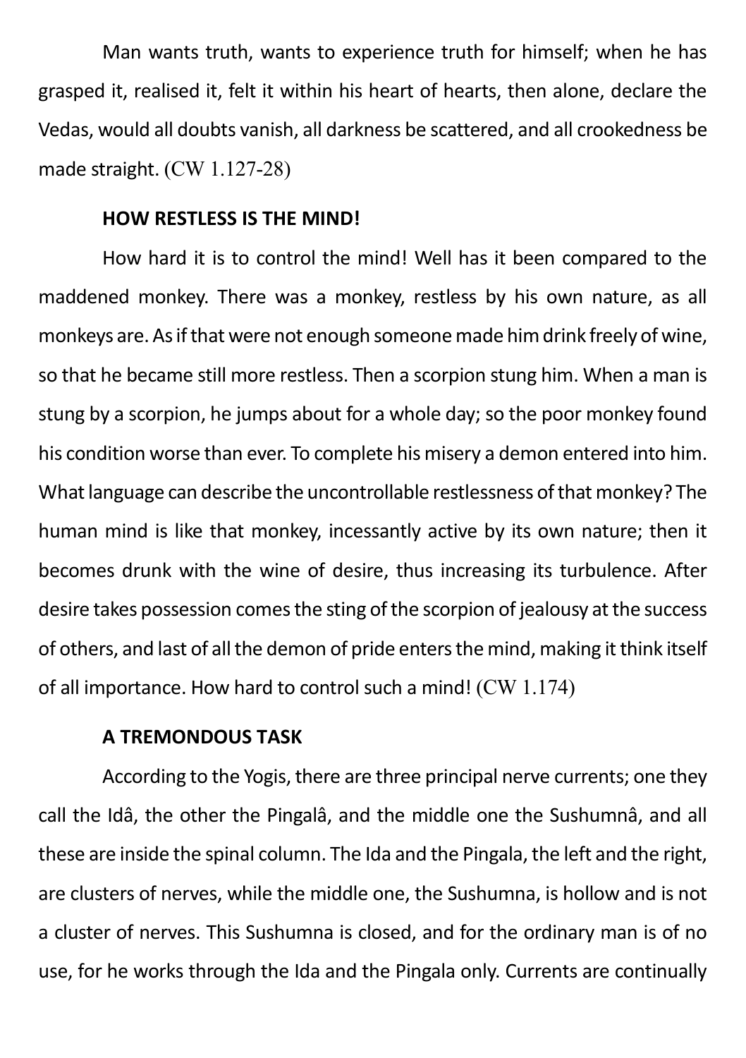Man wants truth, wants to experience truth for himself; when he has grasped it, realised it, felt it within his heart of hearts, then alone, declare the Vedas, would all doubts vanish, all darkness be scattered, and all crookedness be made straight. (CW 1.127-28)

**HOW RESTLESS IS THE MIND!**

How hard it is to control the mind! Well has it been compared to the maddened monkey. There was a monkey, restless by his own nature, as all monkeys are. As if that were not enough someone made him drink freely of wine, so that he became still more restless. Then a scorpion stung him. When a man is stung by a scorpion, he jumps about for a whole day; so the poor monkey found his condition worse than ever. To complete his misery a demon entered into him. What language can describe the uncontrollable restlessness of that monkey? The human mind is like that monkey, incessantly active by its own nature; then it becomes drunk with the wine of desire, thus increasing its turbulence. After desire takes possession comes the sting of the scorpion of jealousy at the success of others, and last of all the demon of pride enters the mind, making it think itself of all importance. How hard to control such a mind! (CW 1.174)

**A TREMONDOUS TASK**

According to the Yogis, there are three principal nerve currents; one they call the Idâ, the other the Pingalâ, and the middle one the Sushumnâ, and all these are inside the spinal column. The Ida and the Pingala, the left and the right, are clusters of nerves, while the middle one, the Sushumna, is hollow and is not a cluster of nerves. This Sushumna is closed, and for the ordinary man is of no use, for he works through the Ida and the Pingala only. Currents are continually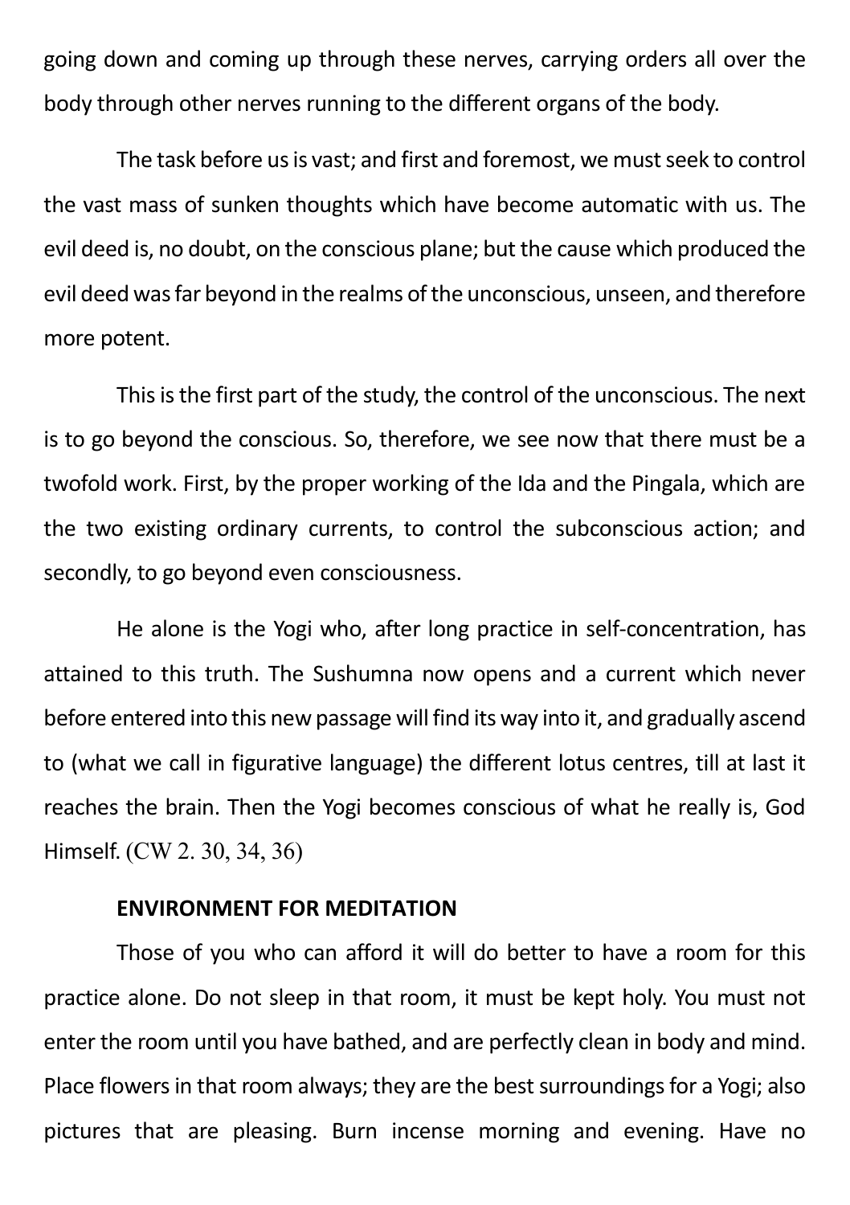going down and coming up through these nerves, carrying orders all over the body through other nerves running to the different organs of the body.

The task before us is vast; and first and foremost, we must seek to control the vast mass of sunken thoughts which have become automatic with us. The evil deed is, no doubt, on the conscious plane; but the cause which produced the evil deed was far beyond in the realms of the unconscious, unseen, and therefore more potent.

This is the first part of the study, the control of the unconscious. The next is to go beyond the conscious. So, therefore, we see now that there must be a twofold work. First, by the proper working of the Ida and the Pingala, which are the two existing ordinary currents, to control the subconscious action; and secondly, to go beyond even consciousness.

He alone is the Yogi who, after long practice in self-concentration, has attained to this truth. The Sushumna now opens and a current which never before entered into this new passage will find its way into it, and gradually ascend to (what we call in figurative language) the different lotus centres, till at last it reaches the brain. Then the Yogi becomes conscious of what he really is, God Himself. (CW 2. 30, 34, 36)

### ENVIRONMENT FOR MEDITATION

Those of you who can afford it will do better to have a room for this practice alone. Do not sleep in that room, it must be kept holy. You must not enter the room until you have bathed, and are perfectly clean in body and mind. Place flowers in that room always; they are the best surroundings for a Yogi; also pictures that are pleasing. Burn incense morning and evening. Have no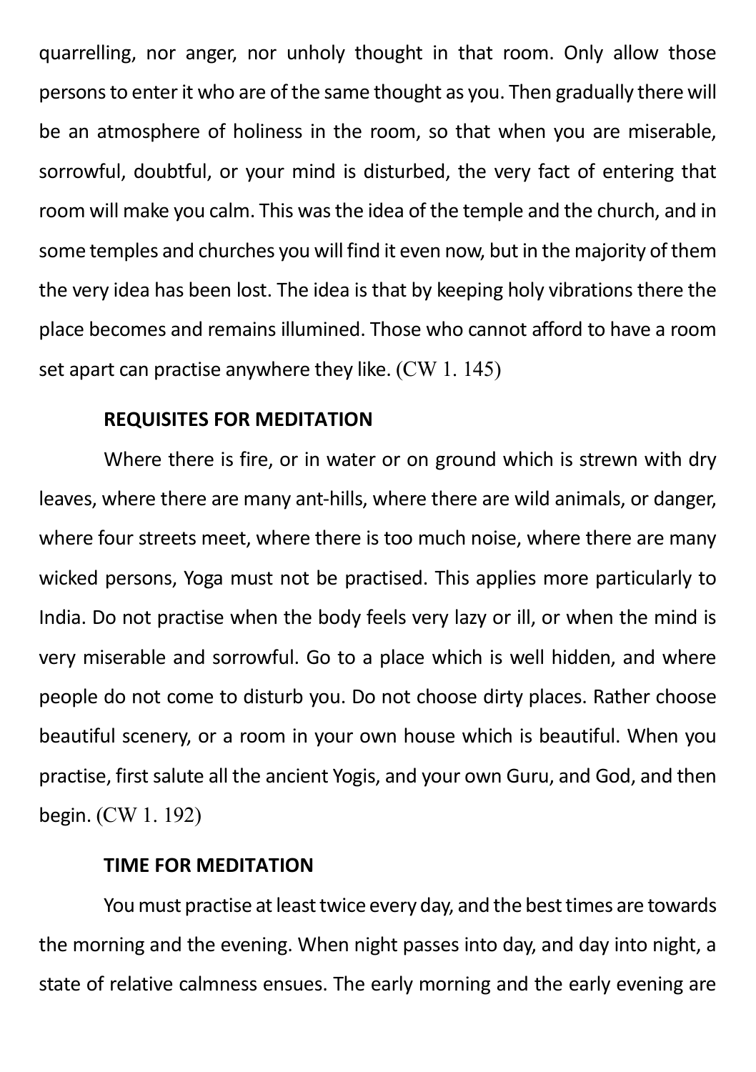quarrelling, nor anger, nor unholy thought in that room. Only allow those persons to enter it who are of the same thought as you. Then gradually there will be an atmosphere of holiness in the room, so that when you are miserable, sorrowful, doubtful, or your mind is disturbed, the very fact of entering that room will make you calm. This was the idea of the temple and the church, and in some temples and churches you will find it even now, but in the majority of them the very idea has been lost. The idea is that by keeping holy vibrations there the place becomes and remains illumined. Those who cannot afford to have a room set apart can practise anywhere they like. (CW 1. 145)

### REQUISITES FOR MEDITATION

Where there is fire, or in water or on ground which is strewn with dry leaves, where there are many ant-hills, where there are wild animals, or danger, where four streets meet, where there is too much noise, where there are many wicked persons, Yoga must not be practised. This applies more particularly to India. Do not practise when the body feels very lazy or ill, or when the mind is very miserable and sorrowful. Go to a place which is well hidden, and where people do not come to disturb you. Do not choose dirty places. Rather choose beautiful scenery, or a room in your own house which is beautiful. When you practise, first salute all the ancient Yogis, and your own Guru, and God, and then begin. (CW 1. 192)

### TIME FOR MEDITATION

You must practise at least twice every day, and the best times are towards the morning and the evening. When night passes into day, and day into night, a state of relative calmness ensues. The early morning and the early evening are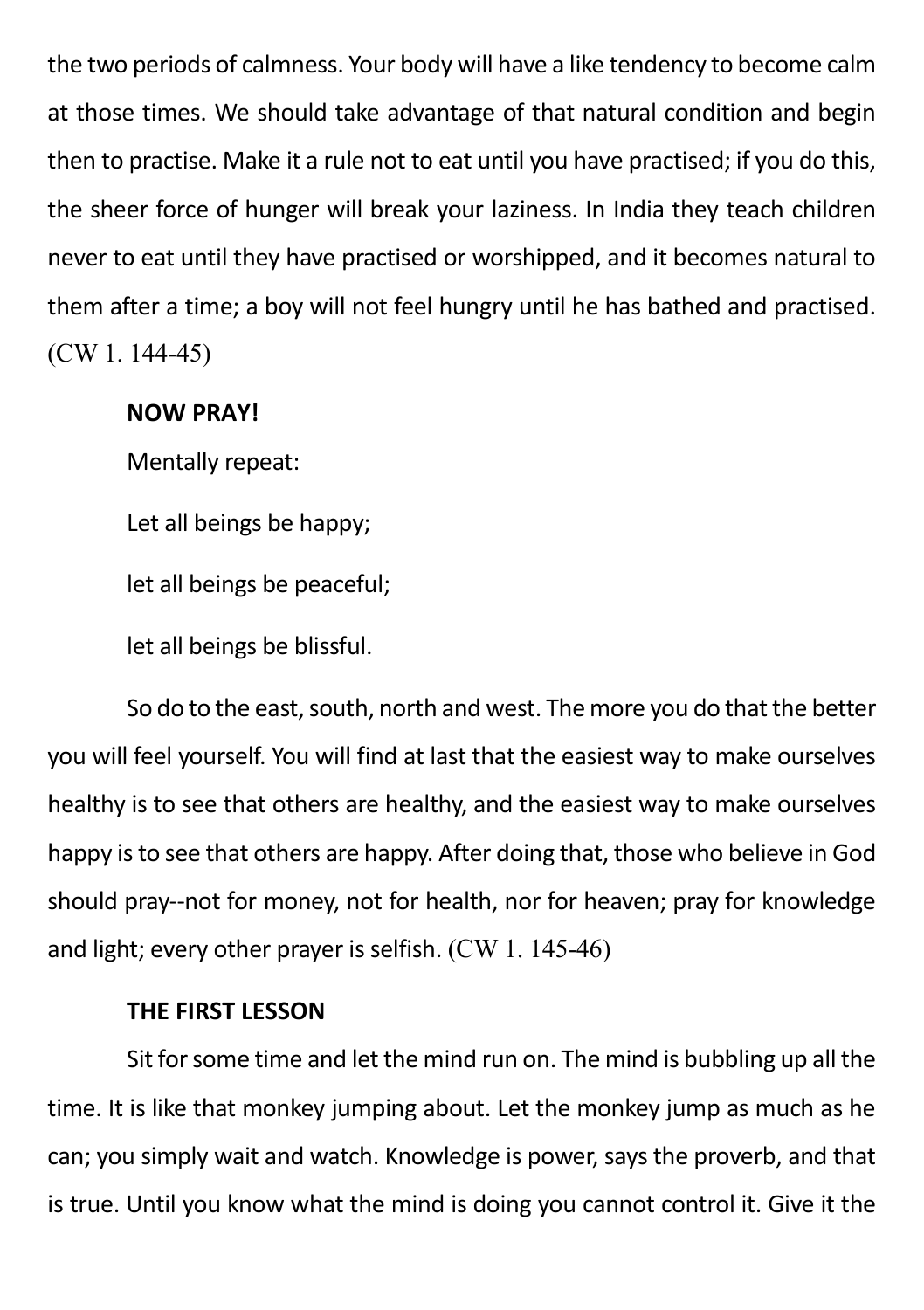the two periods of calmness. Your body will have a like tendency to become calm at those times. We should take advantage of that natural condition and begin then to practise. Make it a rule not to eat until you have practised; if you do this, the sheer force of hunger will break your laziness. In India they teach children never to eat until they have practised or worshipped, and it becomes natural to them after a time; a boy will not feel hungry until he has bathed and practised. (CW 1. 144-45)

**NOW PRAY!**

Mentally repeat:

Let all beings be happy;

let all beings be peaceful;

let all beings be blissful.

So do to the east, south, north and west. The more you do that the better you will feel yourself. You will find at last that the easiest way to make ourselves healthy is to see that others are healthy, and the easiest way to make ourselves happy is to see that others are happy. After doing that, those who believe in God should pray--not for money, not for health, nor for heaven; pray for knowledge and light; every other prayer is selfish. (CW 1. 145-46)

**THE FIRST LESSON**

Sit for some time and let the mind run on. The mind is bubbling up all the time. It is like that monkey jumping about. Let the monkey jump as much as he can; you simply wait and watch. Knowledge is power, says the proverb, and that is true. Until you know what the mind is doing you cannot control it. Give it the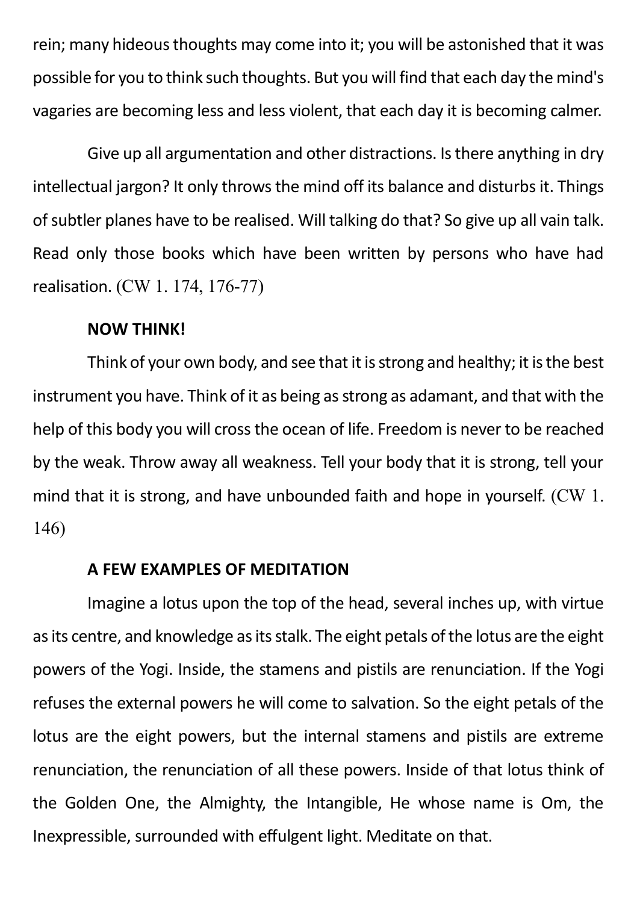rein; many hideous thoughts may come into it; you will be astonished that it was possible for you to think such thoughts. But you will find that each day the mind's vagaries are becoming less and less violent, that each day it is becoming calmer.

Give up all argumentation and other distractions. Is there anything in dry intellectual jargon? It only throws the mind off its balance and disturbs it. Things of subtler planes have to be realised. Will talking do that? So give up all vain talk. Read only those books which have been written by persons who have had realisation. (CW 1. 174, 176-77)

**NOW THINK!**

Think of your own body, and see that it is strong and healthy; it is the best instrument you have. Think of it as being as strong as adamant, and that with the help of this body you will cross the ocean of life. Freedom is never to be reached by the weak. Throw away all weakness. Tell your body that it is strong, tell your mind that it is strong, and have unbounded faith and hope in yourself. (CW 1. 146)

**A FEW EXAMPLES OF MEDITATION**

Imagine a lotus upon the top of the head, several inches up, with virtue as its centre, and knowledge as its stalk. The eight petals of the lotus are the eight powers of the Yogi. Inside, the stamens and pistils are renunciation. If the Yogi refuses the external powers he will come to salvation. So the eight petals of the lotus are the eight powers, but the internal stamens and pistils are extreme renunciation, the renunciation of all these powers. Inside of that lotus think of the Golden One, the Almighty, the Intangible, He whose name is Om, the Inexpressible, surrounded with effulgent light. Meditate on that.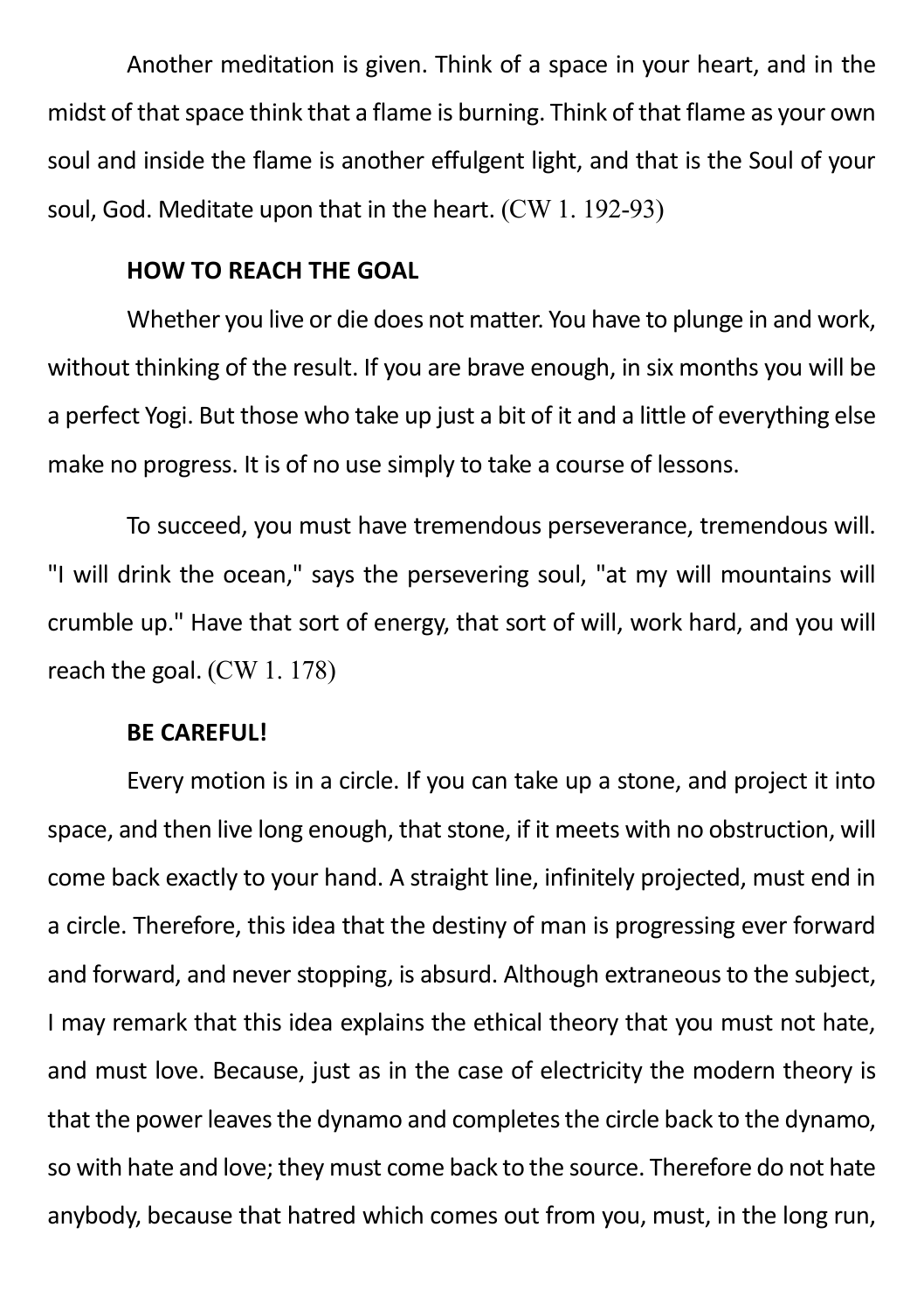Another meditation is given. Think of a space in your heart, and in the midst of that space think that a flame is burning. Think of that flame as your own soul and inside the flame is another effulgent light, and that is the Soul of your soul, God. Meditate upon that in the heart. (CW 1. 192-93)

**HOW TO REACH THE GOAL**

Whether you live or die does not matter. You have to plunge in and work, without thinking of the result. If you are brave enough, in six months you will be a perfect Yogi. But those who take up just a bit of it and a little of everything else make no progress. It is of no use simply to take a course of lessons.

To succeed, you must have tremendous perseverance, tremendous will. "I will drink the ocean," says the persevering soul, "at my will mountains will crumble up." Have that sort of energy, that sort of will, work hard, and you will reach the goal. (CW 1. 178)

**BE CAREFUL!**

Every motion is in a circle. If you can take up a stone, and project it into space, and then live long enough, that stone, if it meets with no obstruction, will come back exactly to your hand. A straight line, infinitely projected, must end in a circle. Therefore, this idea that the destiny of man is progressing ever forward and forward, and never stopping, is absurd. Although extraneous to the subject, I may remark that this idea explains the ethical theory that you must not hate, and must love. Because, just as in the case of electricity the modern theory is that the power leaves the dynamo and completes the circle back to the dynamo, so with hate and love; they must come back to the source. Therefore do not hate anybody, because that hatred which comes out from you, must, in the long run,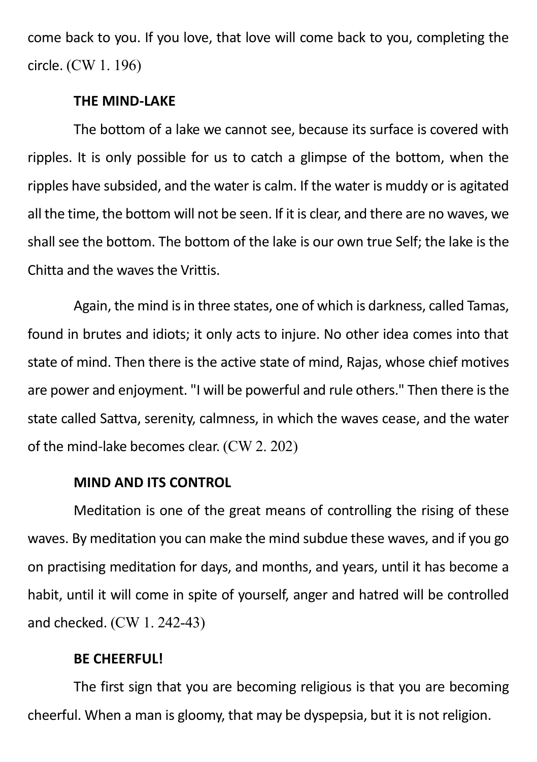come back to you. If you love, that love will come back to you, completing the circle. (CW 1. 196)

### THE MIND-LAKE

The bottom of a lake we cannot see, because its surface is covered with ripples. It is only possible for us to catch a glimpse of the bottom, when the ripples have subsided, and the water is calm. If the water is muddy or is agitated all the time, the bottom will not be seen. If it is clear, and there are no waves, we shall see the bottom. The bottom of the lake is our own true Self; the lake is the Chitta and the waves the Vrittis.

Again, the mind is in three states, one of which is darkness, called Tamas, found in brutes and idiots; it only acts to injure. No other idea comes into that state of mind. Then there is the active state of mind, Rajas, whose chief motives are power and enjoyment. "I will be powerful and rule others." Then there is the state called Sattva, serenity, calmness, in which the waves cease, and the water of the mind-lake becomes clear. (CW 2. 202)

### MIND AND ITS CONTROL

Meditation is one of the great means of controlling the rising of these waves. By meditation you can make the mind subdue these waves, and if you go on practising meditation for days, and months, and years, until it has become a habit, until it will come in spite of yourself, anger and hatred will be controlled and checked. (CW 1. 242-43)

### BE CHEERFUL!

The first sign that you are becoming religious is that you are becoming cheerful. When a man is gloomy, that may be dyspepsia, but it is not religion.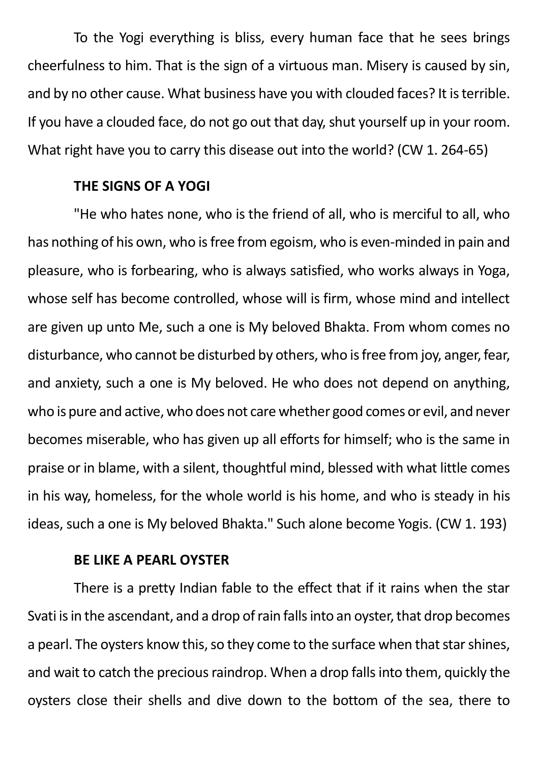To the Yogi everything is bliss, every human face that he sees brings cheerfulness to him. That is the sign of a virtuous man. Misery is caused by sin, and by no other cause. What business have you with clouded faces? It is terrible. If you have a clouded face, do not go out that day, shut yourself up in your room. What right have you to carry this disease out into the world? (CW 1. 264-65)

### THE SIGNS OF A YOGI

"He who hates none, who is the friend of all, who is merciful to all, who has nothing of his own, who is free from egoism, who is even-minded in pain and pleasure, who is forbearing, who is always satisfied, who works always in Yoga, whose self has become controlled, whose will is firm, whose mind and intellect are given up unto Me, such a one is My beloved Bhakta. From whom comes no disturbance, who cannot be disturbed by others, who is free from joy, anger, fear, and anxiety, such a one is My beloved. He who does not depend on anything, who is pure and active, who does not care whether good comes or evil, and never becomes miserable, who has given up all efforts for himself; who is the same in praise or in blame, with a silent, thoughtful mind, blessed with what little comes in his way, homeless, for the whole world is his home, and who is steady in his ideas, such a one is My beloved Bhakta." Such alone become Yogis. (CW 1. 193)

### BE LIKE A PEARL OYSTER

There is a pretty Indian fable to the effect that if it rains when the star Svati is in the ascendant, and a drop of rain falls into an oyster, that drop becomes a pearl. The oysters know this, so they come to the surface when that star shines, and wait to catch the precious raindrop. When a drop falls into them, quickly the oysters close their shells and dive down to the bottom of the sea, there to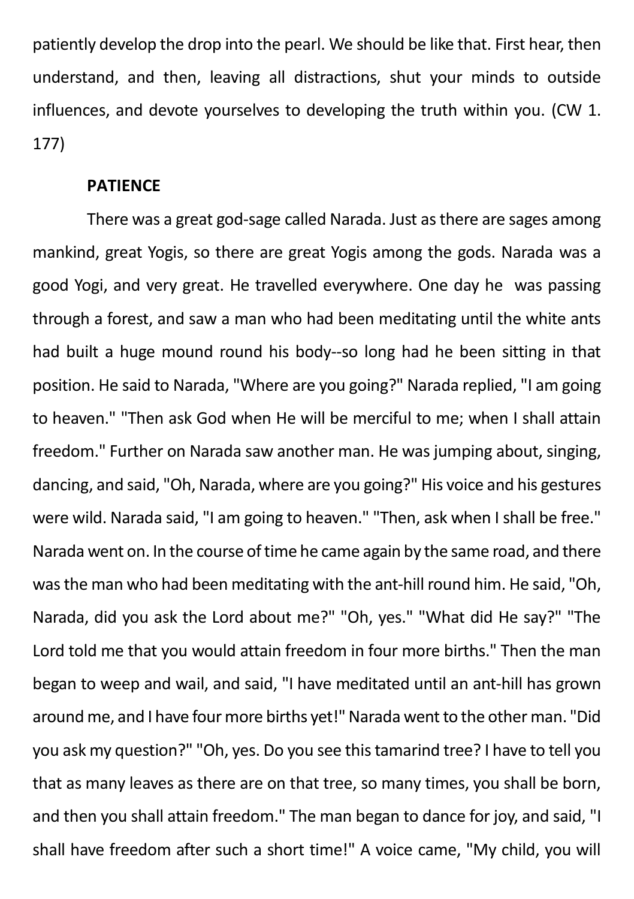patiently develop the drop into the pearl. We should be like that. First hear, then understand, and then, leaving all distractions, shut your minds to outside influences, and devote yourselves to developing the truth within you. (CW 1. 177)

**PATIENCE**

There was a great god-sage called Narada. Just as there are sages among mankind, great Yogis, so there are great Yogis among the gods. Narada was a good Yogi, and very great. He travelled everywhere. One day he was passing through a forest, and saw a man who had been meditating until the white ants had built a huge mound round his body--so long had he been sitting in that position. He said to Narada, "Where are you going?" Narada replied, "I am going to heaven." "Then ask God when He will be merciful to me; when I shall attain freedom." Further on Narada saw another man. He was jumping about, singing, dancing, and said, "Oh, Narada, where are you going?" His voice and his gestures were wild. Narada said, "I am going to heaven." "Then, ask when I shall be free." Narada went on. In the course of time he came again by the same road, and there was the man who had been meditating with the ant-hill round him. He said, "Oh, Narada, did you ask the Lord about me?" "Oh, yes." "What did He say?" "The Lord told me that you would attain freedom in four more births." Then the man began to weep and wail, and said, "I have meditated until an ant-hill has grown around me, and I have four more births yet!" Narada went to the other man. "Did you ask my question?" "Oh, yes. Do you see this tamarind tree? I have to tell you that as many leaves as there are on that tree, so many times, you shall be born, and then you shall attain freedom." The man began to dance for joy, and said, "I shall have freedom after such a short time!" A voice came, "My child, you will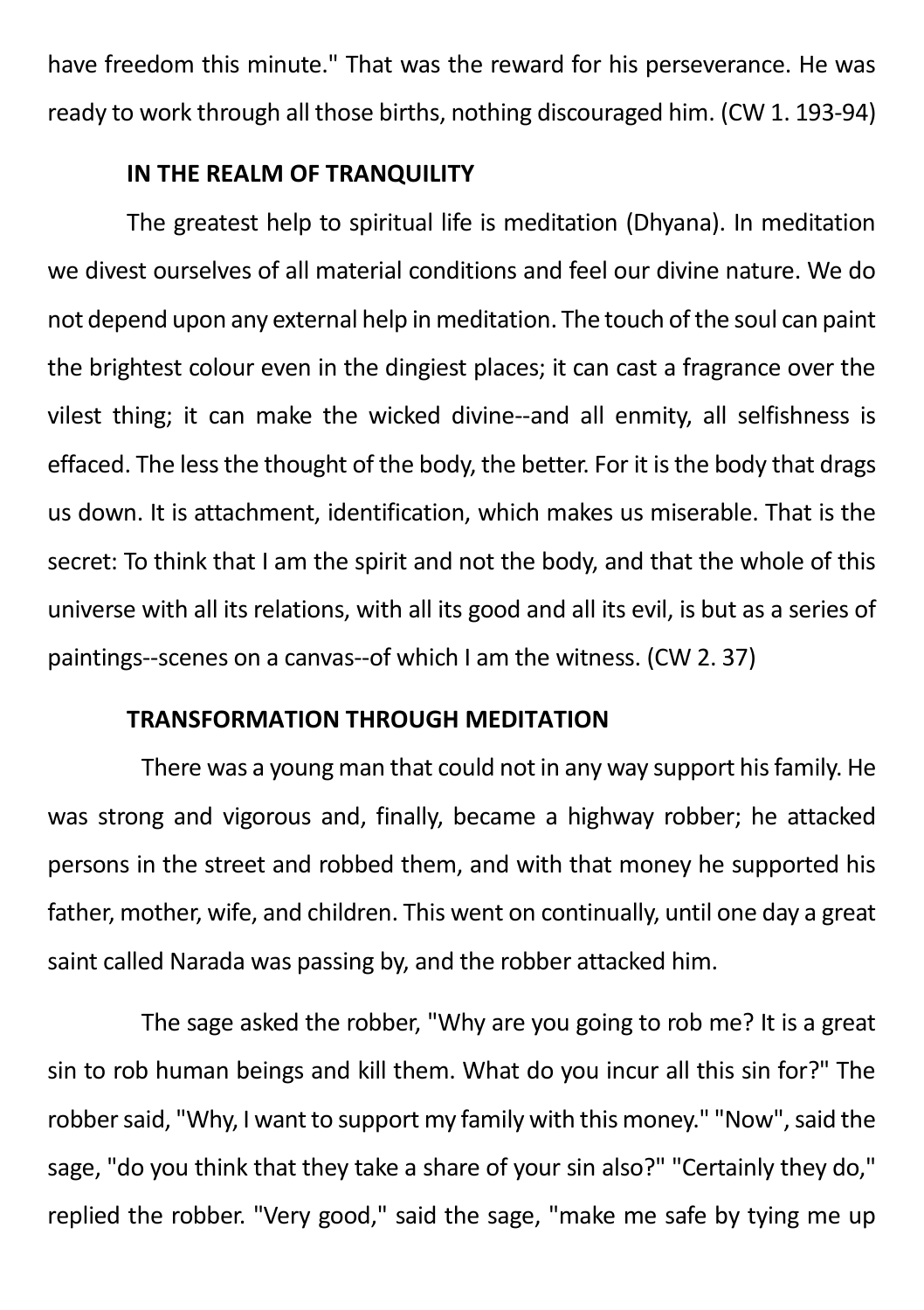have freedom this minute." That was the reward for his perseverance. He was ready to work through all those births, nothing discouraged him. (CW 1. 193-94)

### IN THE REALM OF TRANQUILITY

The greatest help to spiritual life is meditation (Dhyana). In meditation we divest ourselves of all material conditions and feel our divine nature. We do not depend upon any external help in meditation. The touch of the soul can paint the brightest colour even in the dingiest places; it can cast a fragrance over the vilest thing; it can make the wicked divine--and all enmity, all selfishness is effaced. The less the thought of the body, the better. For it is the body that drags us down. It is attachment, identification, which makes us miserable. That is the secret: To think that I am the spirit and not the body, and that the whole of this universe with all its relations, with all its good and all its evil, is but as a series of paintings--scenes on a canvas--of which I am the witness. (CW 2. 37)

### TRANSFORMATION THROUGH MEDITATION

There was a young man that could not in any way support his family. He was strong and vigorous and, finally, became a highway robber; he attacked persons in the street and robbed them, and with that money he supported his father, mother, wife, and children. This went on continually, until one day a great saint called Narada was passing by, and the robber attacked him.

The sage asked the robber, "Why are you going to rob me? It is a great sin to rob human beings and kill them. What do you incur all this sin for?" The robber said, "Why, I want to support my family with this money." "Now", said the sage, "do you think that they take a share of your sin also?" "Certainly they do," replied the robber. "Very good," said the sage, "make me safe by tying me up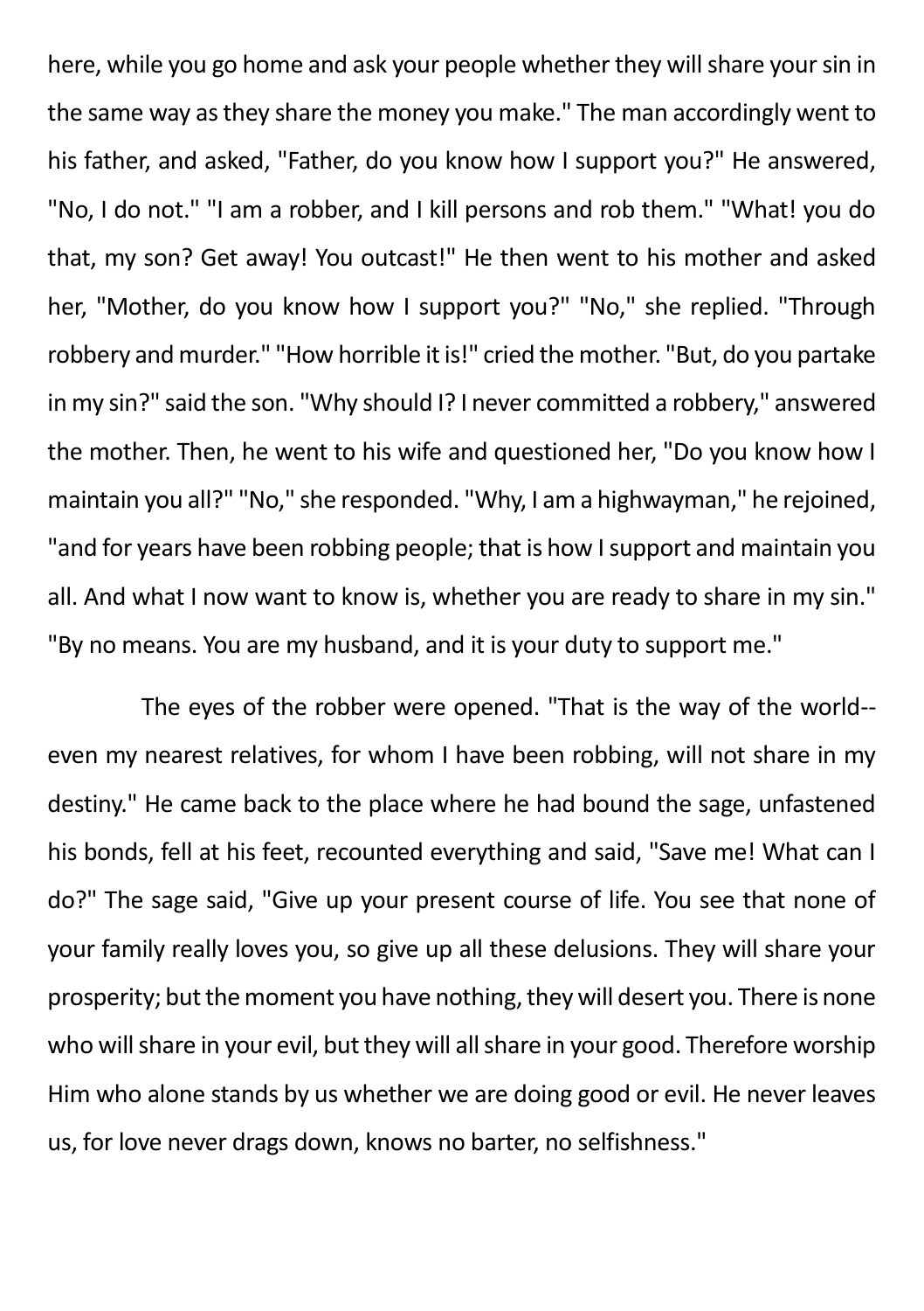here, while you go home and ask your people whether they will share your sin in the same way as they share the money you make." The man accordingly went to his father, and asked, "Father, do you know how I support you?" He answered, "No, I do not." "I am a robber, and I kill persons and rob them." "What! you do that, my son? Get away! You outcast!" He then went to his mother and asked her, "Mother, do you know how I support you?" "No," she replied. "Through robbery and murder." "How horrible it is!" cried the mother. "But, do you partake in my sin?" said the son. "Why should I? I never committed a robbery," answered the mother. Then, he went to his wife and questioned her, "Do you know how I maintain you all?" "No," she responded. "Why, I am a highwayman," he rejoined, "and for years have been robbing people; that is how I support and maintain you all. And what I now want to know is, whether you are ready to share in my sin." "By no means. You are my husband, and it is your duty to support me."

The eyes of the robber were opened. "That is the way of the world--even my nearest relatives, for whom I have been robbing, will not share in my destiny." He came back to the place where he had bound the sage, unfastened his bonds, fell at his feet, recounted everything and said, "Save me! What can I do?" The sage said, "Give up your present course of life. You see that none of your family really loves you, so give up all these delusions. They will share your prosperity; but the moment you have nothing, they will desert you. There is none who will share in your evil, but they will all share in your good. Therefore worship Him who alone stands by us whether we are doing good or evil. He never leaves us, for love never drags down, knows no barter, no selfishness."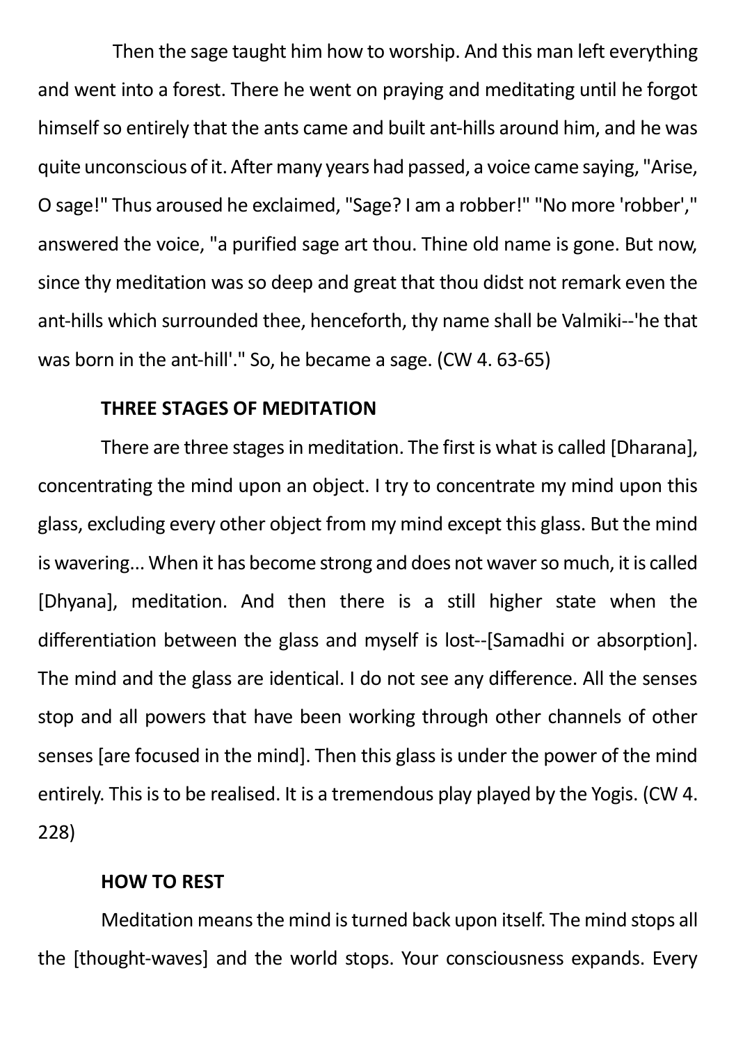Then the sage taught him how to worship. And this man left everything and went into a forest. There he went on praying and meditating until he forgot himself so entirely that the ants came and built ant-hills around him, and he was quite unconscious of it. After many years had passed, a voice came saying, "Arise, O sage!" Thus aroused he exclaimed, "Sage? I am a robber!" "No more 'robber'," answered the voice, "a purified sage art thou. Thine old name is gone. But now, since thy meditation was so deep and great that thou didst not remark even the ant-hills which surrounded thee, henceforth, thy name shall be Valmiki--'he that was born in the ant-hill'." So, he became a sage. (CW 4. 63-65)

### THREE STAGES OF MEDITATION

There are three stages in meditation. The first is what is called [Dharana], concentrating the mind upon an object. I try to concentrate my mind upon this glass, excluding every other object from my mind except this glass. But the mind is wavering... When it has become strong and does not waver so much, it is called [Dhyana], meditation. And then there is a still higher state when the differentiation between the glass and myself is lost--[Samadhi or absorption]. The mind and the glass are identical. I do not see any difference. All the senses stop and all powers that have been working through other channels of other senses [are focused in the mind]. Then this glass is under the power of the mind entirely. This is to be realised. It is a tremendous play played by the Yogis. (CW 4. 228)

### HOW TO REST

Meditation means the mind is turned back upon itself. The mind stops all the [thought-waves] and the world stops. Your consciousness expands. Every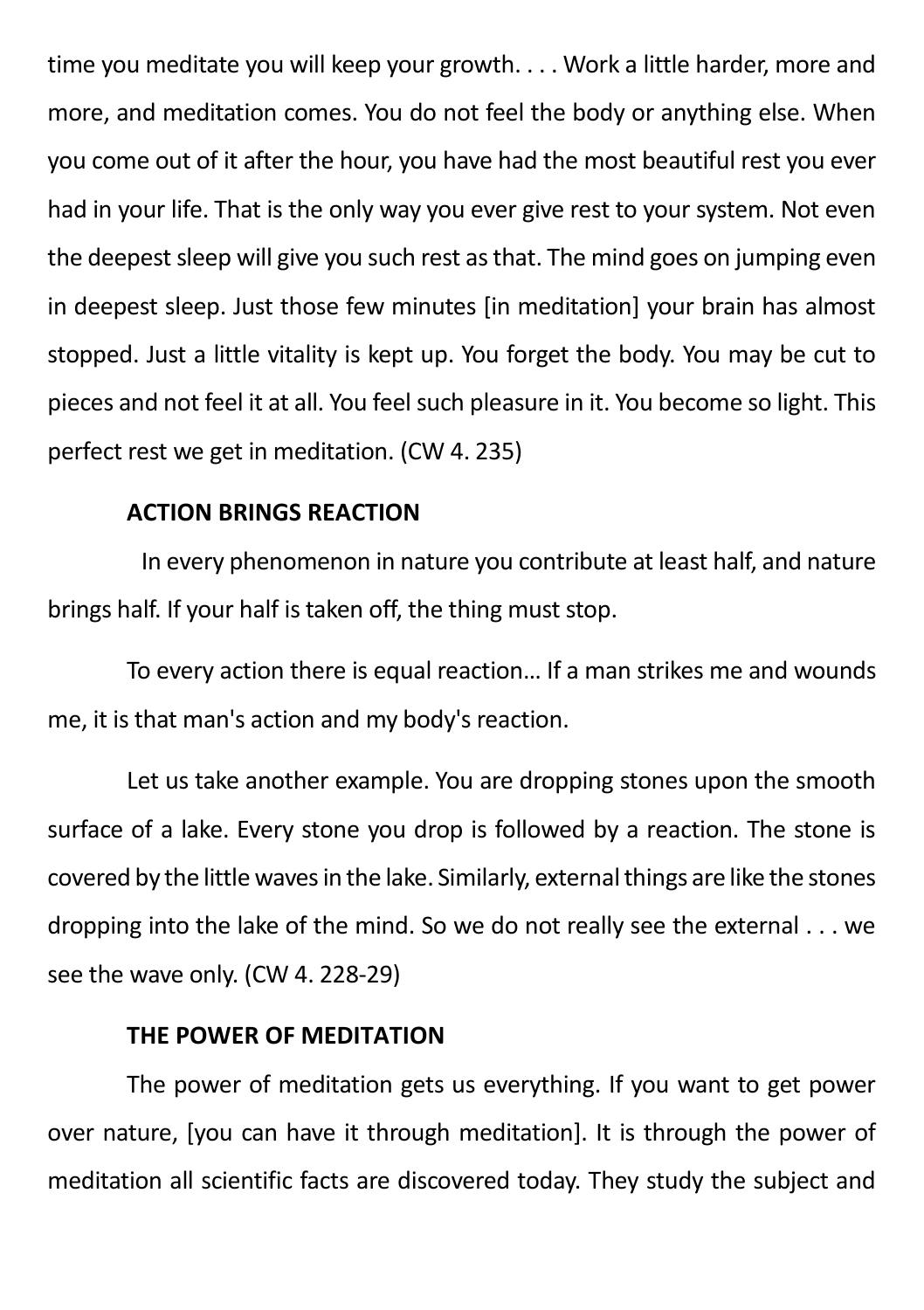time you meditate you will keep your growth. . . . Work a little harder, more and more, and meditation comes. You do not feel the body or anything else. When you come out of it after the hour, you have had the most beautiful rest you ever had in your life. That is the only way you ever give rest to your system. Not even the deepest sleep will give you such rest as that. The mind goes on jumping even in deepest sleep. Just those few minutes [in meditation] your brain has almost stopped. Just a little vitality is kept up. You forget the body. You may be cut to pieces and not feel it at all. You feel such pleasure in it. You become so light. This perfect rest we get in meditation. (CW 4. 235)

**ACTION BRINGS REACTION**

In every phenomenon in nature you contribute at least half, and nature brings half. If your half is taken off, the thing must stop.

To every action there is equal reaction… If a man strikes me and wounds me, it is that man's action and my body's reaction.

Let us take another example. You are dropping stones upon the smooth surface of a lake. Every stone you drop is followed by a reaction. The stone is covered by the little waves in the lake. Similarly, external things are like the stones dropping into the lake of the mind. So we do not really see the external . . . we see the wave only. (CW 4. 228-29)

**THE POWER OF MEDITATION**

The power of meditation gets us everything. If you want to get power over nature, [you can have it through meditation]. It is through the power of meditation all scientific facts are discovered today. They study the subject and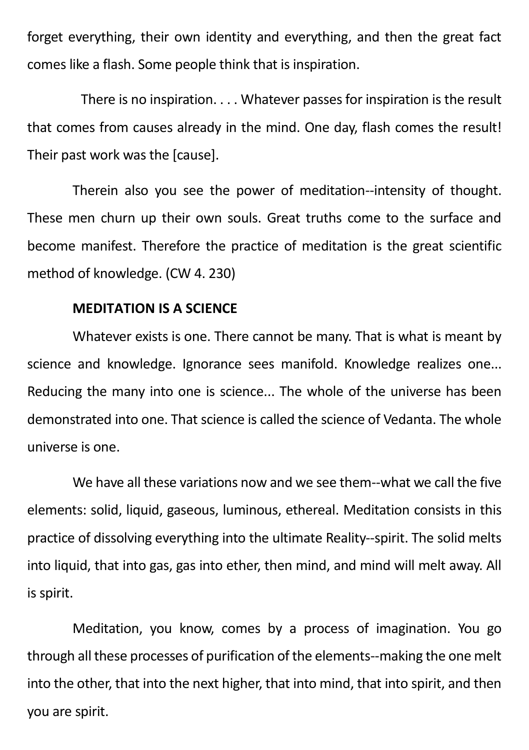forget everything, their own identity and everything, and then the great fact comes like a flash. Some people think that is inspiration.

There is no inspiration. . . . Whatever passes for inspiration is the result that comes from causes already in the mind. One day, flash comes the result! Their past work was the [cause].

Therein also you see the power of meditation--intensity of thought. These men churn up their own souls. Great truths come to the surface and become manifest. Therefore the practice of meditation is the great scientific method of knowledge. (CW 4. 230)

**MEDITATION IS A SCIENCE**

Whatever exists is one. There cannot be many. That is what is meant by science and knowledge. Ignorance sees manifold. Knowledge realizes one... Reducing the many into one is science... The whole of the universe has been demonstrated into one. That science is called the science of Vedanta. The whole universe is one.

We have all these variations now and we see them--what we call the five elements: solid, liquid, gaseous, luminous, ethereal. Meditation consists in this practice of dissolving everything into the ultimate Reality--spirit. The solid melts into liquid, that into gas, gas into ether, then mind, and mind will melt away. All is spirit.

Meditation, you know, comes by a process of imagination. You go through all these processes of purification of the elements--making the one melt into the other, that into the next higher, that into mind, that into spirit, and then you are spirit.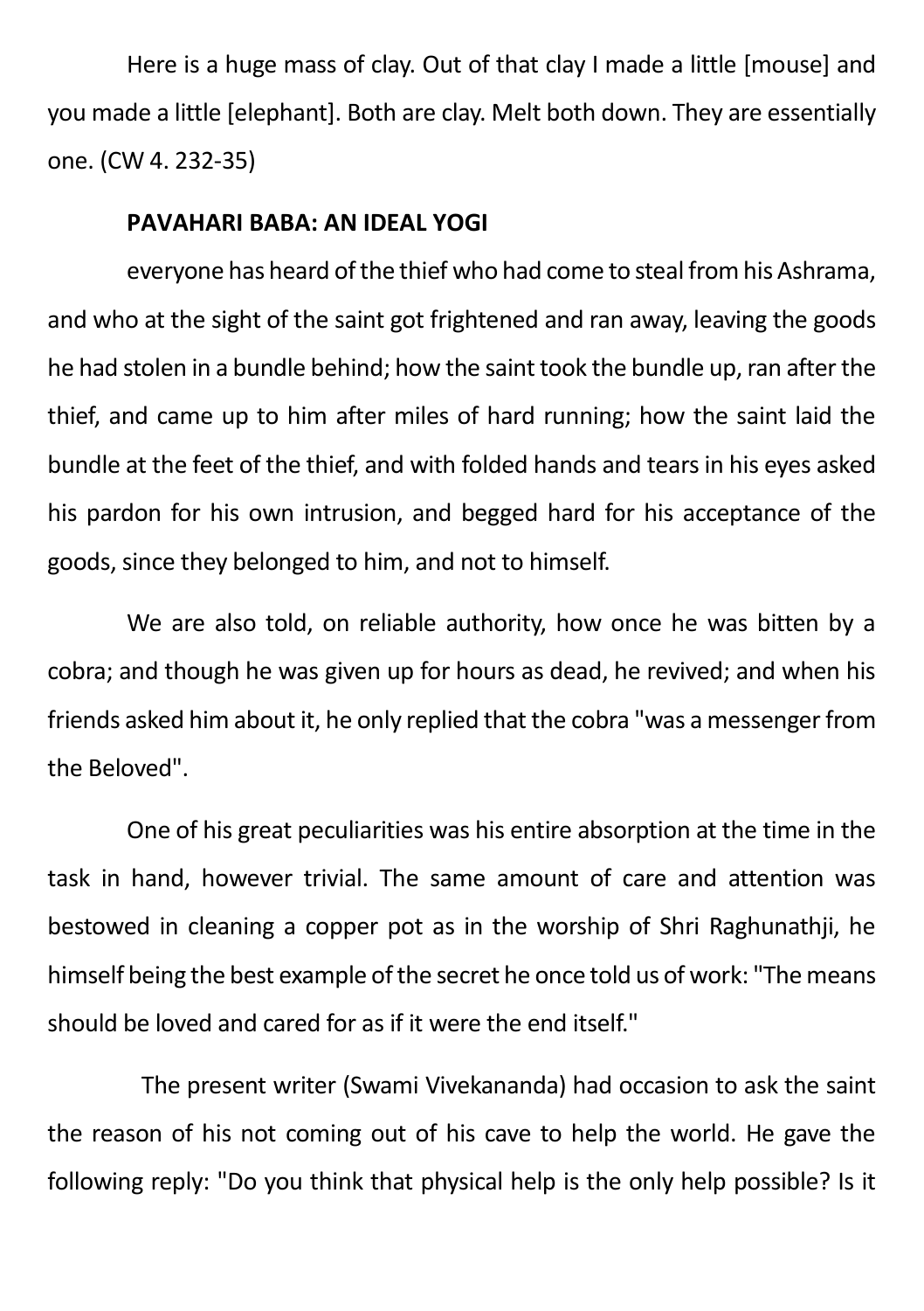Here is a huge mass of clay. Out of that clay I made a little [mouse] and you made a little [elephant]. Both are clay. Melt both down. They are essentially one. (CW 4. 232-35)

**PAVAHARI BABA: AN IDEAL YOGI**

everyone has heard of the thief who had come to steal from his Ashrama, and who at the sight of the saint got frightened and ran away, leaving the goods he had stolen in a bundle behind; how the saint took the bundle up, ran after the thief, and came up to him after miles of hard running; how the saint laid the bundle at the feet of the thief, and with folded hands and tears in his eyes asked his pardon for his own intrusion, and begged hard for his acceptance of the goods, since they belonged to him, and not to himself.

We are also told, on reliable authority, how once he was bitten by a cobra; and though he was given up for hours as dead, he revived; and when his friends asked him about it, he only replied that the cobra "was a messenger from the Beloved".

One of his great peculiarities was his entire absorption at the time in the task in hand, however trivial. The same amount of care and attention was bestowed in cleaning a copper pot as in the worship of Shri Raghunathji, he himself being the best example of the secret he once told us of work: "The means should be loved and cared for as if it were the end itself."

The present writer (Swami Vivekananda) had occasion to ask the saint the reason of his not coming out of his cave to help the world. He gave the following reply: "Do you think that physical help is the only help possible? Is it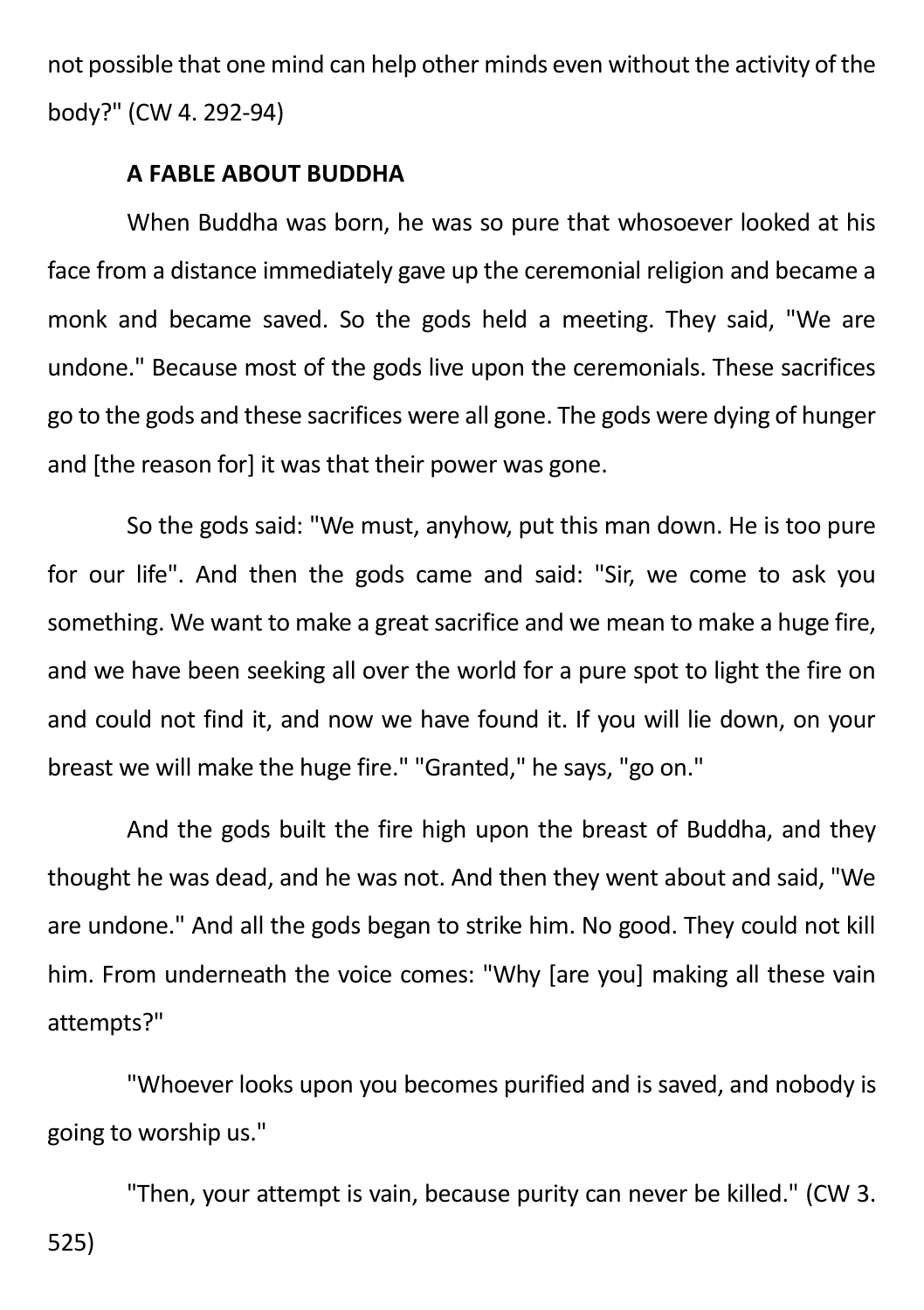not possible that one mind can help other minds even without the activity of the body?" (CW 4. 292-94)

**A FABLE ABOUT BUDDHA**

When Buddha was born, he was so pure that whosoever looked at his face from a distance immediately gave up the ceremonial religion and became a monk and became saved. So the gods held a meeting. They said, "We are undone." Because most of the gods live upon the ceremonials. These sacrifices go to the gods and these sacrifices were all gone. The gods were dying of hunger and [the reason for] it was that their power was gone.

So the gods said: "We must, anyhow, put this man down. He is too pure for our life". And then the gods came and said: "Sir, we come to ask you something. We want to make a great sacrifice and we mean to make a huge fire, and we have been seeking all over the world for a pure spot to light the fire on and could not find it, and now we have found it. If you will lie down, on your breast we will make the huge fire." "Granted," he says, "go on."

And the gods built the fire high upon the breast of Buddha, and they thought he was dead, and he was not. And then they went about and said, "We are undone." And all the gods began to strike him. No good. They could not kill him. From underneath the voice comes: "Why [are you] making all these vain attempts?"

"Whoever looks upon you becomes purified and is saved, and nobody is going to worship us."

"Then, your attempt is vain, because purity can never be killed." (CW 3. 525)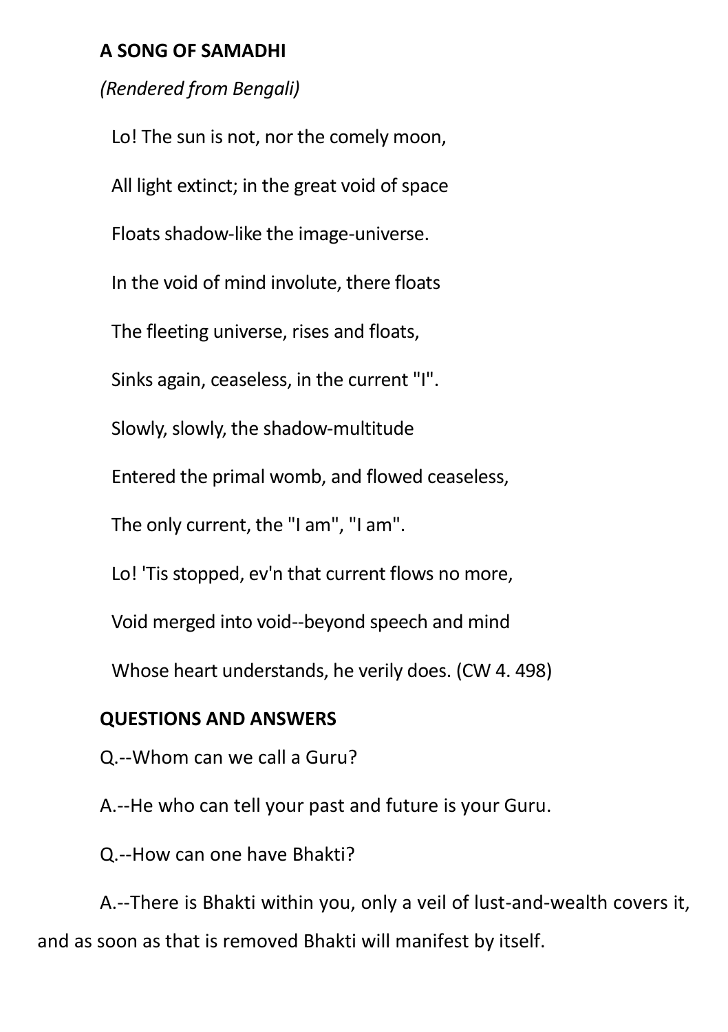**A SONG OF SAMADHI**

*(Rendered from Bengali)*

Lo! The sun is not, nor the comely moon,

All light extinct; in the great void of space

Floats shadow-like the image-universe.

In the void of mind involute, there floats

The fleeting universe, rises and floats,

Sinks again, ceaseless, in the current "I".

Slowly, slowly, the shadow-multitude

Entered the primal womb, and flowed ceaseless,

The only current, the "I am", "I am".

Lo! 'Tis stopped, ev'n that current flows no more,

Void merged into void--beyond speech and mind

Whose heart understands, he verily does. (CW 4. 498)

**QUESTIONS AND ANSWERS**

Q.--Whom can we call a Guru?

A.--He who can tell your past and future is your Guru.

Q.--How can one have Bhakti?

A.--There is Bhakti within you, only a veil of lust-and-wealth covers it, and as soon as that is removed Bhakti will manifest by itself.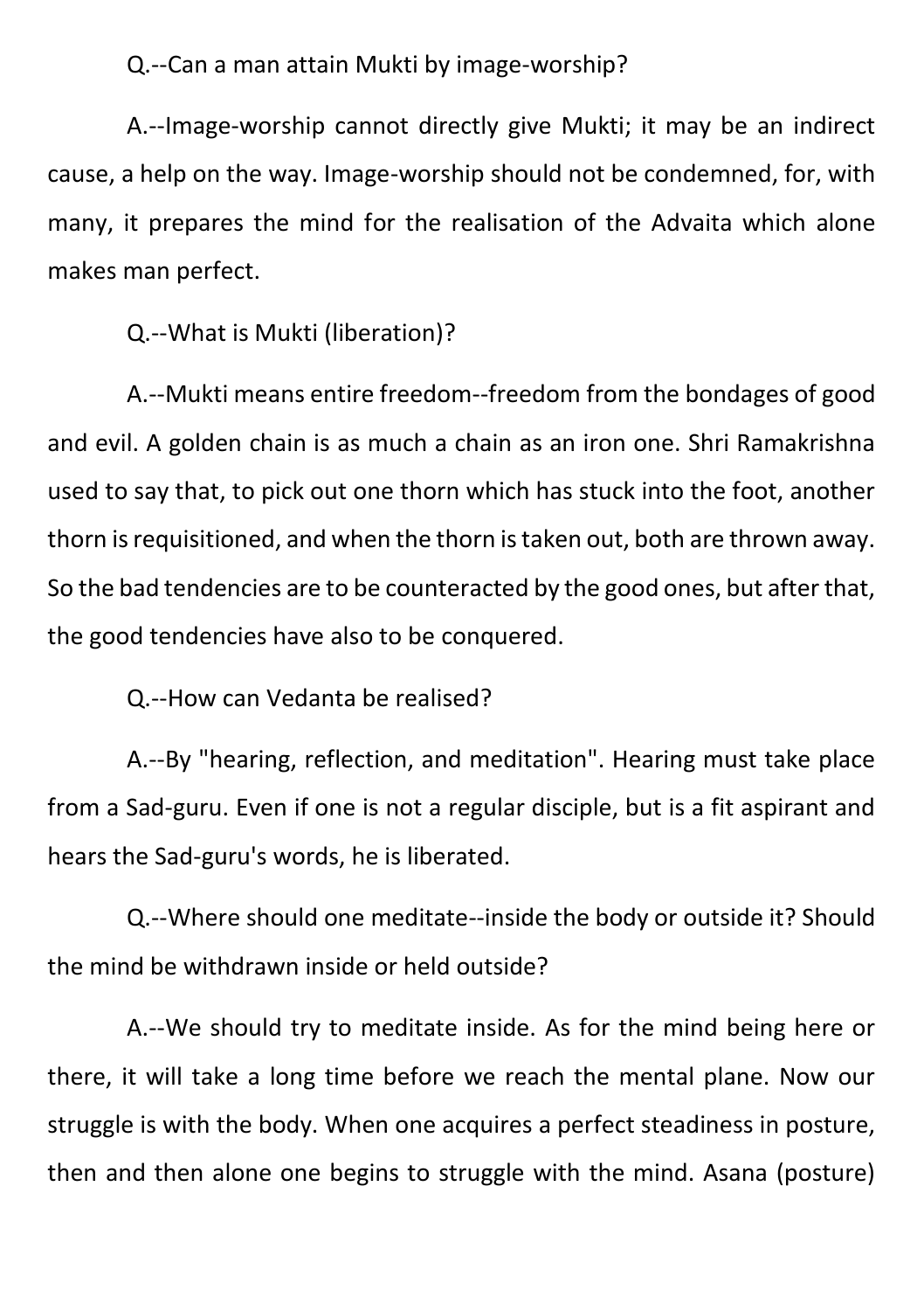Q.--Can a man attain Mukti by image-worship?

A.--Image-worship cannot directly give Mukti; it may be an indirect cause, a help on the way. Image-worship should not be condemned, for, with many, it prepares the mind for the realisation of the Advaita which alone makes man perfect.

Q.--What is Mukti (liberation)?

A.--Mukti means entire freedom--freedom from the bondages of good and evil. A golden chain is as much a chain as an iron one. Shri Ramakrishna used to say that, to pick out one thorn which has stuck into the foot, another thorn is requisitioned, and when the thorn is taken out, both are thrown away. So the bad tendencies are to be counteracted by the good ones, but after that, the good tendencies have also to be conquered.

Q.--How can Vedanta be realised?

A.--By "hearing, reflection, and meditation". Hearing must take place from a Sad-guru. Even if one is not a regular disciple, but is a fit aspirant and hears the Sad-guru's words, he is liberated.

Q.--Where should one meditate--inside the body or outside it? Should the mind be withdrawn inside or held outside?

A.--We should try to meditate inside. As for the mind being here or there, it will take a long time before we reach the mental plane. Now our struggle is with the body. When one acquires a perfect steadiness in posture, then and then alone one begins to struggle with the mind. Asana (posture)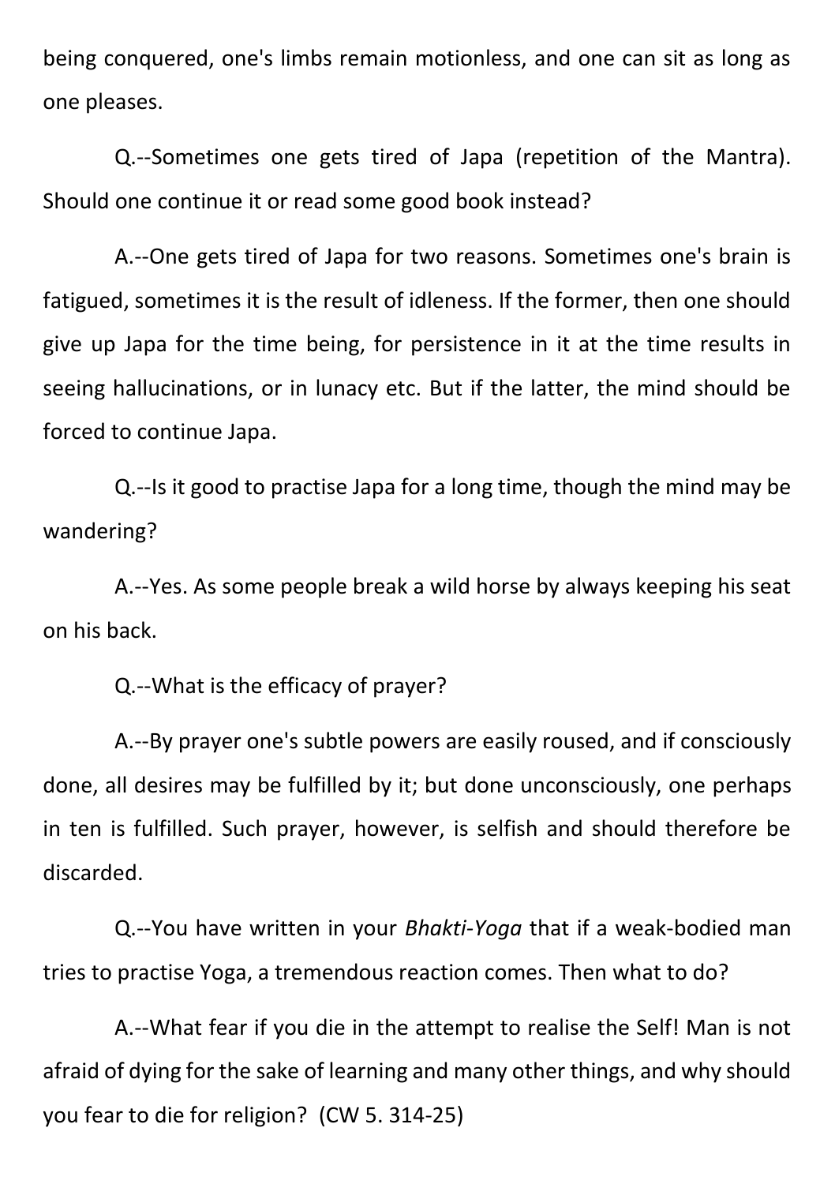being conquered, one's limbs remain motionless, and one can sit as long as one pleases.

Q.--Sometimes one gets tired of Japa (repetition of the Mantra). Should one continue it or read some good book instead?

A.--One gets tired of Japa for two reasons. Sometimes one's brain is fatigued, sometimes it is the result of idleness. If the former, then one should give up Japa for the time being, for persistence in it at the time results in seeing hallucinations, or in lunacy etc. But if the latter, the mind should be forced to continue Japa.

Q.--Is it good to practise Japa for a long time, though the mind may be wandering?

A.--Yes. As some people break a wild horse by always keeping his seat on his back.

Q.--What is the efficacy of prayer?

A.--By prayer one's subtle powers are easily roused, and if consciously done, all desires may be fulfilled by it; but done unconsciously, one perhaps in ten is fulfilled. Such prayer, however, is selfish and should therefore be discarded.

Q.--You have written in your *Bhakti-Yoga* that if a weak-bodied man tries to practise Yoga, a tremendous reaction comes. Then what to do?

A.--What fear if you die in the attempt to realise the Self! Man is not afraid of dying for the sake of learning and many other things, and why should you fear to die for religion? (CW 5. 314-25)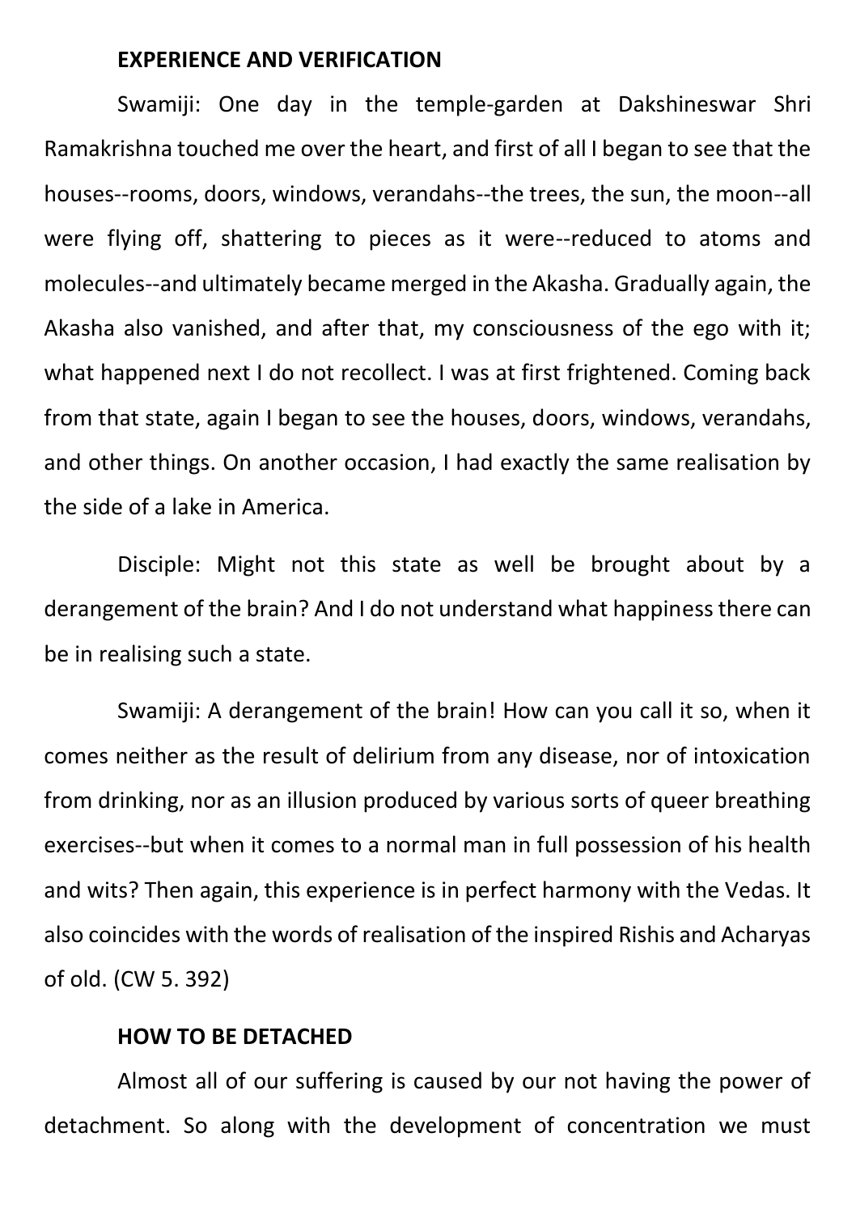**EXPERIENCE AND VERIFICATION**

Swamiji: One day in the temple-garden at Dakshineswar Shri Ramakrishna touched me over the heart, and first of all I began to see that the houses--rooms, doors, windows, verandahs--the trees, the sun, the moon--all were flying off, shattering to pieces as it were--reduced to atoms and molecules--and ultimately became merged in the Akasha. Gradually again, the Akasha also vanished, and after that, my consciousness of the ego with it; what happened next I do not recollect. I was at first frightened. Coming back from that state, again I began to see the houses, doors, windows, verandahs, and other things. On another occasion, I had exactly the same realisation by the side of a lake in America.

Disciple: Might not this state as well be brought about by a derangement of the brain? And I do not understand what happiness there can be in realising such a state.

Swamiji: A derangement of the brain! How can you call it so, when it comes neither as the result of delirium from any disease, nor of intoxication from drinking, nor as an illusion produced by various sorts of queer breathing exercises--but when it comes to a normal man in full possession of his health and wits? Then again, this experience is in perfect harmony with the Vedas. It also coincides with the words of realisation of the inspired Rishis and Acharyas of old. (CW 5. 392)

**HOW TO BE DETACHED**

Almost all of our suffering is caused by our not having the power of detachment. So along with the development of concentration we must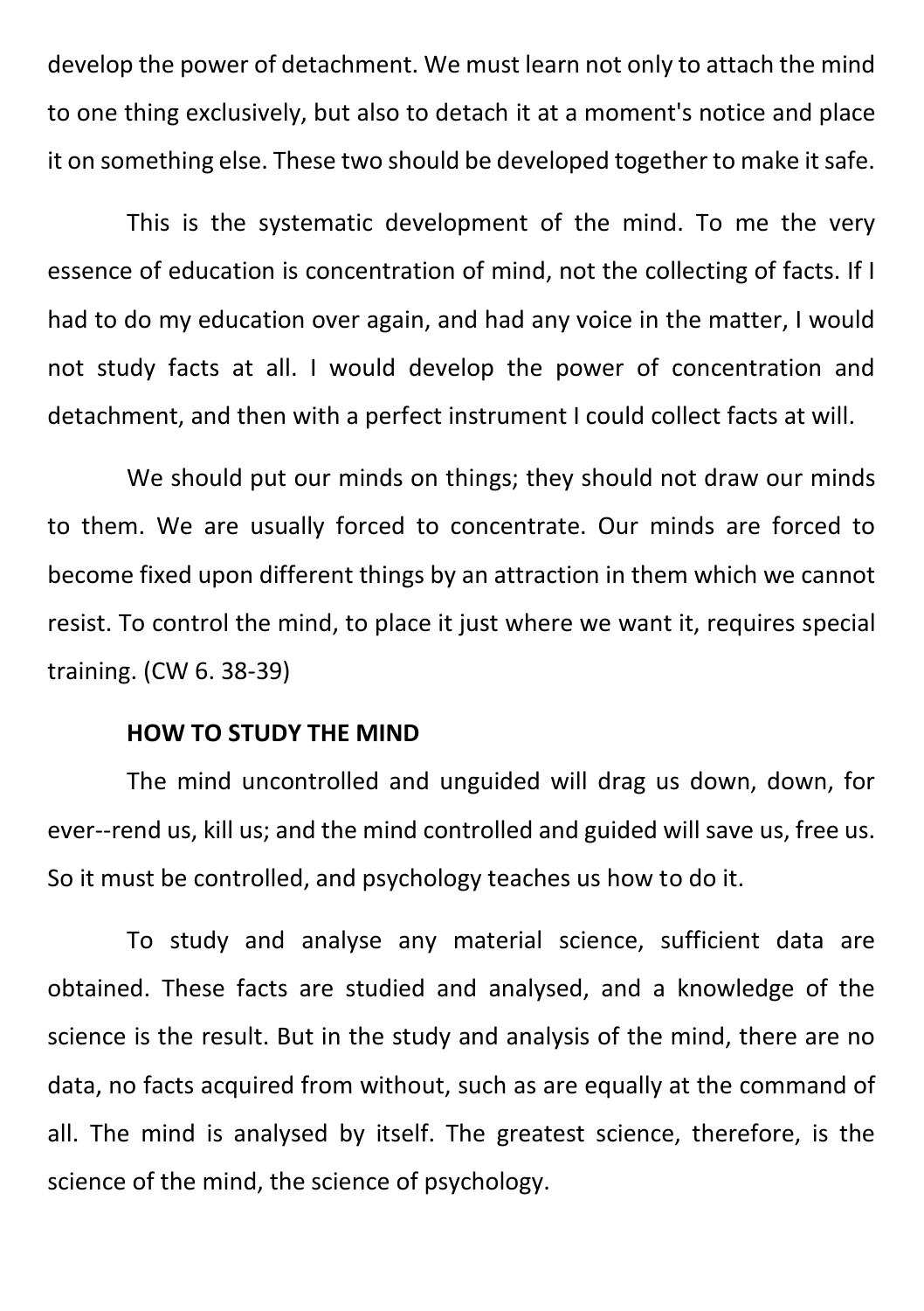develop the power of detachment. We must learn not only to attach the mind to one thing exclusively, but also to detach it at a moment's notice and place it on something else. These two should be developed together to make it safe.

This is the systematic development of the mind. To me the very essence of education is concentration of mind, not the collecting of facts. If I had to do my education over again, and had any voice in the matter, I would not study facts at all. I would develop the power of concentration and detachment, and then with a perfect instrument I could collect facts at will.

We should put our minds on things; they should not draw our minds to them. We are usually forced to concentrate. Our minds are forced to become fixed upon different things by an attraction in them which we cannot resist. To control the mind, to place it just where we want it, requires special training. (CW 6. 38-39)

**HOW TO STUDY THE MIND**

The mind uncontrolled and unguided will drag us down, down, for ever--rend us, kill us; and the mind controlled and guided will save us, free us. So it must be controlled, and psychology teaches us how to do it.

To study and analyse any material science, sufficient data are obtained. These facts are studied and analysed, and a knowledge of the science is the result. But in the study and analysis of the mind, there are no data, no facts acquired from without, such as are equally at the command of all. The mind is analysed by itself. The greatest science, therefore, is the science of the mind, the science of psychology.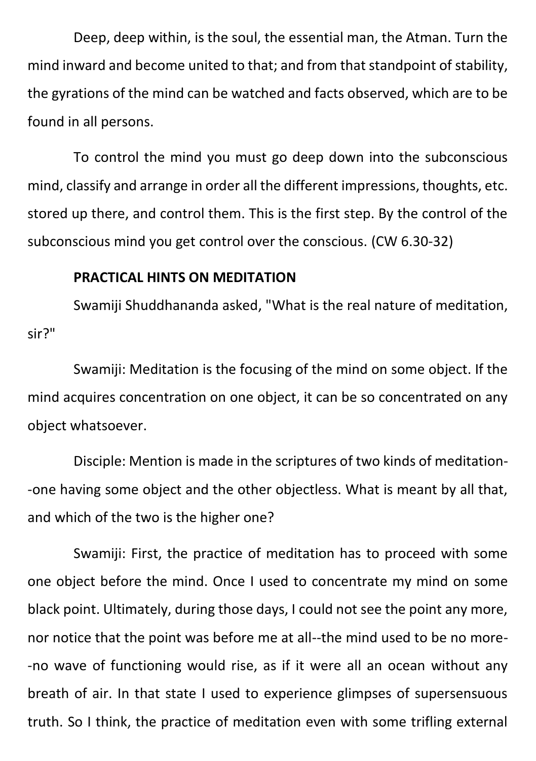Deep, deep within, is the soul, the essential man, the Atman. Turn the mind inward and become united to that; and from that standpoint of stability, the gyrations of the mind can be watched and facts observed, which are to be found in all persons.

To control the mind you must go deep down into the subconscious mind, classify and arrange in order all the different impressions, thoughts, etc. stored up there, and control them. This is the first step. By the control of the subconscious mind you get control over the conscious. (CW 6.30-32)

**PRACTICAL HINTS ON MEDITATION**

Swamiji Shuddhananda asked, "What is the real nature of meditation, sir?"

Swamiji: Meditation is the focusing of the mind on some object. If the mind acquires concentration on one object, it can be so concentrated on any object whatsoever.

Disciple: Mention is made in the scriptures of two kinds of meditation--one having some object and the other objectless. What is meant by all that, and which of the two is the higher one?

Swamiji: First, the practice of meditation has to proceed with some one object before the mind. Once I used to concentrate my mind on some black point. Ultimately, during those days, I could not see the point any more, nor notice that the point was before me at all--the mind used to be no more--no wave of functioning would rise, as if it were all an ocean without any breath of air. In that state I used to experience glimpses of supersensuous truth. So I think, the practice of meditation even with some trifling external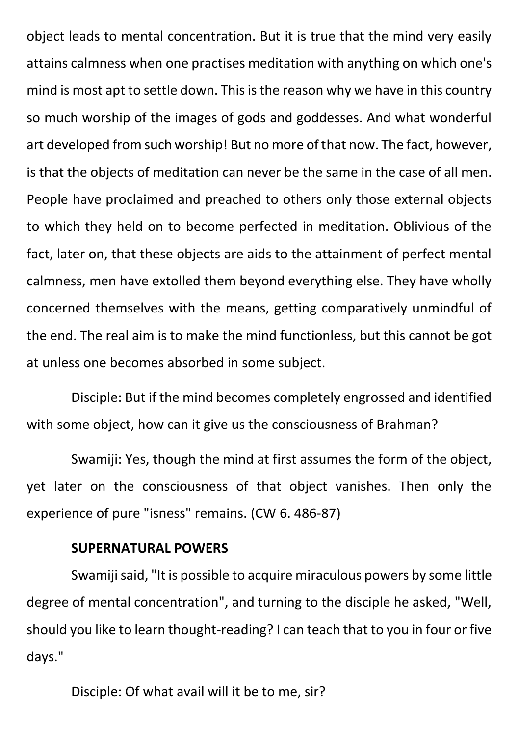object leads to mental concentration. But it is true that the mind very easily attains calmness when one practises meditation with anything on which one's mind is most apt to settle down. This is the reason why we have in this country so much worship of the images of gods and goddesses. And what wonderful art developed from such worship! But no more of that now. The fact, however, is that the objects of meditation can never be the same in the case of all men. People have proclaimed and preached to others only those external objects to which they held on to become perfected in meditation. Oblivious of the fact, later on, that these objects are aids to the attainment of perfect mental calmness, men have extolled them beyond everything else. They have wholly concerned themselves with the means, getting comparatively unmindful of the end. The real aim is to make the mind functionless, but this cannot be got at unless one becomes absorbed in some subject.

Disciple: But if the mind becomes completely engrossed and identified with some object, how can it give us the consciousness of Brahman?

Swamiji: Yes, though the mind at first assumes the form of the object, yet later on the consciousness of that object vanishes. Then only the experience of pure "isness" remains. (CW 6. 486-87)

**SUPERNATURAL POWERS**

Swamiji said, "It is possible to acquire miraculous powers by some little degree of mental concentration", and turning to the disciple he asked, "Well, should you like to learn thought-reading? I can teach that to you in four or five days."

Disciple: Of what avail will it be to me, sir?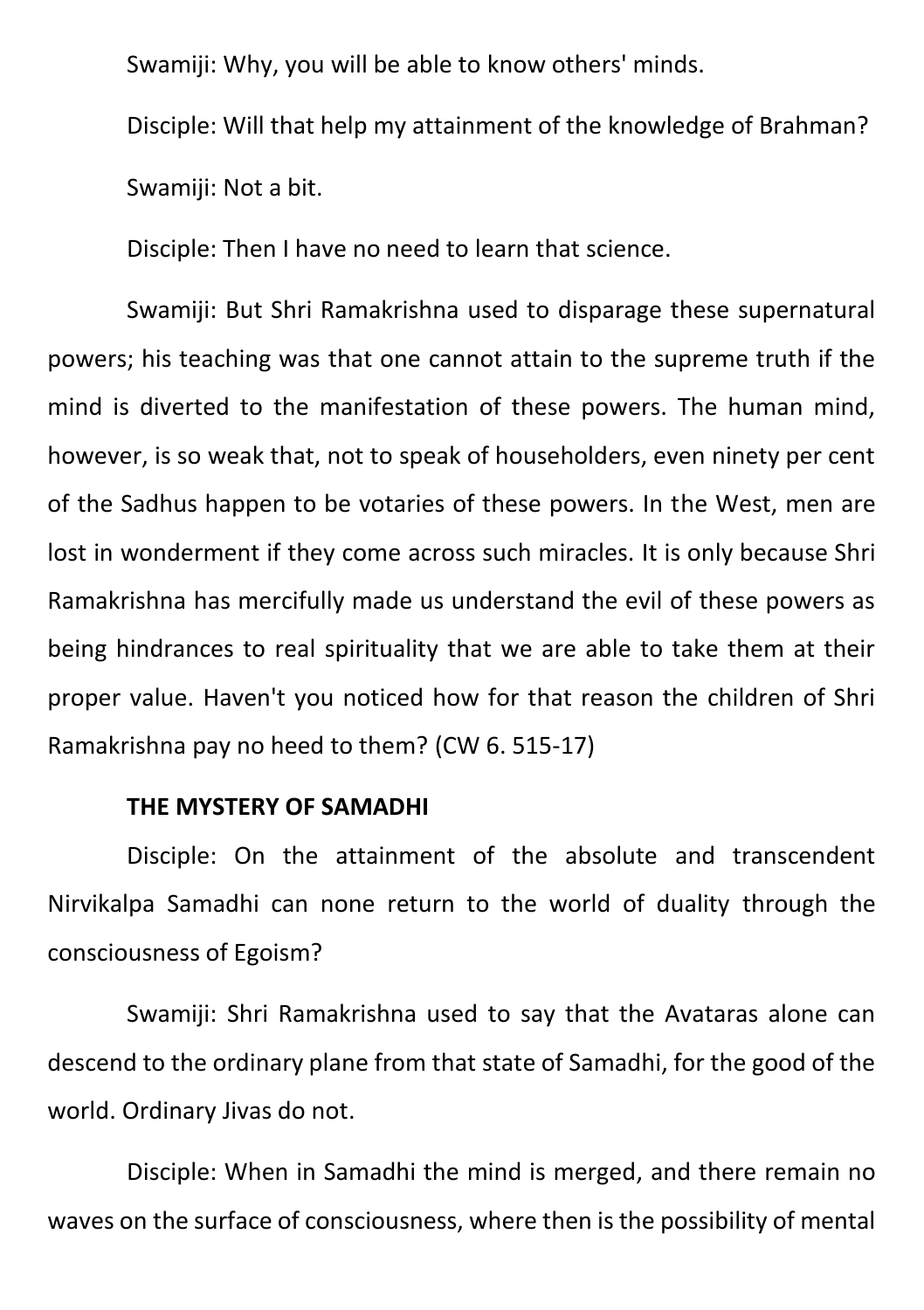Swamiji: Why, you will be able to know others' minds.

Disciple: Will that help my attainment of the knowledge of Brahman?

Swamiji: Not a bit.

Disciple: Then I have no need to learn that science.

Swamiji: But Shri Ramakrishna used to disparage these supernatural powers; his teaching was that one cannot attain to the supreme truth if the mind is diverted to the manifestation of these powers. The human mind, however, is so weak that, not to speak of householders, even ninety per cent of the Sadhus happen to be votaries of these powers. In the West, men are lost in wonderment if they come across such miracles. It is only because Shri Ramakrishna has mercifully made us understand the evil of these powers as being hindrances to real spirituality that we are able to take them at their proper value. Haven't you noticed how for that reason the children of Shri Ramakrishna pay no heed to them? (CW 6. 515-17)

### THE MYSTERY OF SAMADHI

Disciple: On the attainment of the absolute and transcendent Nirvikalpa Samadhi can none return to the world of duality through the consciousness of Egoism?

Swamiji: Shri Ramakrishna used to say that the Avataras alone can descend to the ordinary plane from that state of Samadhi, for the good of the world. Ordinary Jivas do not.

Disciple: When in Samadhi the mind is merged, and there remain no waves on the surface of consciousness, where then is the possibility of mental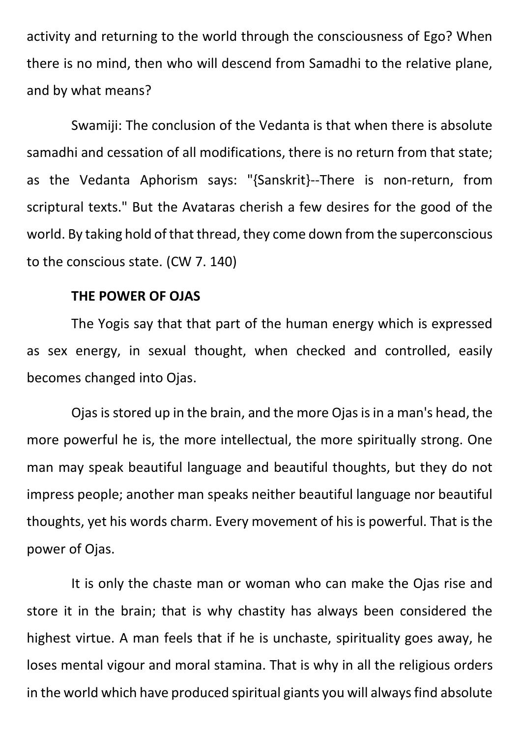activity and returning to the world through the consciousness of Ego? When there is no mind, then who will descend from Samadhi to the relative plane, and by what means?

Swamiji: The conclusion of the Vedanta is that when there is absolute samadhi and cessation of all modifications, there is no return from that state; as the Vedanta Aphorism says: "{Sanskrit}--There is non-return, from scriptural texts." But the Avataras cherish a few desires for the good of the world. By taking hold of that thread, they come down from the superconscious to the conscious state. (CW 7. 140)

**THE POWER OF OJAS**

The Yogis say that that part of the human energy which is expressed as sex energy, in sexual thought, when checked and controlled, easily becomes changed into Ojas.

Ojas is stored up in the brain, and the more Ojas is in a man's head, the more powerful he is, the more intellectual, the more spiritually strong. One man may speak beautiful language and beautiful thoughts, but they do not impress people; another man speaks neither beautiful language nor beautiful thoughts, yet his words charm. Every movement of his is powerful. That is the power of Ojas.

It is only the chaste man or woman who can make the Ojas rise and store it in the brain; that is why chastity has always been considered the highest virtue. A man feels that if he is unchaste, spirituality goes away, he loses mental vigour and moral stamina. That is why in all the religious orders in the world which have produced spiritual giants you will always find absolute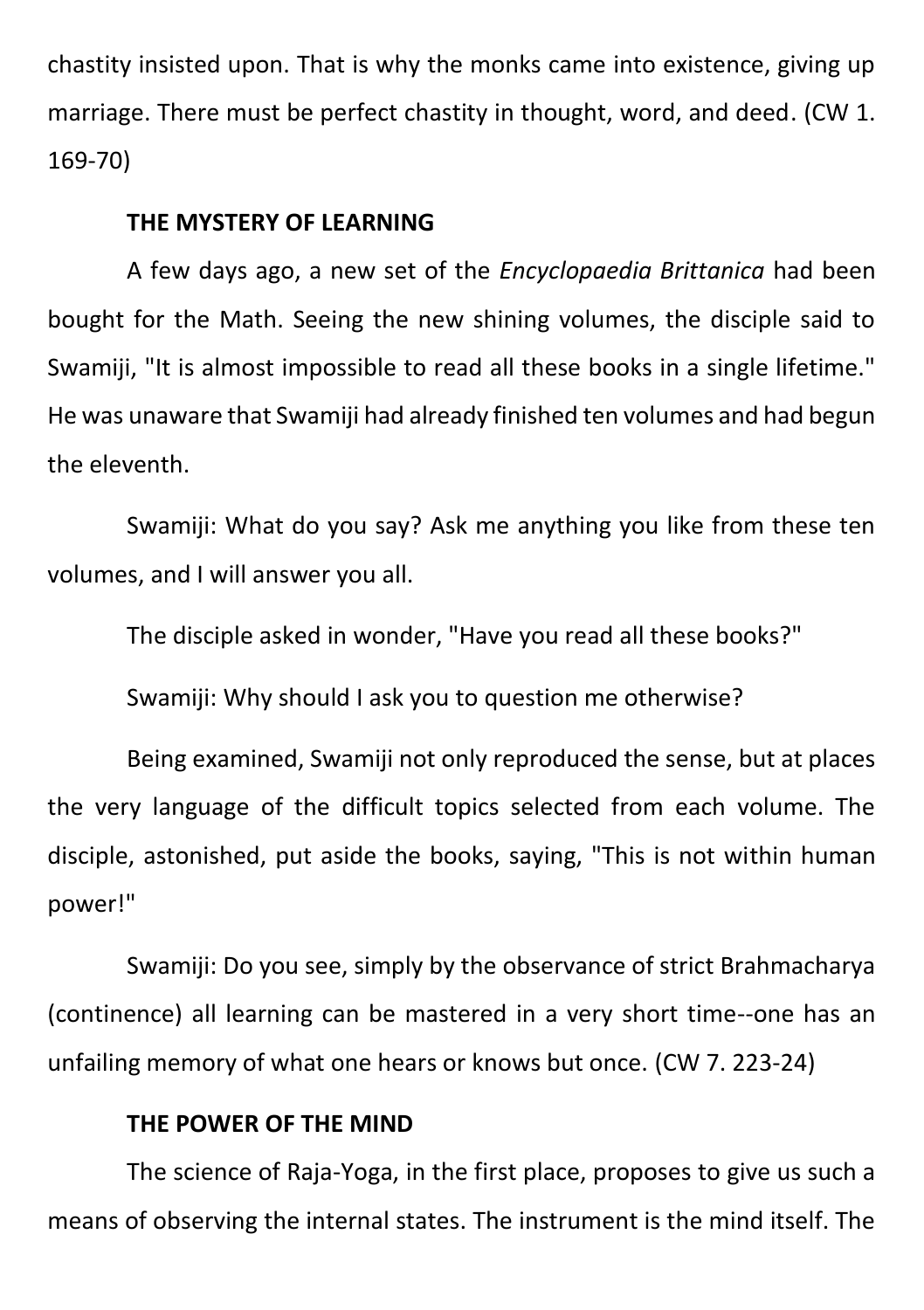chastity insisted upon. That is why the monks came into existence, giving up marriage. There must be perfect chastity in thought, word, and deed. (CW 1. 169-70)

**THE MYSTERY OF LEARNING**

A few days ago, a new set of the *Encyclopaedia Brittanica* had been bought for the Math. Seeing the new shining volumes, the disciple said to Swamiji, "It is almost impossible to read all these books in a single lifetime." He was unaware that Swamiji had already finished ten volumes and had begun the eleventh.

Swamiji: What do you say? Ask me anything you like from these ten volumes, and I will answer you all.

The disciple asked in wonder, "Have you read all these books?"

Swamiji: Why should I ask you to question me otherwise?

Being examined, Swamiji not only reproduced the sense, but at places the very language of the difficult topics selected from each volume. The disciple, astonished, put aside the books, saying, "This is not within human power!"

Swamiji: Do you see, simply by the observance of strict Brahmacharya (continence) all learning can be mastered in a very short time--one has an unfailing memory of what one hears or knows but once. (CW 7. 223-24)

**THE POWER OF THE MIND**

The science of Raja-Yoga, in the first place, proposes to give us such a means of observing the internal states. The instrument is the mind itself. The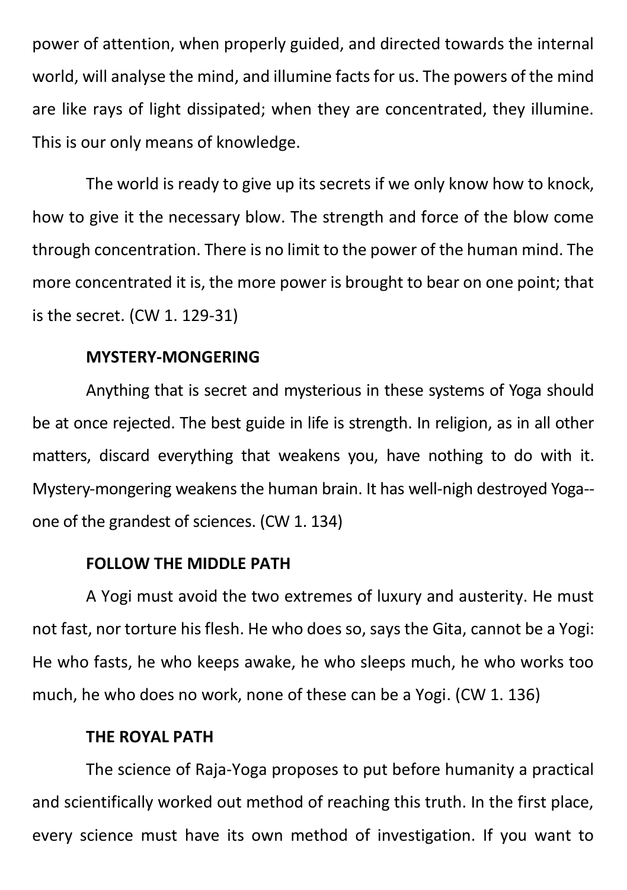power of attention, when properly guided, and directed towards the internal world, will analyse the mind, and illumine facts for us. The powers of the mind are like rays of light dissipated; when they are concentrated, they illumine. This is our only means of knowledge.

The world is ready to give up its secrets if we only know how to knock, how to give it the necessary blow. The strength and force of the blow come through concentration. There is no limit to the power of the human mind. The more concentrated it is, the more power is brought to bear on one point; that is the secret. (CW 1. 129-31)

**MYSTERY-MONGERING**

Anything that is secret and mysterious in these systems of Yoga should be at once rejected. The best guide in life is strength. In religion, as in all other matters, discard everything that weakens you, have nothing to do with it. Mystery-mongering weakens the human brain. It has well-nigh destroyed Yoga--one of the grandest of sciences. (CW 1. 134)

**FOLLOW THE MIDDLE PATH**

A Yogi must avoid the two extremes of luxury and austerity. He must not fast, nor torture his flesh. He who does so, says the Gita, cannot be a Yogi: He who fasts, he who keeps awake, he who sleeps much, he who works too much, he who does no work, none of these can be a Yogi. (CW 1. 136)

**THE ROYAL PATH**

The science of Raja-Yoga proposes to put before humanity a practical and scientifically worked out method of reaching this truth. In the first place, every science must have its own method of investigation. If you want to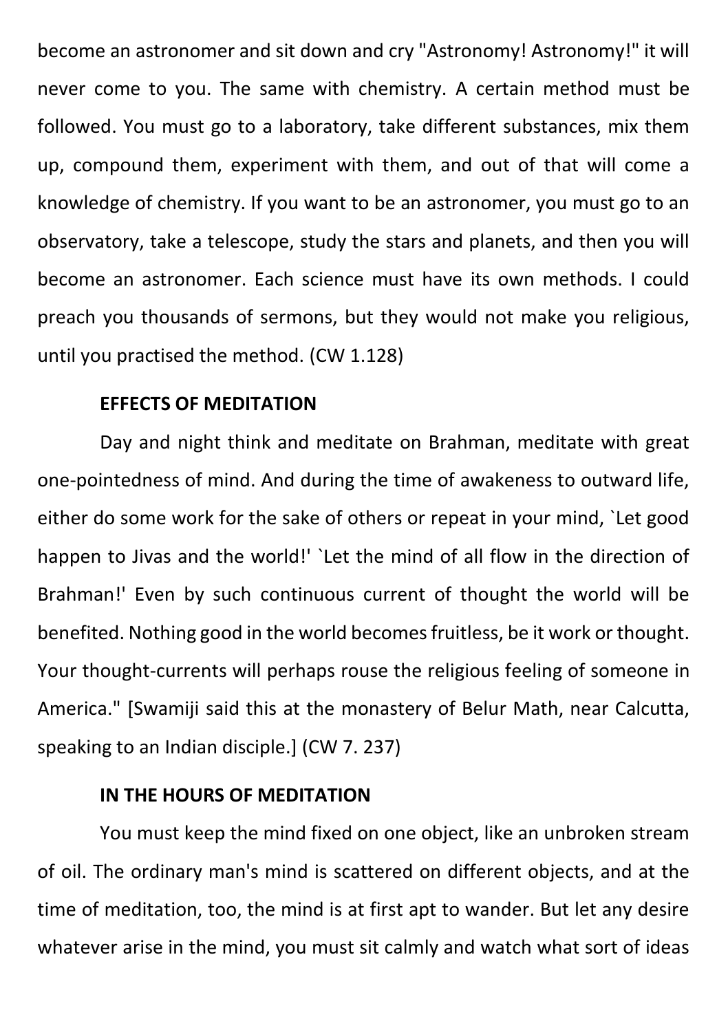become an astronomer and sit down and cry "Astronomy! Astronomy!" it will never come to you. The same with chemistry. A certain method must be followed. You must go to a laboratory, take different substances, mix them up, compound them, experiment with them, and out of that will come a knowledge of chemistry. If you want to be an astronomer, you must go to an observatory, take a telescope, study the stars and planets, and then you will become an astronomer. Each science must have its own methods. I could preach you thousands of sermons, but they would not make you religious, until you practised the method. (CW 1.128)

### EFFECTS OF MEDITATION

Day and night think and meditate on Brahman, meditate with great one-pointedness of mind. And during the time of awakeness to outward life, either do some work for the sake of others or repeat in your mind, `Let good happen to Jivas and the world!' `Let the mind of all flow in the direction of Brahman!' Even by such continuous current of thought the world will be benefited. Nothing good in the world becomes fruitless, be it work or thought. Your thought-currents will perhaps rouse the religious feeling of someone in America." [Swamiji said this at the monastery of Belur Math, near Calcutta, speaking to an Indian disciple.] (CW 7. 237)

### IN THE HOURS OF MEDITATION

You must keep the mind fixed on one object, like an unbroken stream of oil. The ordinary man's mind is scattered on different objects, and at the time of meditation, too, the mind is at first apt to wander. But let any desire whatever arise in the mind, you must sit calmly and watch what sort of ideas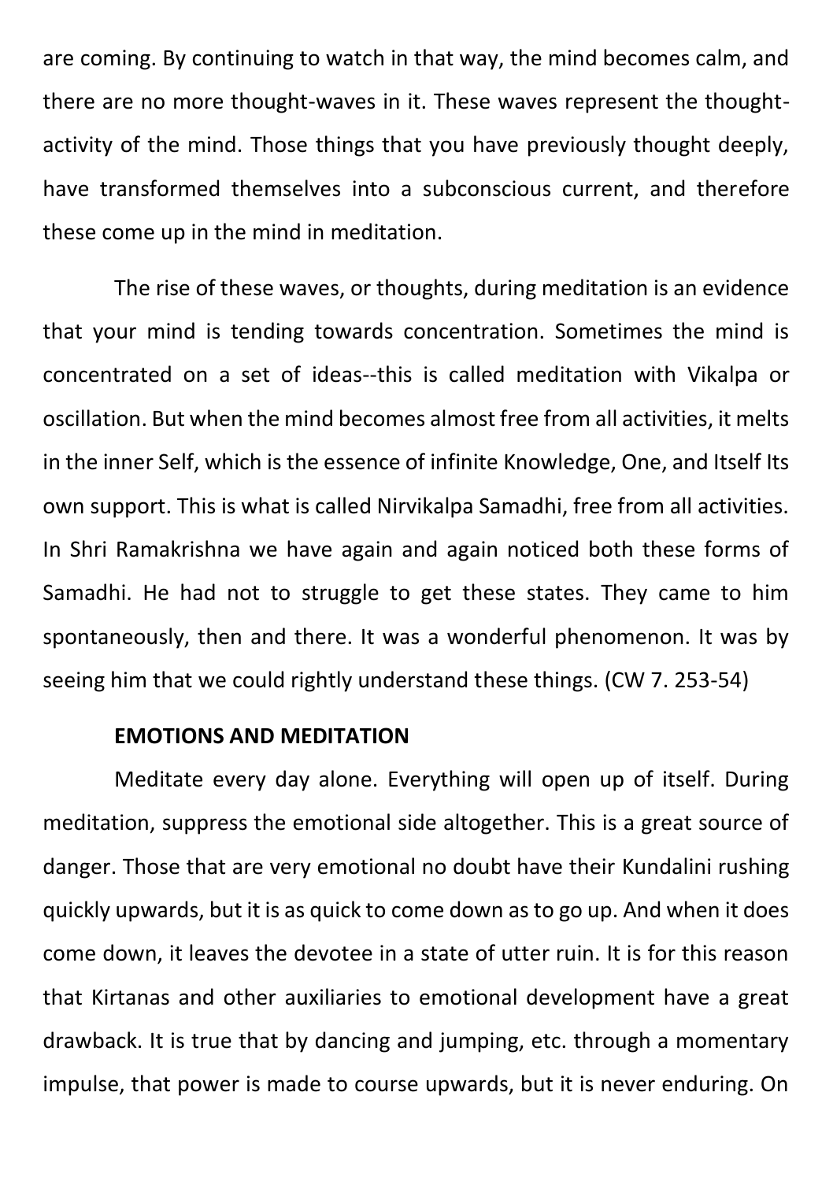are coming. By continuing to watch in that way, the mind becomes calm, and there are no more thought-waves in it. These waves represent the thought-activity of the mind. Those things that you have previously thought deeply, have transformed themselves into a subconscious current, and therefore these come up in the mind in meditation.

The rise of these waves, or thoughts, during meditation is an evidence that your mind is tending towards concentration. Sometimes the mind is concentrated on a set of ideas--this is called meditation with Vikalpa or oscillation. But when the mind becomes almost free from all activities, it melts in the inner Self, which is the essence of infinite Knowledge, One, and Itself Its own support. This is what is called Nirvikalpa Samadhi, free from all activities. In Shri Ramakrishna we have again and again noticed both these forms of Samadhi. He had not to struggle to get these states. They came to him spontaneously, then and there. It was a wonderful phenomenon. It was by seeing him that we could rightly understand these things. (CW 7. 253-54)

### EMOTIONS AND MEDITATION

Meditate every day alone. Everything will open up of itself. During meditation, suppress the emotional side altogether. This is a great source of danger. Those that are very emotional no doubt have their Kundalini rushing quickly upwards, but it is as quick to come down as to go up. And when it does come down, it leaves the devotee in a state of utter ruin. It is for this reason that Kirtanas and other auxiliaries to emotional development have a great drawback. It is true that by dancing and jumping, etc. through a momentary impulse, that power is made to course upwards, but it is never enduring. On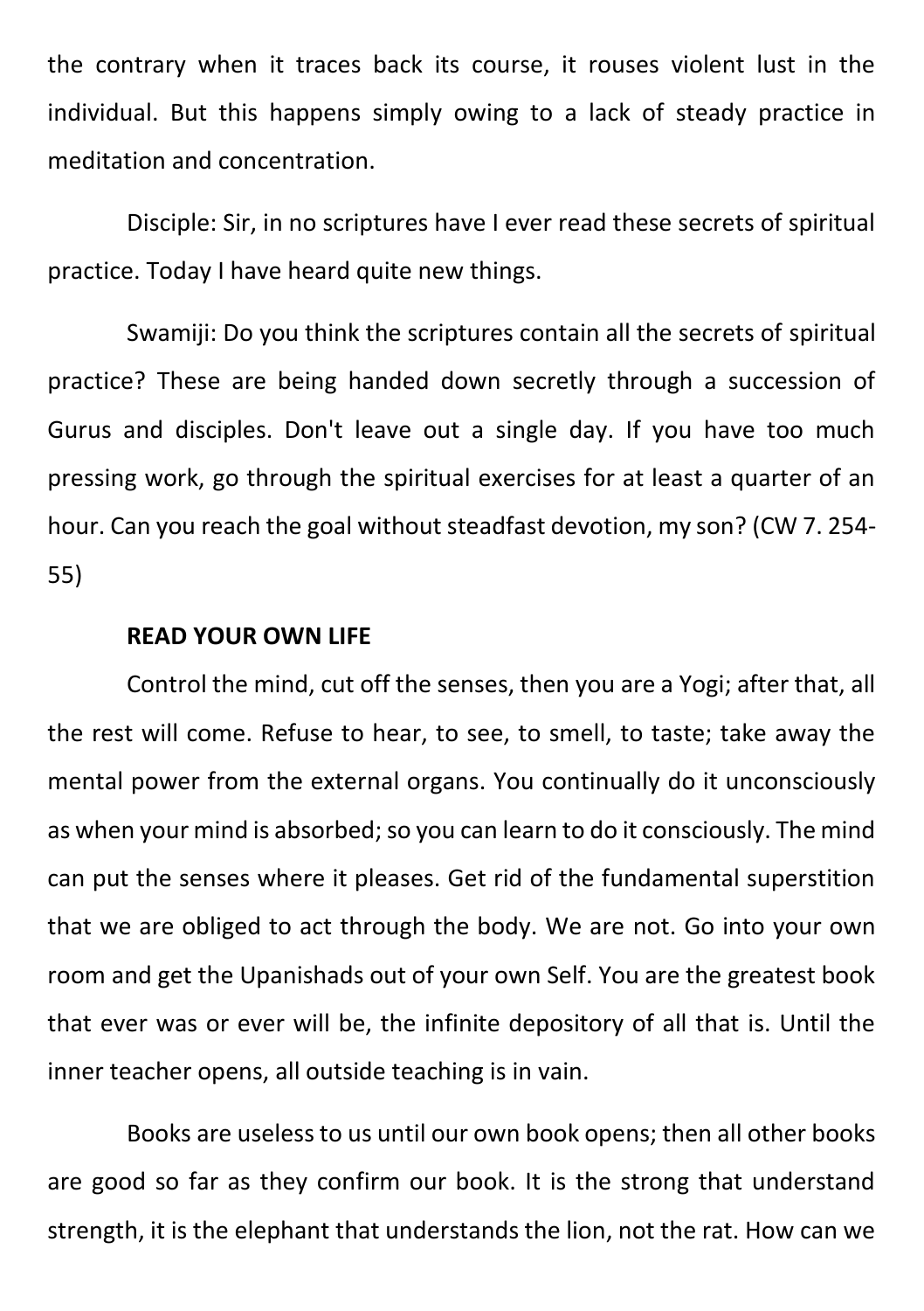the contrary when it traces back its course, it rouses violent lust in the individual. But this happens simply owing to a lack of steady practice in meditation and concentration.

Disciple: Sir, in no scriptures have I ever read these secrets of spiritual practice. Today I have heard quite new things.

Swamiji: Do you think the scriptures contain all the secrets of spiritual practice? These are being handed down secretly through a succession of Gurus and disciples. Don't leave out a single day. If you have too much pressing work, go through the spiritual exercises for at least a quarter of an hour. Can you reach the goal without steadfast devotion, my son? (CW 7. 254-55)

**READ YOUR OWN LIFE**

Control the mind, cut off the senses, then you are a Yogi; after that, all the rest will come. Refuse to hear, to see, to smell, to taste; take away the mental power from the external organs. You continually do it unconsciously as when your mind is absorbed; so you can learn to do it consciously. The mind can put the senses where it pleases. Get rid of the fundamental superstition that we are obliged to act through the body. We are not. Go into your own room and get the Upanishads out of your own Self. You are the greatest book that ever was or ever will be, the infinite depository of all that is. Until the inner teacher opens, all outside teaching is in vain.

Books are useless to us until our own book opens; then all other books are good so far as they confirm our book. It is the strong that understand strength, it is the elephant that understands the lion, not the rat. How can we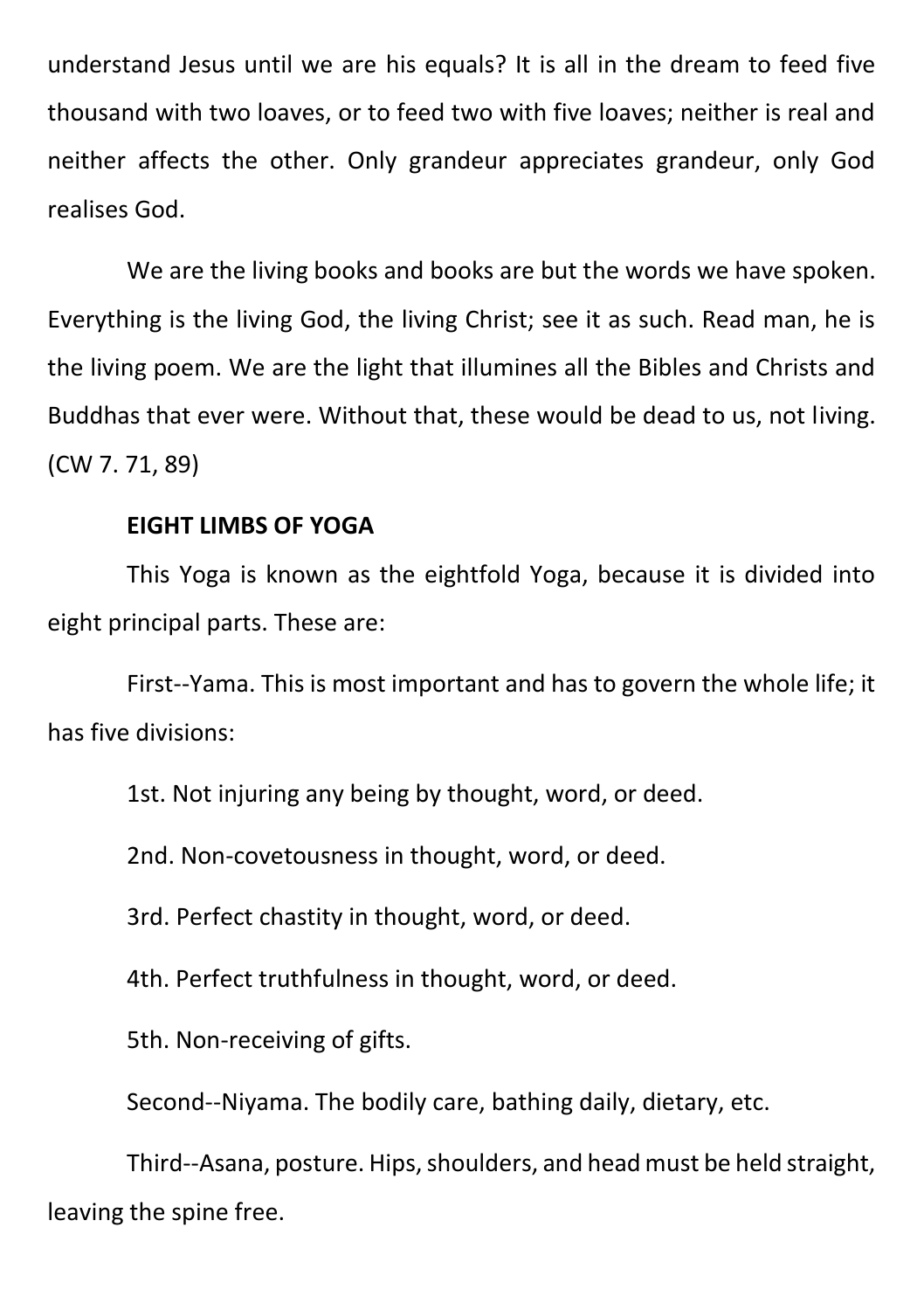understand Jesus until we are his equals? It is all in the dream to feed five thousand with two loaves, or to feed two with five loaves; neither is real and neither affects the other. Only grandeur appreciates grandeur, only God realises God.

We are the living books and books are but the words we have spoken. Everything is the living God, the living Christ; see it as such. Read man, he is the living poem. We are the light that illumines all the Bibles and Christs and Buddhas that ever were. Without that, these would be dead to us, not living. (CW 7. 71, 89)

**EIGHT LIMBS OF YOGA**

This Yoga is known as the eightfold Yoga, because it is divided into eight principal parts. These are:

First--Yama. This is most important and has to govern the whole life; it has five divisions:

1st. Not injuring any being by thought, word, or deed.

2nd. Non-covetousness in thought, word, or deed.

3rd. Perfect chastity in thought, word, or deed.

4th. Perfect truthfulness in thought, word, or deed.

5th. Non-receiving of gifts.

Second--Niyama. The bodily care, bathing daily, dietary, etc.

Third--Asana, posture. Hips, shoulders, and head must be held straight, leaving the spine free.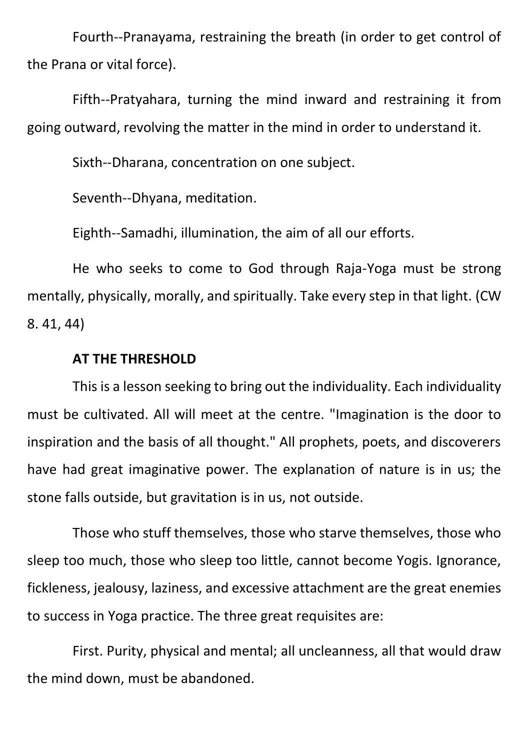Fourth--Pranayama, restraining the breath (in order to get control of the Prana or vital force).

Fifth--Pratyahara, turning the mind inward and restraining it from going outward, revolving the matter in the mind in order to understand it.

Sixth--Dharana, concentration on one subject.

Seventh--Dhyana, meditation.

Eighth--Samadhi, illumination, the aim of all our efforts.

He who seeks to come to God through Raja-Yoga must be strong mentally, physically, morally, and spiritually. Take every step in that light. (CW 8. 41, 44)

**AT THE THRESHOLD**

This is a lesson seeking to bring out the individuality. Each individuality must be cultivated. All will meet at the centre. "Imagination is the door to inspiration and the basis of all thought." All prophets, poets, and discoverers have had great imaginative power. The explanation of nature is in us; the stone falls outside, but gravitation is in us, not outside.

Those who stuff themselves, those who starve themselves, those who sleep too much, those who sleep too little, cannot become Yogis. Ignorance, fickleness, jealousy, laziness, and excessive attachment are the great enemies to success in Yoga practice. The three great requisites are:

First. Purity, physical and mental; all uncleanness, all that would draw the mind down, must be abandoned.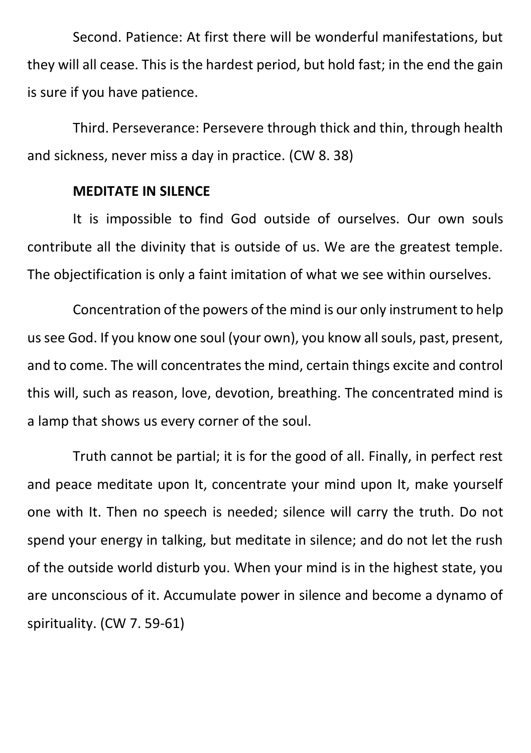Second. Patience: At first there will be wonderful manifestations, but they will all cease. This is the hardest period, but hold fast; in the end the gain is sure if you have patience.

Third. Perseverance: Persevere through thick and thin, through health and sickness, never miss a day in practice. (CW 8. 38)

**MEDITATE IN SILENCE**

It is impossible to find God outside of ourselves. Our own souls contribute all the divinity that is outside of us. We are the greatest temple. The objectification is only a faint imitation of what we see within ourselves.

Concentration of the powers of the mind is our only instrument to help us see God. If you know one soul (your own), you know all souls, past, present, and to come. The will concentrates the mind, certain things excite and control this will, such as reason, love, devotion, breathing. The concentrated mind is a lamp that shows us every corner of the soul.

Truth cannot be partial; it is for the good of all. Finally, in perfect rest and peace meditate upon It, concentrate your mind upon It, make yourself one with It. Then no speech is needed; silence will carry the truth. Do not spend your energy in talking, but meditate in silence; and do not let the rush of the outside world disturb you. When your mind is in the highest state, you are unconscious of it. Accumulate power in silence and become a dynamo of spirituality. (CW 7. 59-61)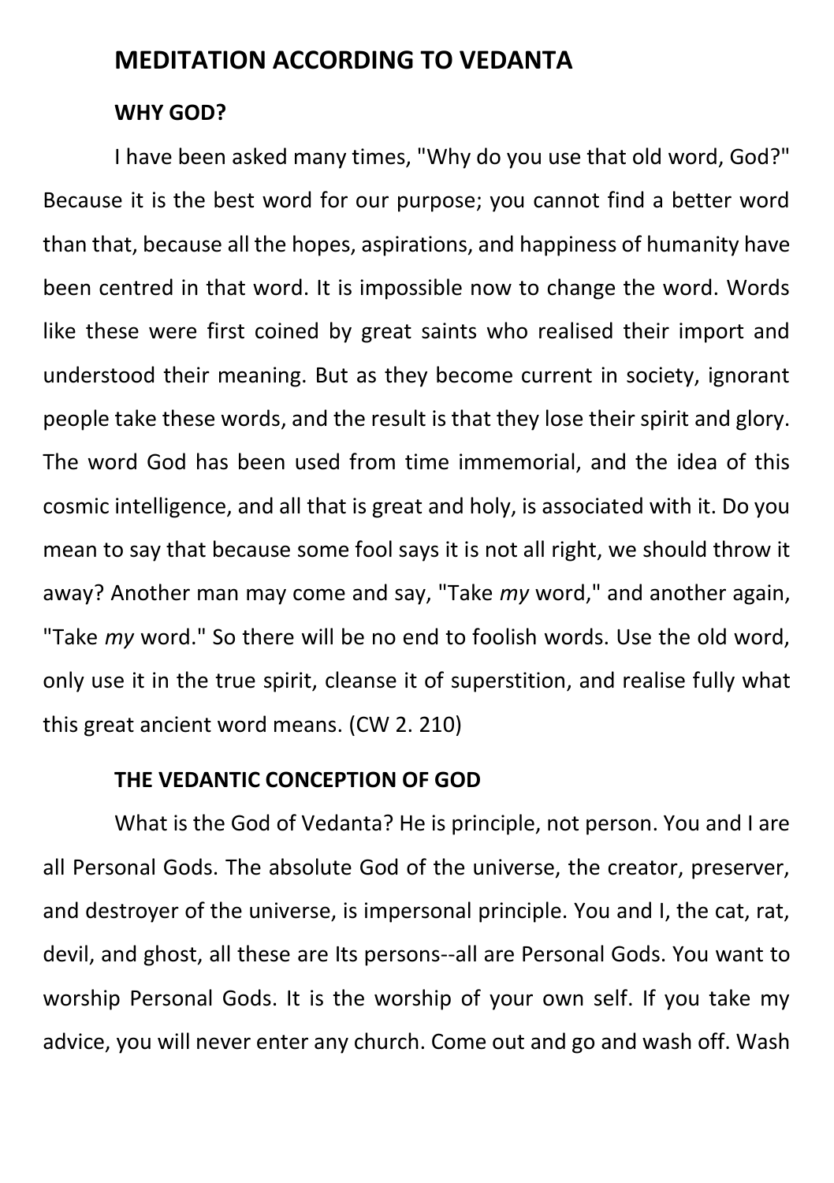# MEDITATION ACCORDING TO VEDANTA

## WHY GOD?

I have been asked many times, "Why do you use that old word, God?" Because it is the best word for our purpose; you cannot find a better word than that, because all the hopes, aspirations, and happiness of humanity have been centred in that word. It is impossible now to change the word. Words like these were first coined by great saints who realised their import and understood their meaning. But as they become current in society, ignorant people take these words, and the result is that they lose their spirit and glory. The word God has been used from time immemorial, and the idea of this cosmic intelligence, and all that is great and holy, is associated with it. Do you mean to say that because some fool says it is not all right, we should throw it away? Another man may come and say, "Take *my* word," and another again, "Take *my* word." So there will be no end to foolish words. Use the old word, only use it in the true spirit, cleanse it of superstition, and realise fully what this great ancient word means. (CW 2. 210)

## THE VEDANTIC CONCEPTION OF GOD

What is the God of Vedanta? He is principle, not person. You and I are all Personal Gods. The absolute God of the universe, the creator, preserver, and destroyer of the universe, is impersonal principle. You and I, the cat, rat, devil, and ghost, all these are Its persons--all are Personal Gods. You want to worship Personal Gods. It is the worship of your own self. If you take my advice, you will never enter any church. Come out and go and wash off. Wash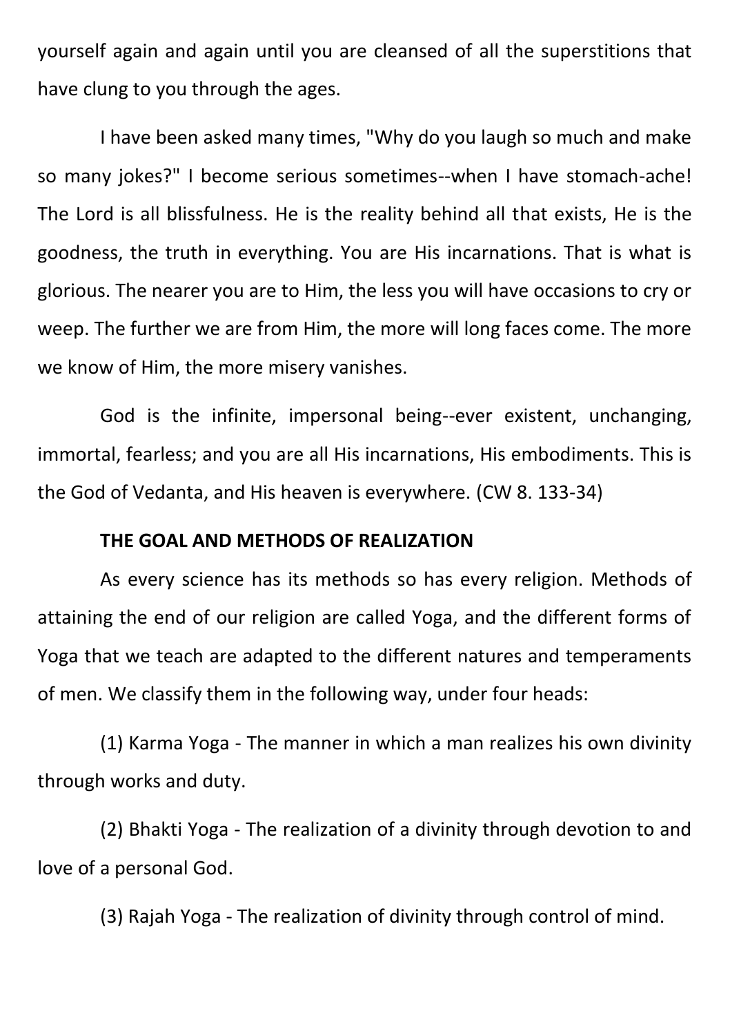yourself again and again until you are cleansed of all the superstitions that have clung to you through the ages.

I have been asked many times, "Why do you laugh so much and make so many jokes?" I become serious sometimes--when I have stomach-ache! The Lord is all blissfulness. He is the reality behind all that exists, He is the goodness, the truth in everything. You are His incarnations. That is what is glorious. The nearer you are to Him, the less you will have occasions to cry or weep. The further we are from Him, the more will long faces come. The more we know of Him, the more misery vanishes.

God is the infinite, impersonal being--ever existent, unchanging, immortal, fearless; and you are all His incarnations, His embodiments. This is the God of Vedanta, and His heaven is everywhere. (CW 8. 133-34)

**THE GOAL AND METHODS OF REALIZATION**

As every science has its methods so has every religion. Methods of attaining the end of our religion are called Yoga, and the different forms of Yoga that we teach are adapted to the different natures and temperaments of men. We classify them in the following way, under four heads:

(1) Karma Yoga - The manner in which a man realizes his own divinity through works and duty.

(2) Bhakti Yoga - The realization of a divinity through devotion to and love of a personal God.

(3) Rajah Yoga - The realization of divinity through control of mind.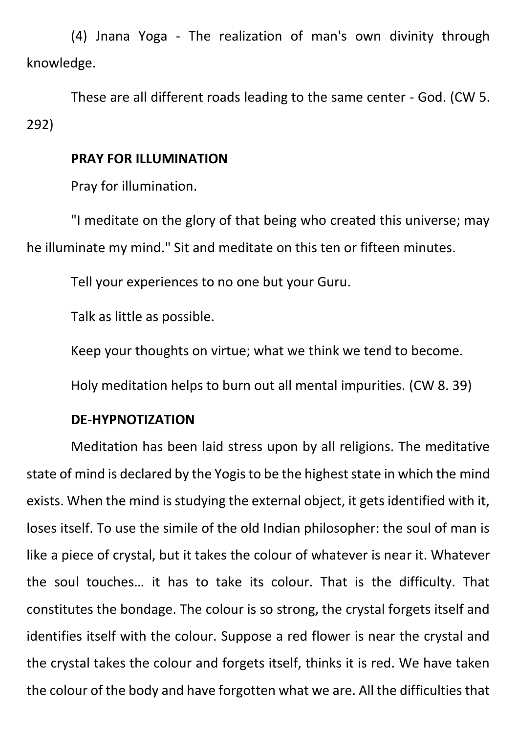(4) Jnana Yoga - The realization of man's own divinity through knowledge.

These are all different roads leading to the same center - God. (CW 5. 292)

**PRAY FOR ILLUMINATION**

Pray for illumination.

"I meditate on the glory of that being who created this universe; may he illuminate my mind." Sit and meditate on this ten or fifteen minutes.

Tell your experiences to no one but your Guru.

Talk as little as possible.

Keep your thoughts on virtue; what we think we tend to become.

Holy meditation helps to burn out all mental impurities. (CW 8. 39)

**DE-HYPNOTIZATION**

Meditation has been laid stress upon by all religions. The meditative state of mind is declared by the Yogis to be the highest state in which the mind exists. When the mind is studying the external object, it gets identified with it, loses itself. To use the simile of the old Indian philosopher: the soul of man is like a piece of crystal, but it takes the colour of whatever is near it. Whatever the soul touches… it has to take its colour. That is the difficulty. That constitutes the bondage. The colour is so strong, the crystal forgets itself and identifies itself with the colour. Suppose a red flower is near the crystal and the crystal takes the colour and forgets itself, thinks it is red. We have taken the colour of the body and have forgotten what we are. All the difficulties that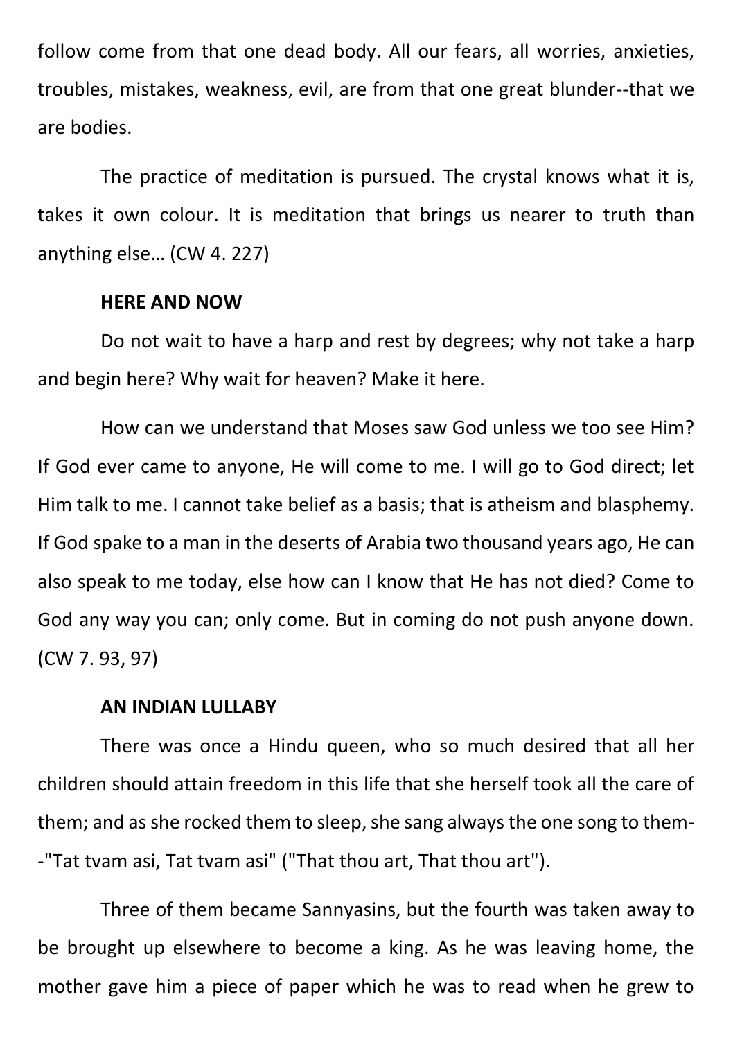follow come from that one dead body. All our fears, all worries, anxieties, troubles, mistakes, weakness, evil, are from that one great blunder--that we are bodies.

The practice of meditation is pursued. The crystal knows what it is, takes it own colour. It is meditation that brings us nearer to truth than anything else… (CW 4. 227)

**HERE AND NOW**

Do not wait to have a harp and rest by degrees; why not take a harp and begin here? Why wait for heaven? Make it here.

How can we understand that Moses saw God unless we too see Him? If God ever came to anyone, He will come to me. I will go to God direct; let Him talk to me. I cannot take belief as a basis; that is atheism and blasphemy. If God spake to a man in the deserts of Arabia two thousand years ago, He can also speak to me today, else how can I know that He has not died? Come to God any way you can; only come. But in coming do not push anyone down. (CW 7. 93, 97)

**AN INDIAN LULLABY**

There was once a Hindu queen, who so much desired that all her children should attain freedom in this life that she herself took all the care of them; and as she rocked them to sleep, she sang always the one song to them--"Tat tvam asi, Tat tvam asi" ("That thou art, That thou art").

Three of them became Sannyasins, but the fourth was taken away to be brought up elsewhere to become a king. As he was leaving home, the mother gave him a piece of paper which he was to read when he grew to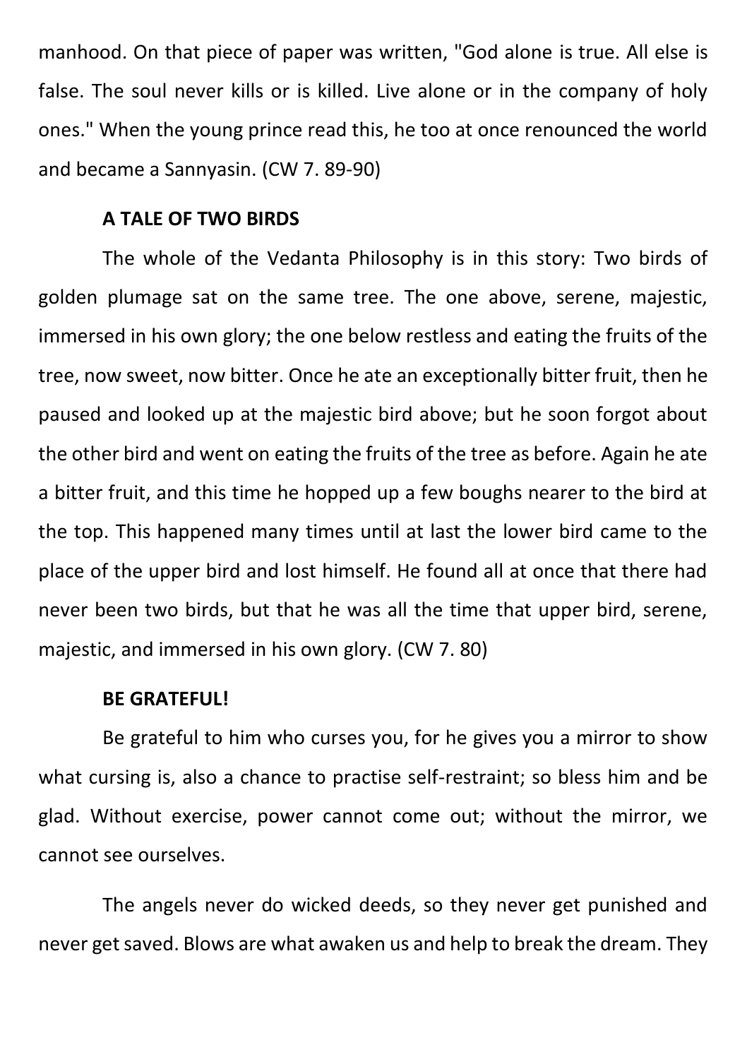manhood. On that piece of paper was written, "God alone is true. All else is false. The soul never kills or is killed. Live alone or in the company of holy ones." When the young prince read this, he too at once renounced the world and became a Sannyasin. (CW 7. 89-90)

### A TALE OF TWO BIRDS

The whole of the Vedanta Philosophy is in this story: Two birds of golden plumage sat on the same tree. The one above, serene, majestic, immersed in his own glory; the one below restless and eating the fruits of the tree, now sweet, now bitter. Once he ate an exceptionally bitter fruit, then he paused and looked up at the majestic bird above; but he soon forgot about the other bird and went on eating the fruits of the tree as before. Again he ate a bitter fruit, and this time he hopped up a few boughs nearer to the bird at the top. This happened many times until at last the lower bird came to the place of the upper bird and lost himself. He found all at once that there had never been two birds, but that he was all the time that upper bird, serene, majestic, and immersed in his own glory. (CW 7. 80)

### BE GRATEFUL!

Be grateful to him who curses you, for he gives you a mirror to show what cursing is, also a chance to practise self-restraint; so bless him and be glad. Without exercise, power cannot come out; without the mirror, we cannot see ourselves.

The angels never do wicked deeds, so they never get punished and never get saved. Blows are what awaken us and help to break the dream. They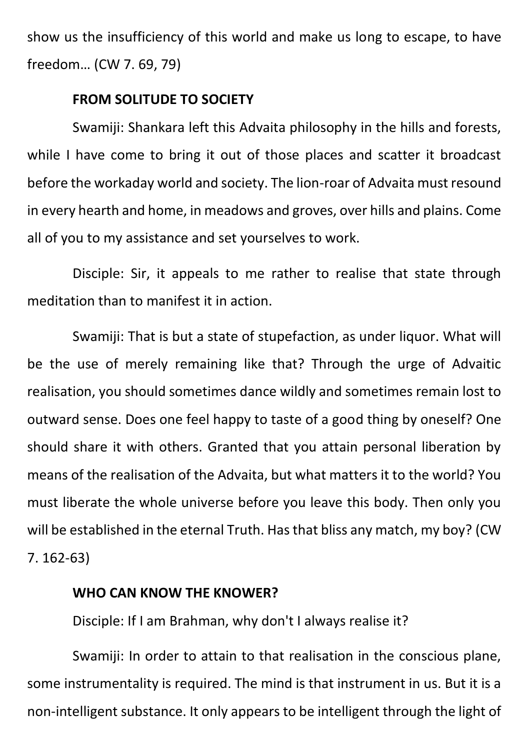show us the insufficiency of this world and make us long to escape, to have freedom… (CW 7. 69, 79)

### FROM SOLITUDE TO SOCIETY

Swamiji: Shankara left this Advaita philosophy in the hills and forests, while I have come to bring it out of those places and scatter it broadcast before the workaday world and society. The lion-roar of Advaita must resound in every hearth and home, in meadows and groves, over hills and plains. Come all of you to my assistance and set yourselves to work.

Disciple: Sir, it appeals to me rather to realise that state through meditation than to manifest it in action.

Swamiji: That is but a state of stupefaction, as under liquor. What will be the use of merely remaining like that? Through the urge of Advaitic realisation, you should sometimes dance wildly and sometimes remain lost to outward sense. Does one feel happy to taste of a good thing by oneself? One should share it with others. Granted that you attain personal liberation by means of the realisation of the Advaita, but what matters it to the world? You must liberate the whole universe before you leave this body. Then only you will be established in the eternal Truth. Has that bliss any match, my boy? (CW 7. 162-63)

### WHO CAN KNOW THE KNOWER?

Disciple: If I am Brahman, why don't I always realise it?

Swamiji: In order to attain to that realisation in the conscious plane, some instrumentality is required. The mind is that instrument in us. But it is a non-intelligent substance. It only appears to be intelligent through the light of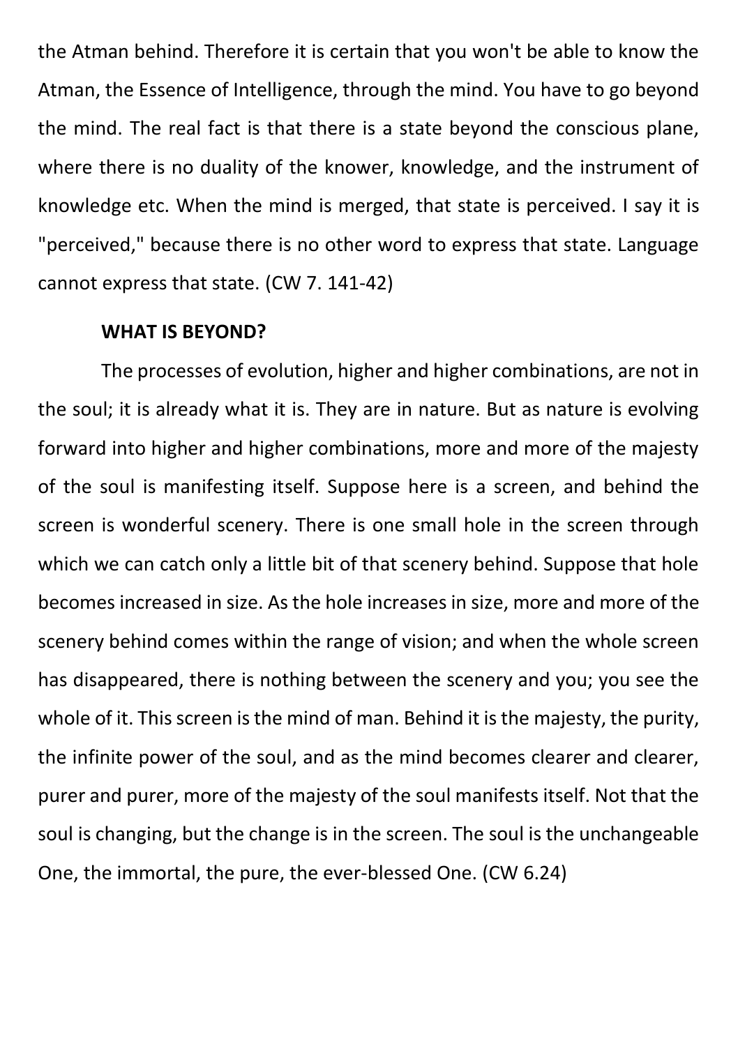the Atman behind. Therefore it is certain that you won't be able to know the Atman, the Essence of Intelligence, through the mind. You have to go beyond the mind. The real fact is that there is a state beyond the conscious plane, where there is no duality of the knower, knowledge, and the instrument of knowledge etc. When the mind is merged, that state is perceived. I say it is "perceived," because there is no other word to express that state. Language cannot express that state. (CW 7. 141-42)

**WHAT IS BEYOND?**

The processes of evolution, higher and higher combinations, are not in the soul; it is already what it is. They are in nature. But as nature is evolving forward into higher and higher combinations, more and more of the majesty of the soul is manifesting itself. Suppose here is a screen, and behind the screen is wonderful scenery. There is one small hole in the screen through which we can catch only a little bit of that scenery behind. Suppose that hole becomes increased in size. As the hole increases in size, more and more of the scenery behind comes within the range of vision; and when the whole screen has disappeared, there is nothing between the scenery and you; you see the whole of it. This screen is the mind of man. Behind it is the majesty, the purity, the infinite power of the soul, and as the mind becomes clearer and clearer, purer and purer, more of the majesty of the soul manifests itself. Not that the soul is changing, but the change is in the screen. The soul is the unchangeable One, the immortal, the pure, the ever-blessed One. (CW 6.24)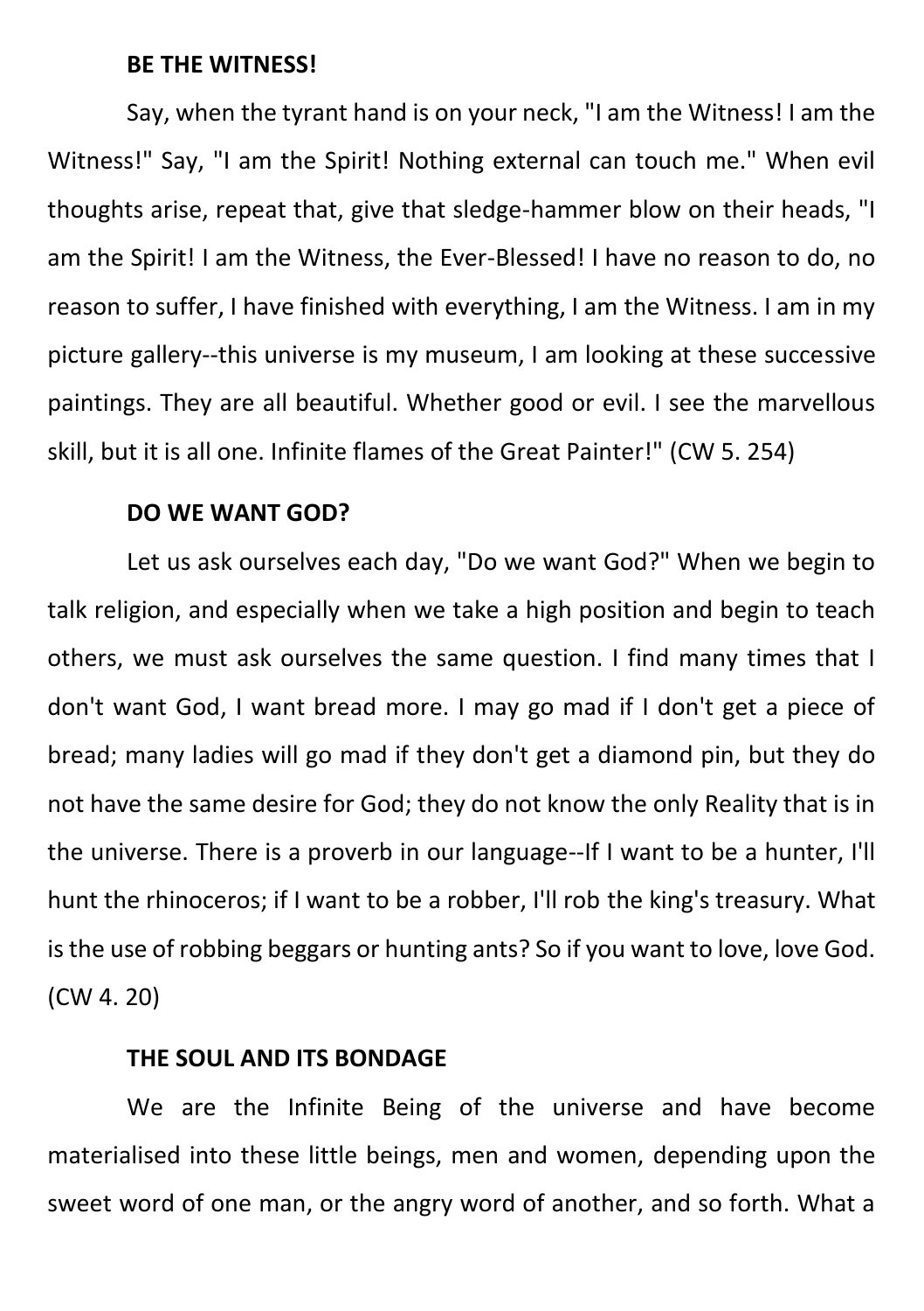**BE THE WITNESS!**

Say, when the tyrant hand is on your neck, "I am the Witness! I am the Witness!" Say, "I am the Spirit! Nothing external can touch me." When evil thoughts arise, repeat that, give that sledge-hammer blow on their heads, "I am the Spirit! I am the Witness, the Ever-Blessed! I have no reason to do, no reason to suffer, I have finished with everything, I am the Witness. I am in my picture gallery--this universe is my museum, I am looking at these successive paintings. They are all beautiful. Whether good or evil. I see the marvellous skill, but it is all one. Infinite flames of the Great Painter!" (CW 5. 254)

**DO WE WANT GOD?**

Let us ask ourselves each day, "Do we want God?" When we begin to talk religion, and especially when we take a high position and begin to teach others, we must ask ourselves the same question. I find many times that I don't want God, I want bread more. I may go mad if I don't get a piece of bread; many ladies will go mad if they don't get a diamond pin, but they do not have the same desire for God; they do not know the only Reality that is in the universe. There is a proverb in our language--If I want to be a hunter, I'll hunt the rhinoceros; if I want to be a robber, I'll rob the king's treasury. What is the use of robbing beggars or hunting ants? So if you want to love, love God. (CW 4. 20)

**THE SOUL AND ITS BONDAGE**

We are the Infinite Being of the universe and have become materialised into these little beings, men and women, depending upon the sweet word of one man, or the angry word of another, and so forth. What a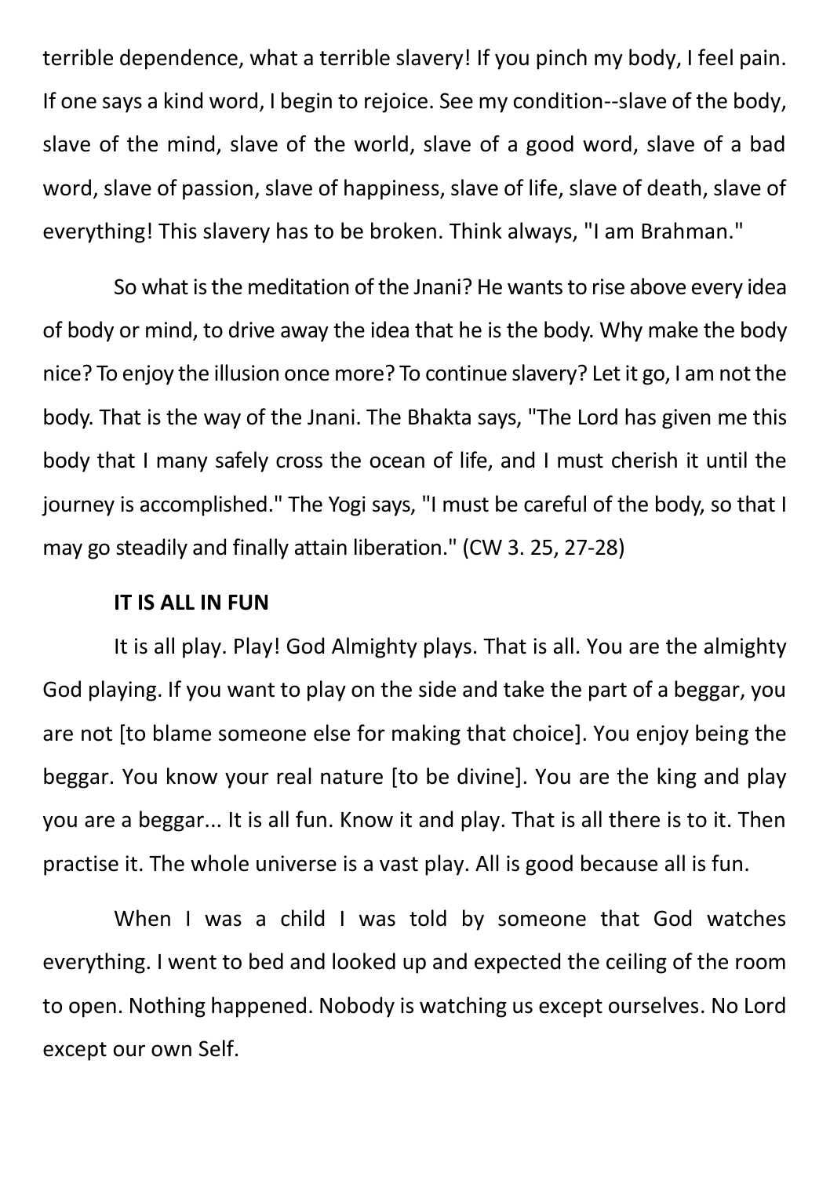terrible dependence, what a terrible slavery! If you pinch my body, I feel pain. If one says a kind word, I begin to rejoice. See my condition--slave of the body, slave of the mind, slave of the world, slave of a good word, slave of a bad word, slave of passion, slave of happiness, slave of life, slave of death, slave of everything! This slavery has to be broken. Think always, "I am Brahman."

So what is the meditation of the Jnani? He wants to rise above every idea of body or mind, to drive away the idea that he is the body. Why make the body nice? To enjoy the illusion once more? To continue slavery? Let it go, I am not the body. That is the way of the Jnani. The Bhakta says, "The Lord has given me this body that I many safely cross the ocean of life, and I must cherish it until the journey is accomplished." The Yogi says, "I must be careful of the body, so that I may go steadily and finally attain liberation." (CW 3. 25, 27-28)

**IT IS ALL IN FUN**

It is all play. Play! God Almighty plays. That is all. You are the almighty God playing. If you want to play on the side and take the part of a beggar, you are not [to blame someone else for making that choice]. You enjoy being the beggar. You know your real nature [to be divine]. You are the king and play you are a beggar... It is all fun. Know it and play. That is all there is to it. Then practise it. The whole universe is a vast play. All is good because all is fun.

When I was a child I was told by someone that God watches everything. I went to bed and looked up and expected the ceiling of the room to open. Nothing happened. Nobody is watching us except ourselves. No Lord except our own Self.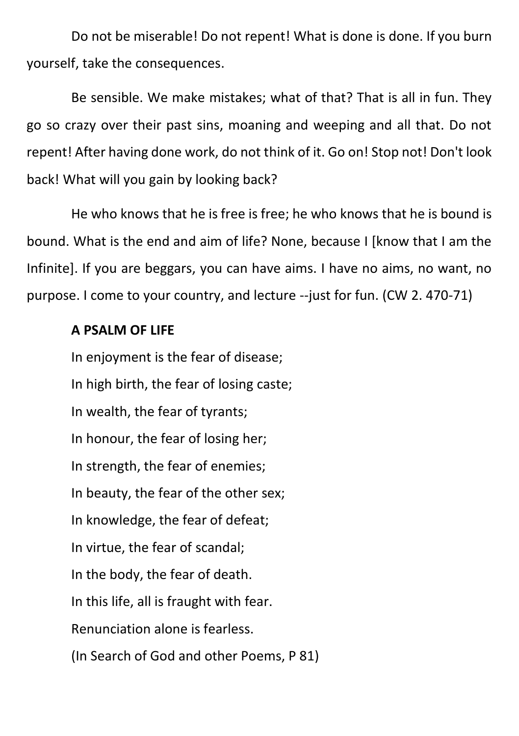Do not be miserable! Do not repent! What is done is done. If you burn yourself, take the consequences.

Be sensible. We make mistakes; what of that? That is all in fun. They go so crazy over their past sins, moaning and weeping and all that. Do not repent! After having done work, do not think of it. Go on! Stop not! Don't look back! What will you gain by looking back?

He who knows that he is free is free; he who knows that he is bound is bound. What is the end and aim of life? None, because I [know that I am the Infinite]. If you are beggars, you can have aims. I have no aims, no want, no purpose. I come to your country, and lecture --just for fun. (CW 2. 470-71)

**A PSALM OF LIFE**

In enjoyment is the fear of disease;
In high birth, the fear of losing caste;
In wealth, the fear of tyrants;
In honour, the fear of losing her;
In strength, the fear of enemies;
In beauty, the fear of the other sex;
In knowledge, the fear of defeat;
In virtue, the fear of scandal;
In the body, the fear of death.
In this life, all is fraught with fear.
Renunciation alone is fearless.
(In Search of God and other Poems, P 81)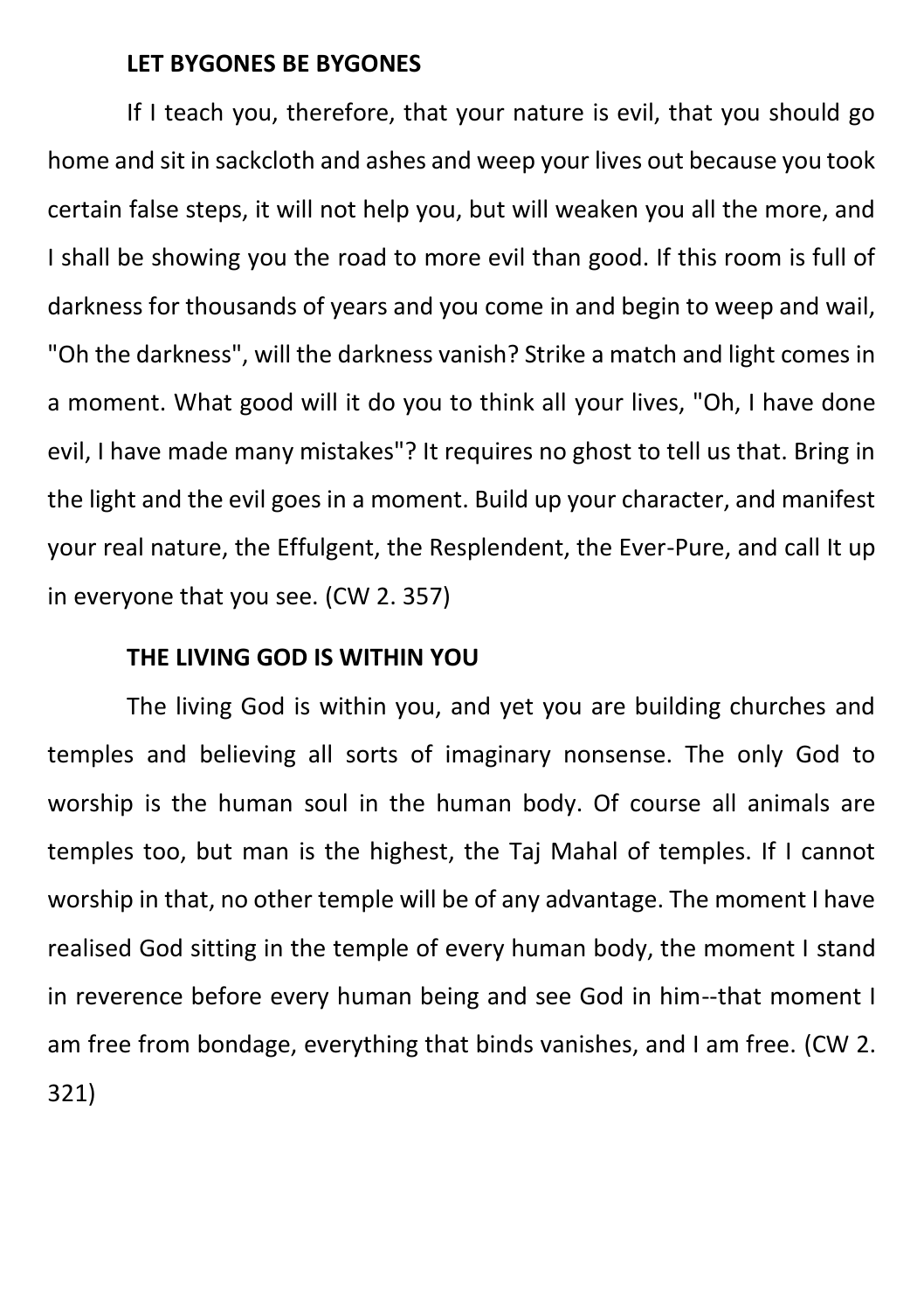**LET BYGONES BE BYGONES**

If I teach you, therefore, that your nature is evil, that you should go home and sit in sackcloth and ashes and weep your lives out because you took certain false steps, it will not help you, but will weaken you all the more, and I shall be showing you the road to more evil than good. If this room is full of darkness for thousands of years and you come in and begin to weep and wail, "Oh the darkness", will the darkness vanish? Strike a match and light comes in a moment. What good will it do you to think all your lives, "Oh, I have done evil, I have made many mistakes"? It requires no ghost to tell us that. Bring in the light and the evil goes in a moment. Build up your character, and manifest your real nature, the Effulgent, the Resplendent, the Ever-Pure, and call It up in everyone that you see. (CW 2. 357)

**THE LIVING GOD IS WITHIN YOU**

The living God is within you, and yet you are building churches and temples and believing all sorts of imaginary nonsense. The only God to worship is the human soul in the human body. Of course all animals are temples too, but man is the highest, the Taj Mahal of temples. If I cannot worship in that, no other temple will be of any advantage. The moment I have realised God sitting in the temple of every human body, the moment I stand in reverence before every human being and see God in him--that moment I am free from bondage, everything that binds vanishes, and I am free. (CW 2. 321)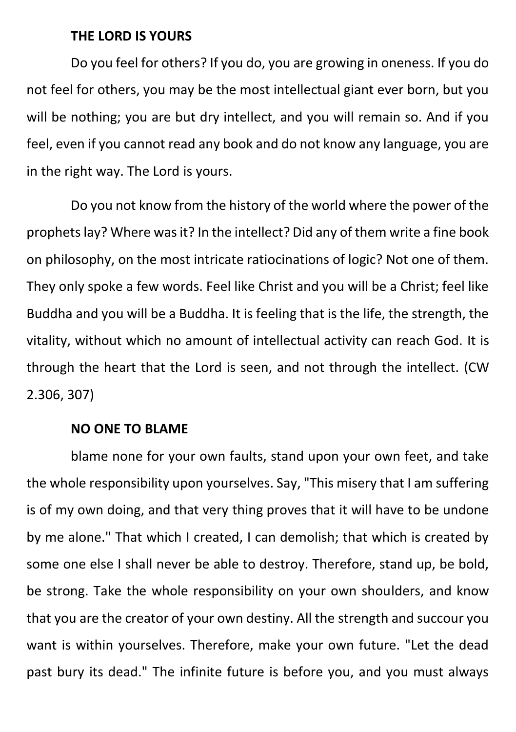**THE LORD IS YOURS**

Do you feel for others? If you do, you are growing in oneness. If you do not feel for others, you may be the most intellectual giant ever born, but you will be nothing; you are but dry intellect, and you will remain so. And if you feel, even if you cannot read any book and do not know any language, you are in the right way. The Lord is yours.

Do you not know from the history of the world where the power of the prophets lay? Where was it? In the intellect? Did any of them write a fine book on philosophy, on the most intricate ratiocinations of logic? Not one of them. They only spoke a few words. Feel like Christ and you will be a Christ; feel like Buddha and you will be a Buddha. It is feeling that is the life, the strength, the vitality, without which no amount of intellectual activity can reach God. It is through the heart that the Lord is seen, and not through the intellect. (CW 2.306, 307)

**NO ONE TO BLAME**

blame none for your own faults, stand upon your own feet, and take the whole responsibility upon yourselves. Say, "This misery that I am suffering is of my own doing, and that very thing proves that it will have to be undone by me alone." That which I created, I can demolish; that which is created by some one else I shall never be able to destroy. Therefore, stand up, be bold, be strong. Take the whole responsibility on your own shoulders, and know that you are the creator of your own destiny. All the strength and succour you want is within yourselves. Therefore, make your own future. "Let the dead past bury its dead." The infinite future is before you, and you must always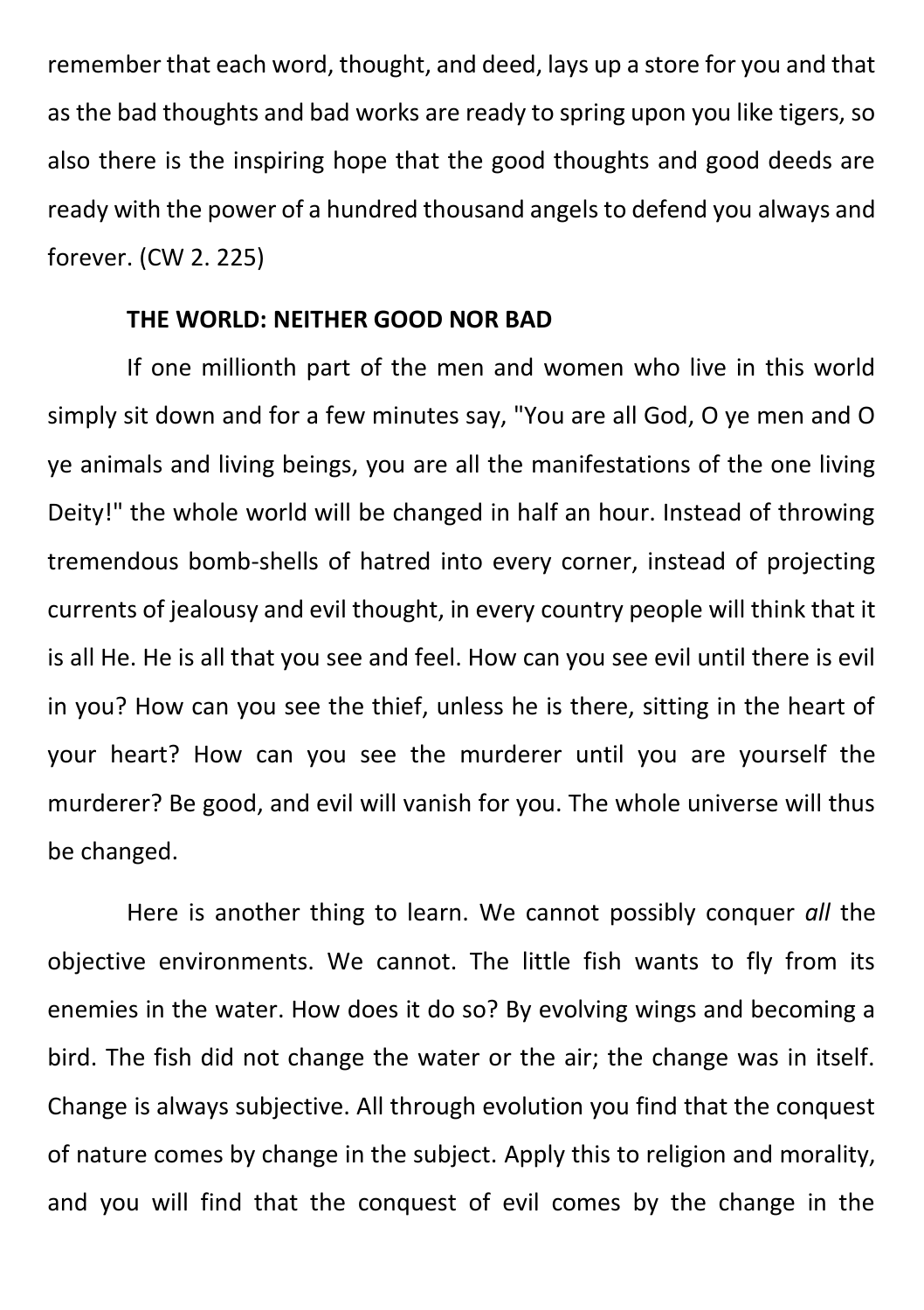remember that each word, thought, and deed, lays up a store for you and that as the bad thoughts and bad works are ready to spring upon you like tigers, so also there is the inspiring hope that the good thoughts and good deeds are ready with the power of a hundred thousand angels to defend you always and forever. (CW 2. 225)

## THE WORLD: NEITHER GOOD NOR BAD

If one millionth part of the men and women who live in this world simply sit down and for a few minutes say, "You are all God, O ye men and O ye animals and living beings, you are all the manifestations of the one living Deity!" the whole world will be changed in half an hour. Instead of throwing tremendous bomb-shells of hatred into every corner, instead of projecting currents of jealousy and evil thought, in every country people will think that it is all He. He is all that you see and feel. How can you see evil until there is evil in you? How can you see the thief, unless he is there, sitting in the heart of your heart? How can you see the murderer until you are yourself the murderer? Be good, and evil will vanish for you. The whole universe will thus be changed.

Here is another thing to learn. We cannot possibly conquer *all* the objective environments. We cannot. The little fish wants to fly from its enemies in the water. How does it do so? By evolving wings and becoming a bird. The fish did not change the water or the air; the change was in itself. Change is always subjective. All through evolution you find that the conquest of nature comes by change in the subject. Apply this to religion and morality, and you will find that the conquest of evil comes by the change in the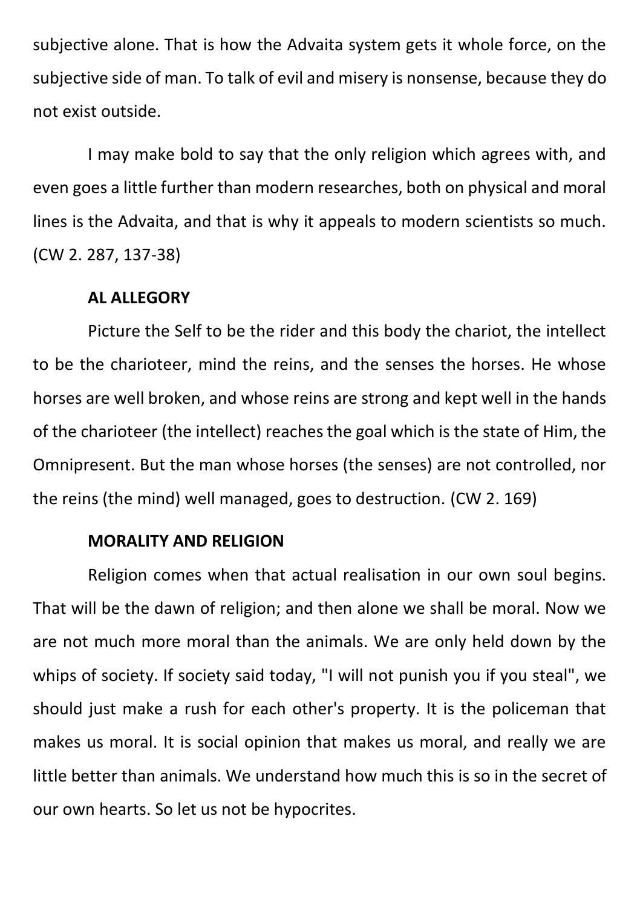subjective alone. That is how the Advaita system gets it whole force, on the subjective side of man. To talk of evil and misery is nonsense, because they do not exist outside.

I may make bold to say that the only religion which agrees with, and even goes a little further than modern researches, both on physical and moral lines is the Advaita, and that is why it appeals to modern scientists so much. (CW 2. 287, 137-38)

### AL ALLEGORY

Picture the Self to be the rider and this body the chariot, the intellect to be the charioteer, mind the reins, and the senses the horses. He whose horses are well broken, and whose reins are strong and kept well in the hands of the charioteer (the intellect) reaches the goal which is the state of Him, the Omnipresent. But the man whose horses (the senses) are not controlled, nor the reins (the mind) well managed, goes to destruction. (CW 2. 169)

### MORALITY AND RELIGION

Religion comes when that actual realisation in our own soul begins. That will be the dawn of religion; and then alone we shall be moral. Now we are not much more moral than the animals. We are only held down by the whips of society. If society said today, "I will not punish you if you steal", we should just make a rush for each other's property. It is the policeman that makes us moral. It is social opinion that makes us moral, and really we are little better than animals. We understand how much this is so in the secret of our own hearts. So let us not be hypocrites.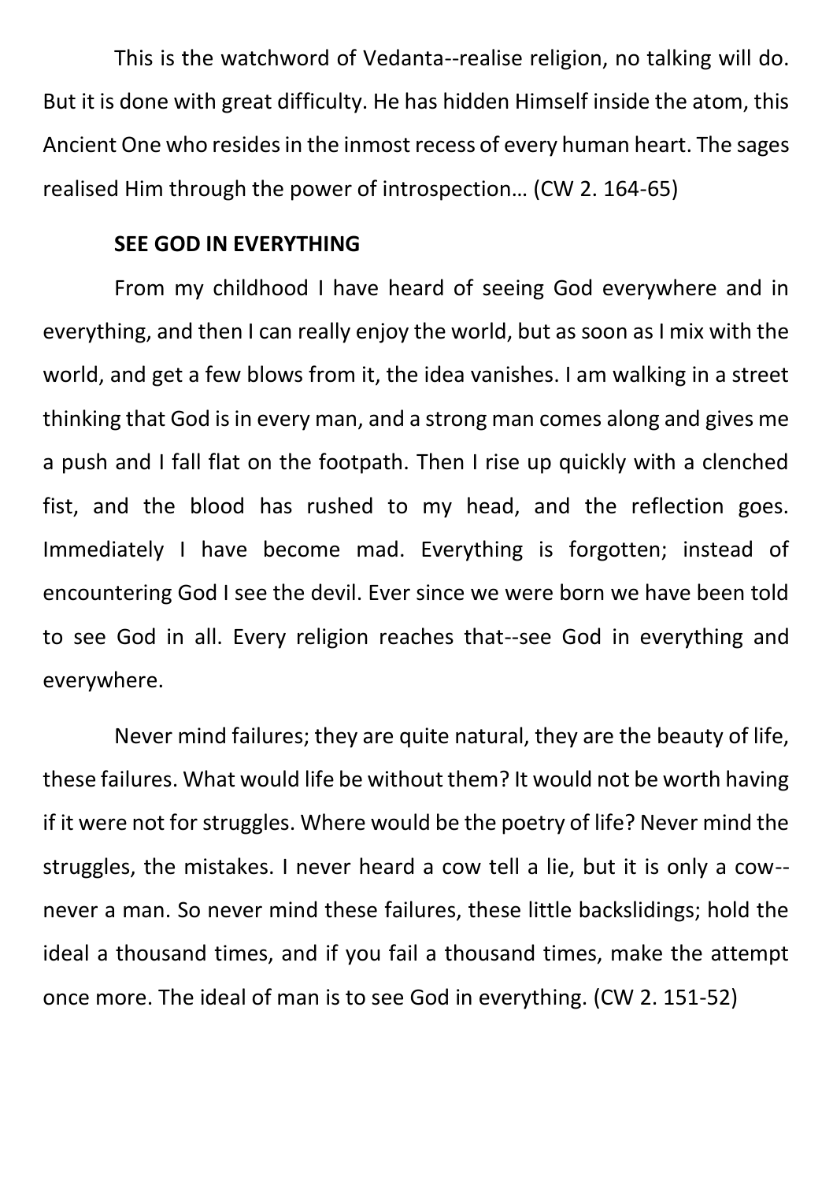This is the watchword of Vedanta--realise religion, no talking will do. But it is done with great difficulty. He has hidden Himself inside the atom, this Ancient One who resides in the inmost recess of every human heart. The sages realised Him through the power of introspection… (CW 2. 164-65)

**SEE GOD IN EVERYTHING**

From my childhood I have heard of seeing God everywhere and in everything, and then I can really enjoy the world, but as soon as I mix with the world, and get a few blows from it, the idea vanishes. I am walking in a street thinking that God is in every man, and a strong man comes along and gives me a push and I fall flat on the footpath. Then I rise up quickly with a clenched fist, and the blood has rushed to my head, and the reflection goes. Immediately I have become mad. Everything is forgotten; instead of encountering God I see the devil. Ever since we were born we have been told to see God in all. Every religion reaches that--see God in everything and everywhere.

Never mind failures; they are quite natural, they are the beauty of life, these failures. What would life be without them? It would not be worth having if it were not for struggles. Where would be the poetry of life? Never mind the struggles, the mistakes. I never heard a cow tell a lie, but it is only a cow--never a man. So never mind these failures, these little backslidings; hold the ideal a thousand times, and if you fail a thousand times, make the attempt once more. The ideal of man is to see God in everything. (CW 2. 151-52)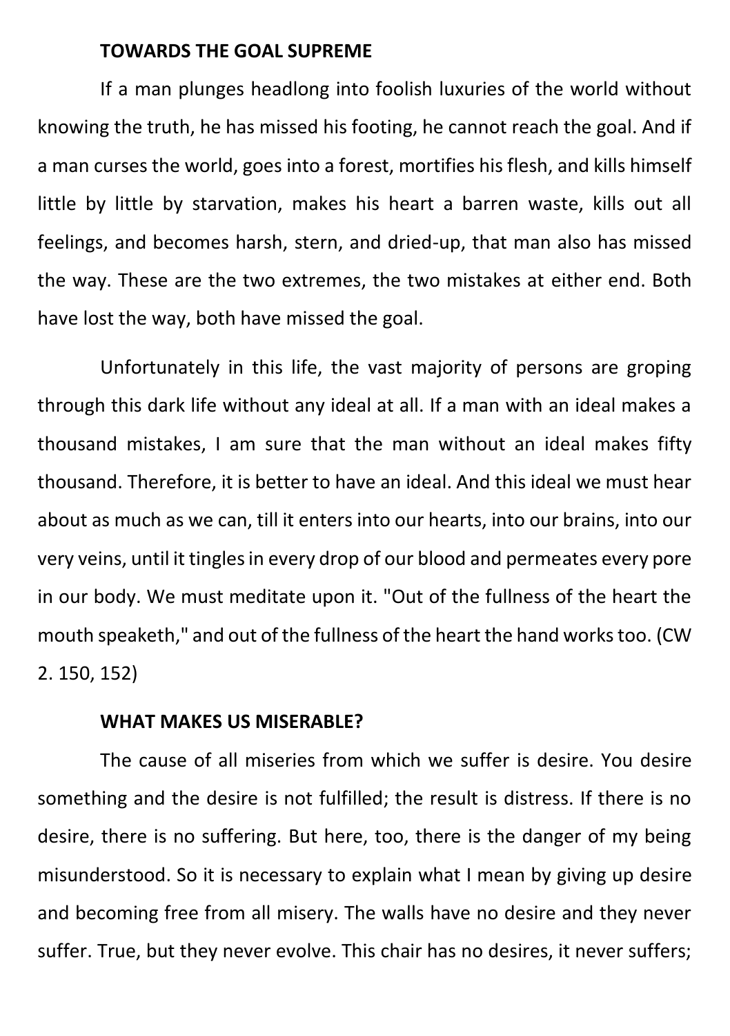### TOWARDS THE GOAL SUPREME

If a man plunges headlong into foolish luxuries of the world without knowing the truth, he has missed his footing, he cannot reach the goal. And if a man curses the world, goes into a forest, mortifies his flesh, and kills himself little by little by starvation, makes his heart a barren waste, kills out all feelings, and becomes harsh, stern, and dried-up, that man also has missed the way. These are the two extremes, the two mistakes at either end. Both have lost the way, both have missed the goal.

Unfortunately in this life, the vast majority of persons are groping through this dark life without any ideal at all. If a man with an ideal makes a thousand mistakes, I am sure that the man without an ideal makes fifty thousand. Therefore, it is better to have an ideal. And this ideal we must hear about as much as we can, till it enters into our hearts, into our brains, into our very veins, until it tingles in every drop of our blood and permeates every pore in our body. We must meditate upon it. "Out of the fullness of the heart the mouth speaketh," and out of the fullness of the heart the hand works too. (CW 2. 150, 152)

### WHAT MAKES US MISERABLE?

The cause of all miseries from which we suffer is desire. You desire something and the desire is not fulfilled; the result is distress. If there is no desire, there is no suffering. But here, too, there is the danger of my being misunderstood. So it is necessary to explain what I mean by giving up desire and becoming free from all misery. The walls have no desire and they never suffer. True, but they never evolve. This chair has no desires, it never suffers;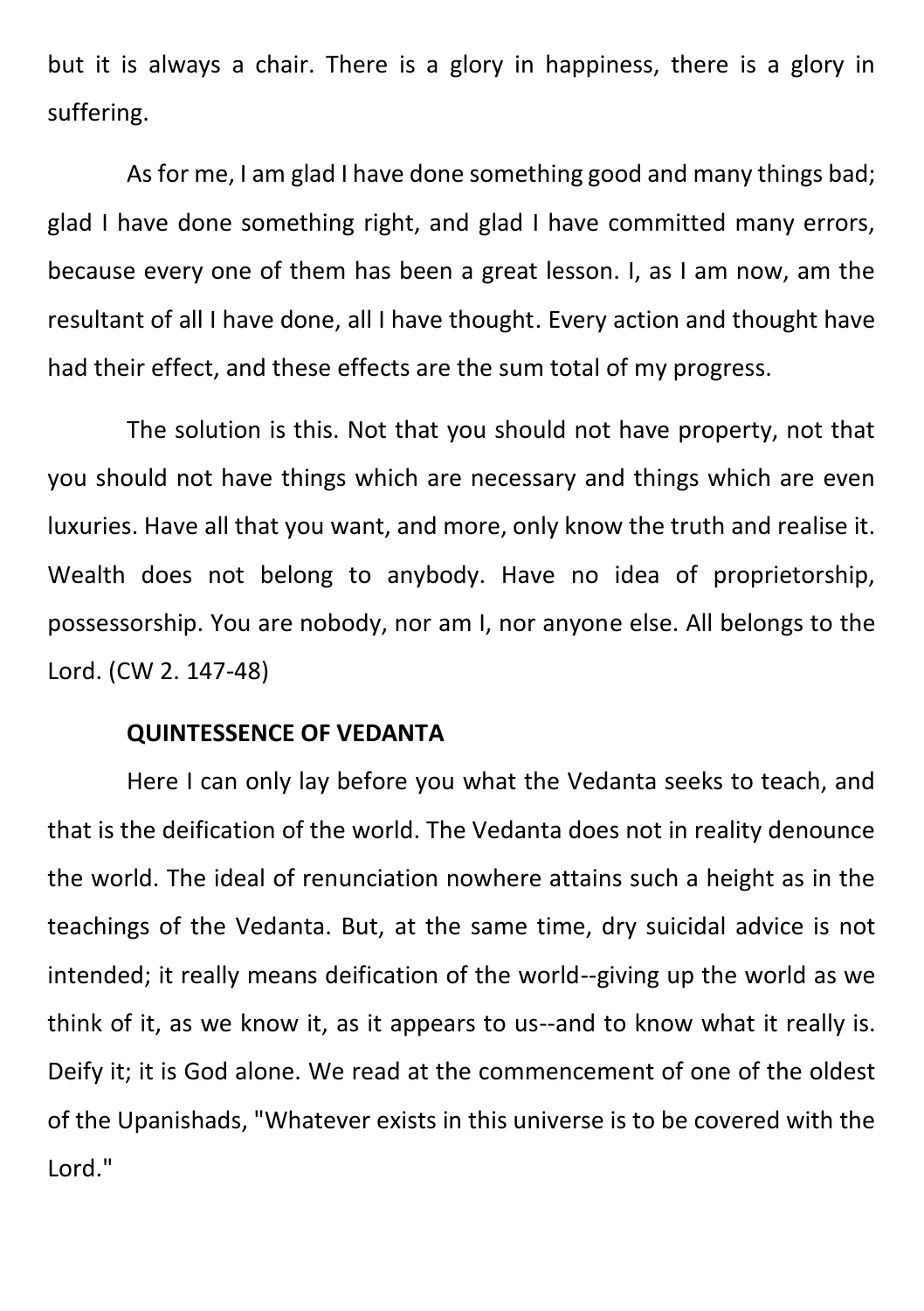but it is always a chair. There is a glory in happiness, there is a glory in suffering.

As for me, I am glad I have done something good and many things bad; glad I have done something right, and glad I have committed many errors, because every one of them has been a great lesson. I, as I am now, am the resultant of all I have done, all I have thought. Every action and thought have had their effect, and these effects are the sum total of my progress.

The solution is this. Not that you should not have property, not that you should not have things which are necessary and things which are even luxuries. Have all that you want, and more, only know the truth and realise it. Wealth does not belong to anybody. Have no idea of proprietorship, possessorship. You are nobody, nor am I, nor anyone else. All belongs to the Lord. (CW 2. 147-48)

### QUINTESSENCE OF VEDANTA

Here I can only lay before you what the Vedanta seeks to teach, and that is the deification of the world. The Vedanta does not in reality denounce the world. The ideal of renunciation nowhere attains such a height as in the teachings of the Vedanta. But, at the same time, dry suicidal advice is not intended; it really means deification of the world--giving up the world as we think of it, as we know it, as it appears to us--and to know what it really is. Deify it; it is God alone. We read at the commencement of one of the oldest of the Upanishads, "Whatever exists in this universe is to be covered with the Lord."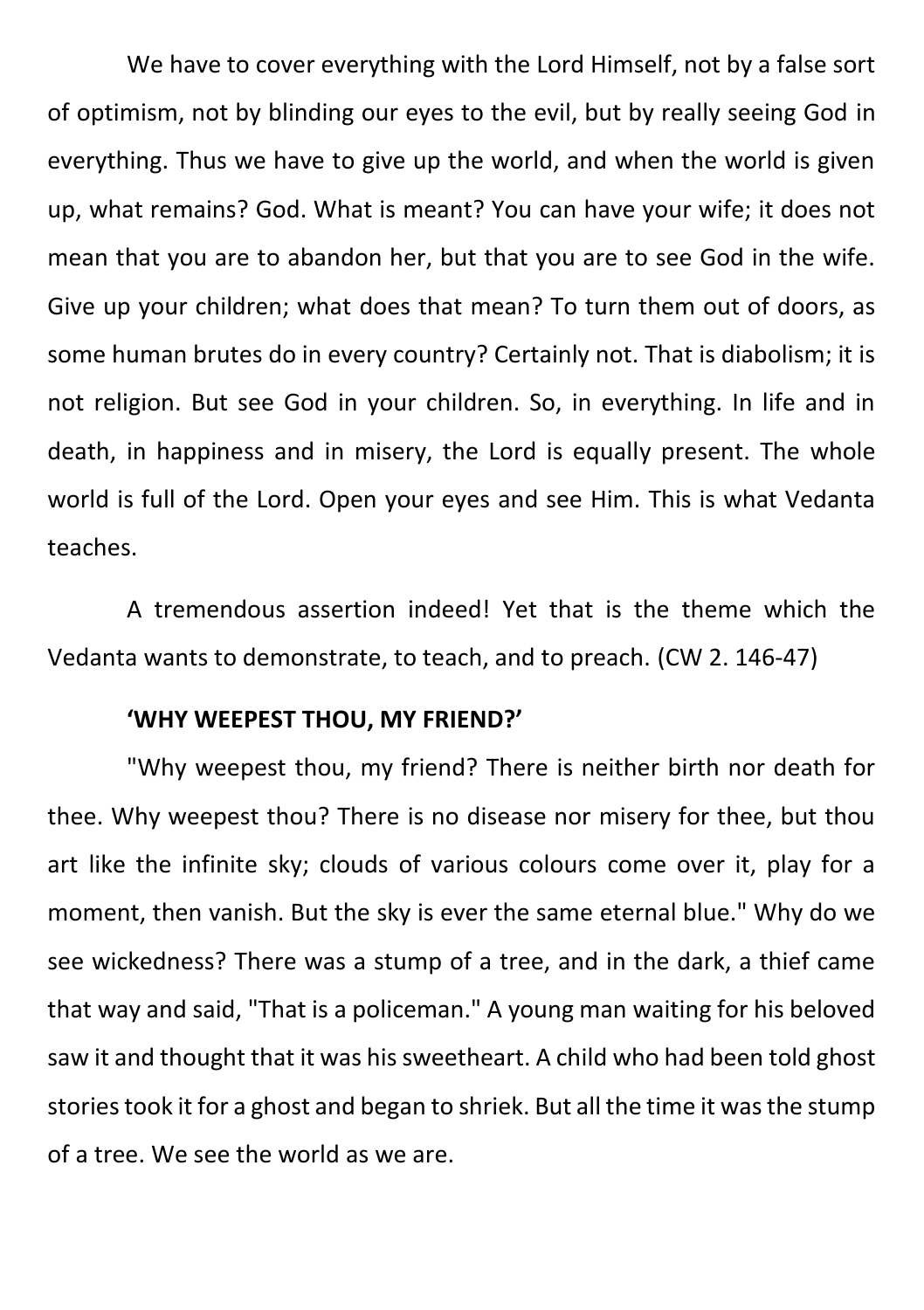We have to cover everything with the Lord Himself, not by a false sort of optimism, not by blinding our eyes to the evil, but by really seeing God in everything. Thus we have to give up the world, and when the world is given up, what remains? God. What is meant? You can have your wife; it does not mean that you are to abandon her, but that you are to see God in the wife. Give up your children; what does that mean? To turn them out of doors, as some human brutes do in every country? Certainly not. That is diabolism; it is not religion. But see God in your children. So, in everything. In life and in death, in happiness and in misery, the Lord is equally present. The whole world is full of the Lord. Open your eyes and see Him. This is what Vedanta teaches.

A tremendous assertion indeed! Yet that is the theme which the Vedanta wants to demonstrate, to teach, and to preach. (CW 2. 146-47)

### 'WHY WEEPEST THOU, MY FRIEND?'

"Why weepest thou, my friend? There is neither birth nor death for thee. Why weepest thou? There is no disease nor misery for thee, but thou art like the infinite sky; clouds of various colours come over it, play for a moment, then vanish. But the sky is ever the same eternal blue." Why do we see wickedness? There was a stump of a tree, and in the dark, a thief came that way and said, "That is a policeman." A young man waiting for his beloved saw it and thought that it was his sweetheart. A child who had been told ghost stories took it for a ghost and began to shriek. But all the time it was the stump of a tree. We see the world as we are.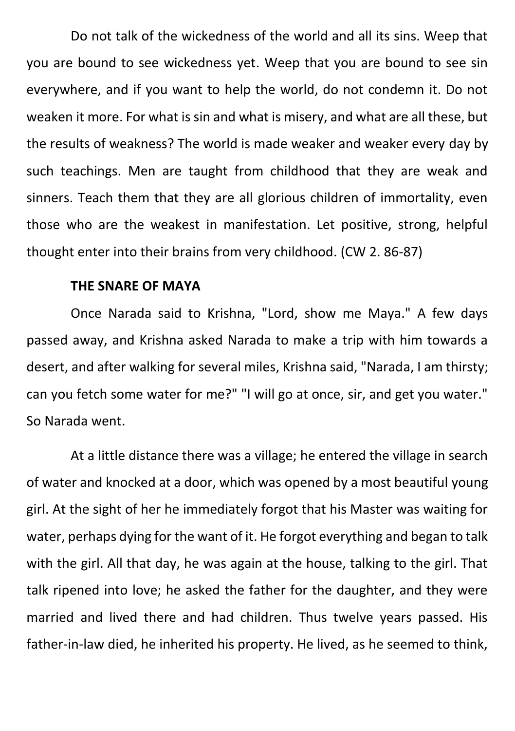Do not talk of the wickedness of the world and all its sins. Weep that you are bound to see wickedness yet. Weep that you are bound to see sin everywhere, and if you want to help the world, do not condemn it. Do not weaken it more. For what is sin and what is misery, and what are all these, but the results of weakness? The world is made weaker and weaker every day by such teachings. Men are taught from childhood that they are weak and sinners. Teach them that they are all glorious children of immortality, even those who are the weakest in manifestation. Let positive, strong, helpful thought enter into their brains from very childhood. (CW 2. 86-87)

**THE SNARE OF MAYA**

Once Narada said to Krishna, "Lord, show me Maya." A few days passed away, and Krishna asked Narada to make a trip with him towards a desert, and after walking for several miles, Krishna said, "Narada, I am thirsty; can you fetch some water for me?" "I will go at once, sir, and get you water." So Narada went.

At a little distance there was a village; he entered the village in search of water and knocked at a door, which was opened by a most beautiful young girl. At the sight of her he immediately forgot that his Master was waiting for water, perhaps dying for the want of it. He forgot everything and began to talk with the girl. All that day, he was again at the house, talking to the girl. That talk ripened into love; he asked the father for the daughter, and they were married and lived there and had children. Thus twelve years passed. His father-in-law died, he inherited his property. He lived, as he seemed to think,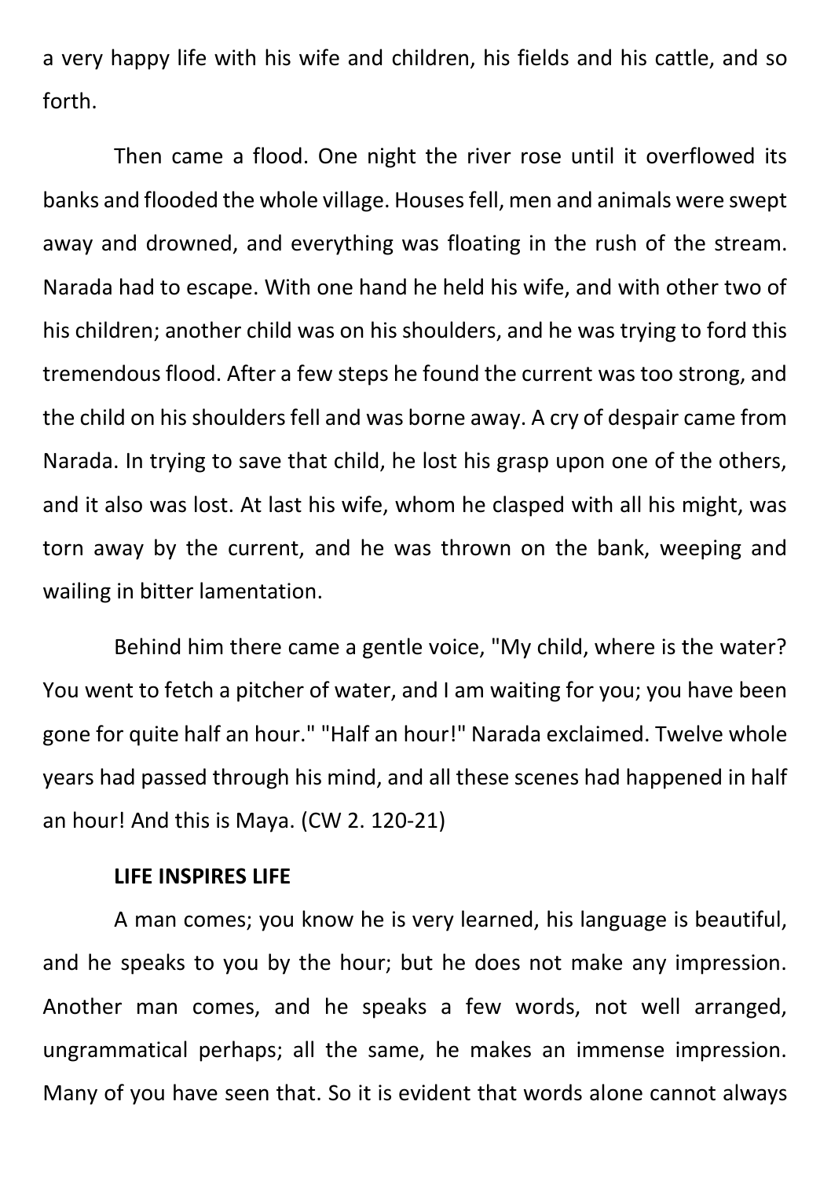a very happy life with his wife and children, his fields and his cattle, and so forth.

Then came a flood. One night the river rose until it overflowed its banks and flooded the whole village. Houses fell, men and animals were swept away and drowned, and everything was floating in the rush of the stream. Narada had to escape. With one hand he held his wife, and with other two of his children; another child was on his shoulders, and he was trying to ford this tremendous flood. After a few steps he found the current was too strong, and the child on his shoulders fell and was borne away. A cry of despair came from Narada. In trying to save that child, he lost his grasp upon one of the others, and it also was lost. At last his wife, whom he clasped with all his might, was torn away by the current, and he was thrown on the bank, weeping and wailing in bitter lamentation.

Behind him there came a gentle voice, "My child, where is the water? You went to fetch a pitcher of water, and I am waiting for you; you have been gone for quite half an hour." "Half an hour!" Narada exclaimed. Twelve whole years had passed through his mind, and all these scenes had happened in half an hour! And this is Maya. (CW 2. 120-21)

**LIFE INSPIRES LIFE**

A man comes; you know he is very learned, his language is beautiful, and he speaks to you by the hour; but he does not make any impression. Another man comes, and he speaks a few words, not well arranged, ungrammatical perhaps; all the same, he makes an immense impression. Many of you have seen that. So it is evident that words alone cannot always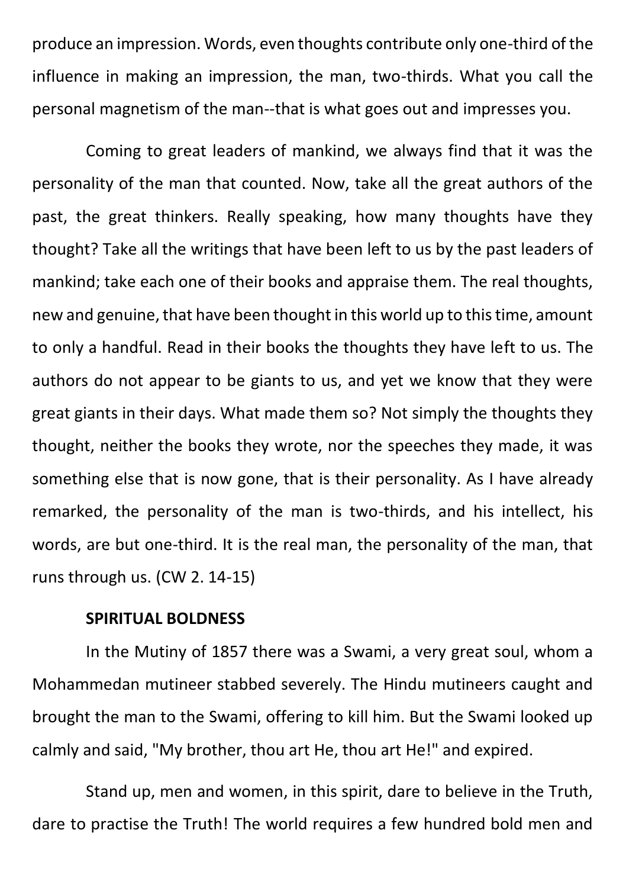produce an impression. Words, even thoughts contribute only one-third of the influence in making an impression, the man, two-thirds. What you call the personal magnetism of the man--that is what goes out and impresses you.

Coming to great leaders of mankind, we always find that it was the personality of the man that counted. Now, take all the great authors of the past, the great thinkers. Really speaking, how many thoughts have they thought? Take all the writings that have been left to us by the past leaders of mankind; take each one of their books and appraise them. The real thoughts, new and genuine, that have been thought in this world up to this time, amount to only a handful. Read in their books the thoughts they have left to us. The authors do not appear to be giants to us, and yet we know that they were great giants in their days. What made them so? Not simply the thoughts they thought, neither the books they wrote, nor the speeches they made, it was something else that is now gone, that is their personality. As I have already remarked, the personality of the man is two-thirds, and his intellect, his words, are but one-third. It is the real man, the personality of the man, that runs through us. (CW 2. 14-15)

**SPIRITUAL BOLDNESS**

In the Mutiny of 1857 there was a Swami, a very great soul, whom a Mohammedan mutineer stabbed severely. The Hindu mutineers caught and brought the man to the Swami, offering to kill him. But the Swami looked up calmly and said, "My brother, thou art He, thou art He!" and expired.

Stand up, men and women, in this spirit, dare to believe in the Truth, dare to practise the Truth! The world requires a few hundred bold men and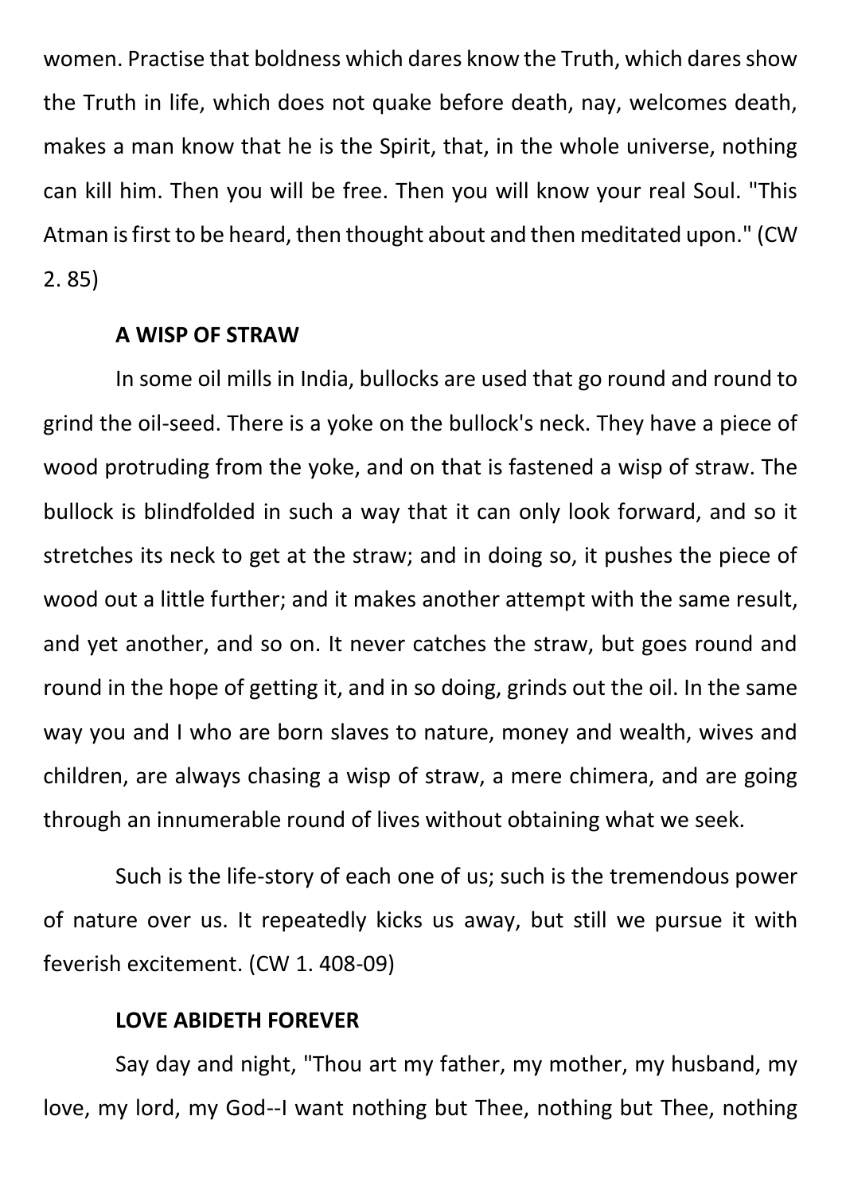women. Practise that boldness which dares know the Truth, which dares show the Truth in life, which does not quake before death, nay, welcomes death, makes a man know that he is the Spirit, that, in the whole universe, nothing can kill him. Then you will be free. Then you will know your real Soul. "This Atman is first to be heard, then thought about and then meditated upon." (CW 2. 85)

### A WISP OF STRAW

In some oil mills in India, bullocks are used that go round and round to grind the oil-seed. There is a yoke on the bullock's neck. They have a piece of wood protruding from the yoke, and on that is fastened a wisp of straw. The bullock is blindfolded in such a way that it can only look forward, and so it stretches its neck to get at the straw; and in doing so, it pushes the piece of wood out a little further; and it makes another attempt with the same result, and yet another, and so on. It never catches the straw, but goes round and round in the hope of getting it, and in so doing, grinds out the oil. In the same way you and I who are born slaves to nature, money and wealth, wives and children, are always chasing a wisp of straw, a mere chimera, and are going through an innumerable round of lives without obtaining what we seek.

Such is the life-story of each one of us; such is the tremendous power of nature over us. It repeatedly kicks us away, but still we pursue it with feverish excitement. (CW 1. 408-09)

### LOVE ABIDETH FOREVER

Say day and night, "Thou art my father, my mother, my husband, my love, my lord, my God--I want nothing but Thee, nothing but Thee, nothing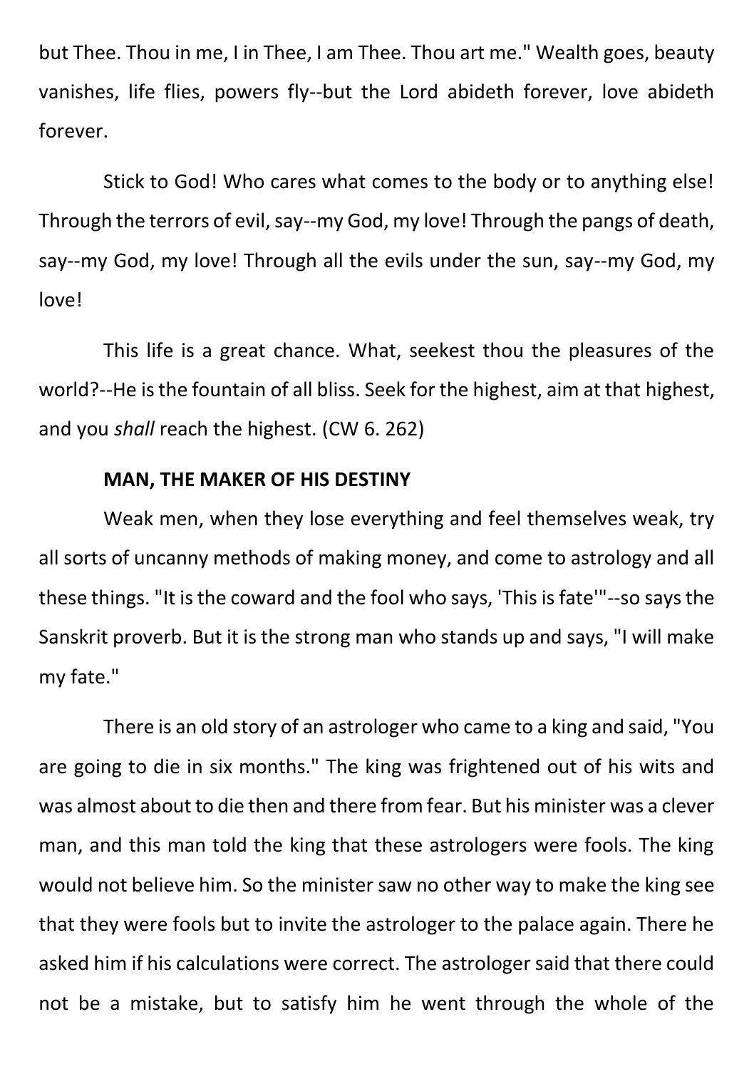but Thee. Thou in me, I in Thee, I am Thee. Thou art me." Wealth goes, beauty vanishes, life flies, powers fly--but the Lord abideth forever, love abideth forever.

Stick to God! Who cares what comes to the body or to anything else! Through the terrors of evil, say--my God, my love! Through the pangs of death, say--my God, my love! Through all the evils under the sun, say--my God, my love!

This life is a great chance. What, seekest thou the pleasures of the world?--He is the fountain of all bliss. Seek for the highest, aim at that highest, and you *shall* reach the highest. (CW 6. 262)

**MAN, THE MAKER OF HIS DESTINY**

Weak men, when they lose everything and feel themselves weak, try all sorts of uncanny methods of making money, and come to astrology and all these things. "It is the coward and the fool who says, 'This is fate'"--so says the Sanskrit proverb. But it is the strong man who stands up and says, "I will make my fate."

There is an old story of an astrologer who came to a king and said, "You are going to die in six months." The king was frightened out of his wits and was almost about to die then and there from fear. But his minister was a clever man, and this man told the king that these astrologers were fools. The king would not believe him. So the minister saw no other way to make the king see that they were fools but to invite the astrologer to the palace again. There he asked him if his calculations were correct. The astrologer said that there could not be a mistake, but to satisfy him he went through the whole of the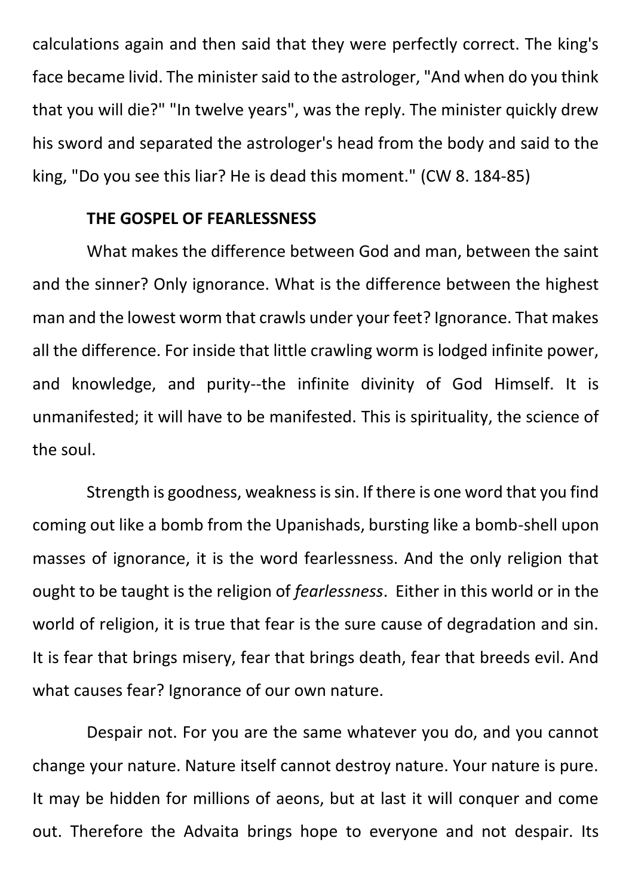calculations again and then said that they were perfectly correct. The king's face became livid. The minister said to the astrologer, "And when do you think that you will die?" "In twelve years", was the reply. The minister quickly drew his sword and separated the astrologer's head from the body and said to the king, "Do you see this liar? He is dead this moment." (CW 8. 184-85)

**THE GOSPEL OF FEARLESSNESS**

What makes the difference between God and man, between the saint and the sinner? Only ignorance. What is the difference between the highest man and the lowest worm that crawls under your feet? Ignorance. That makes all the difference. For inside that little crawling worm is lodged infinite power, and knowledge, and purity--the infinite divinity of God Himself. It is unmanifested; it will have to be manifested. This is spirituality, the science of the soul.

Strength is goodness, weakness is sin. If there is one word that you find coming out like a bomb from the Upanishads, bursting like a bomb-shell upon masses of ignorance, it is the word fearlessness. And the only religion that ought to be taught is the religion of *fearlessness*. Either in this world or in the world of religion, it is true that fear is the sure cause of degradation and sin. It is fear that brings misery, fear that brings death, fear that breeds evil. And what causes fear? Ignorance of our own nature.

Despair not. For you are the same whatever you do, and you cannot change your nature. Nature itself cannot destroy nature. Your nature is pure. It may be hidden for millions of aeons, but at last it will conquer and come out. Therefore the Advaita brings hope to everyone and not despair. Its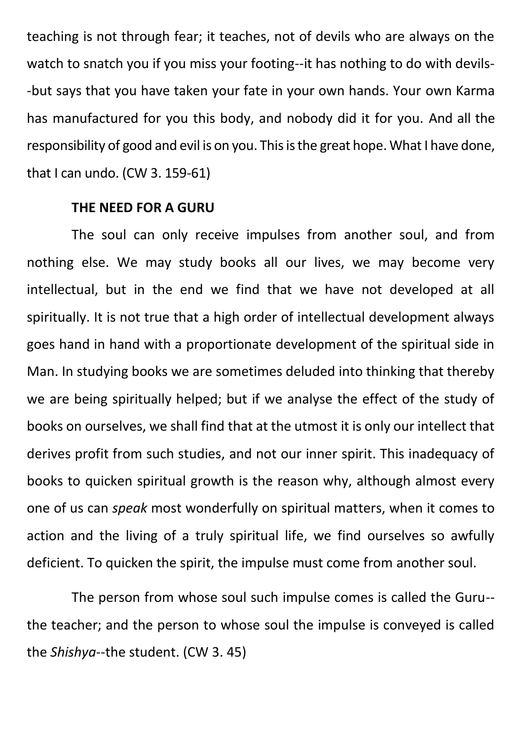teaching is not through fear; it teaches, not of devils who are always on the watch to snatch you if you miss your footing--it has nothing to do with devils--but says that you have taken your fate in your own hands. Your own Karma has manufactured for you this body, and nobody did it for you. And all the responsibility of good and evil is on you. This is the great hope. What I have done, that I can undo. (CW 3. 159-61)

**THE NEED FOR A GURU**

The soul can only receive impulses from another soul, and from nothing else. We may study books all our lives, we may become very intellectual, but in the end we find that we have not developed at all spiritually. It is not true that a high order of intellectual development always goes hand in hand with a proportionate development of the spiritual side in Man. In studying books we are sometimes deluded into thinking that thereby we are being spiritually helped; but if we analyse the effect of the study of books on ourselves, we shall find that at the utmost it is only our intellect that derives profit from such studies, and not our inner spirit. This inadequacy of books to quicken spiritual growth is the reason why, although almost every one of us can *speak* most wonderfully on spiritual matters, when it comes to action and the living of a truly spiritual life, we find ourselves so awfully deficient. To quicken the spirit, the impulse must come from another soul.

The person from whose soul such impulse comes is called the Guru--the teacher; and the person to whose soul the impulse is conveyed is called the *Shishya*--the student. (CW 3. 45)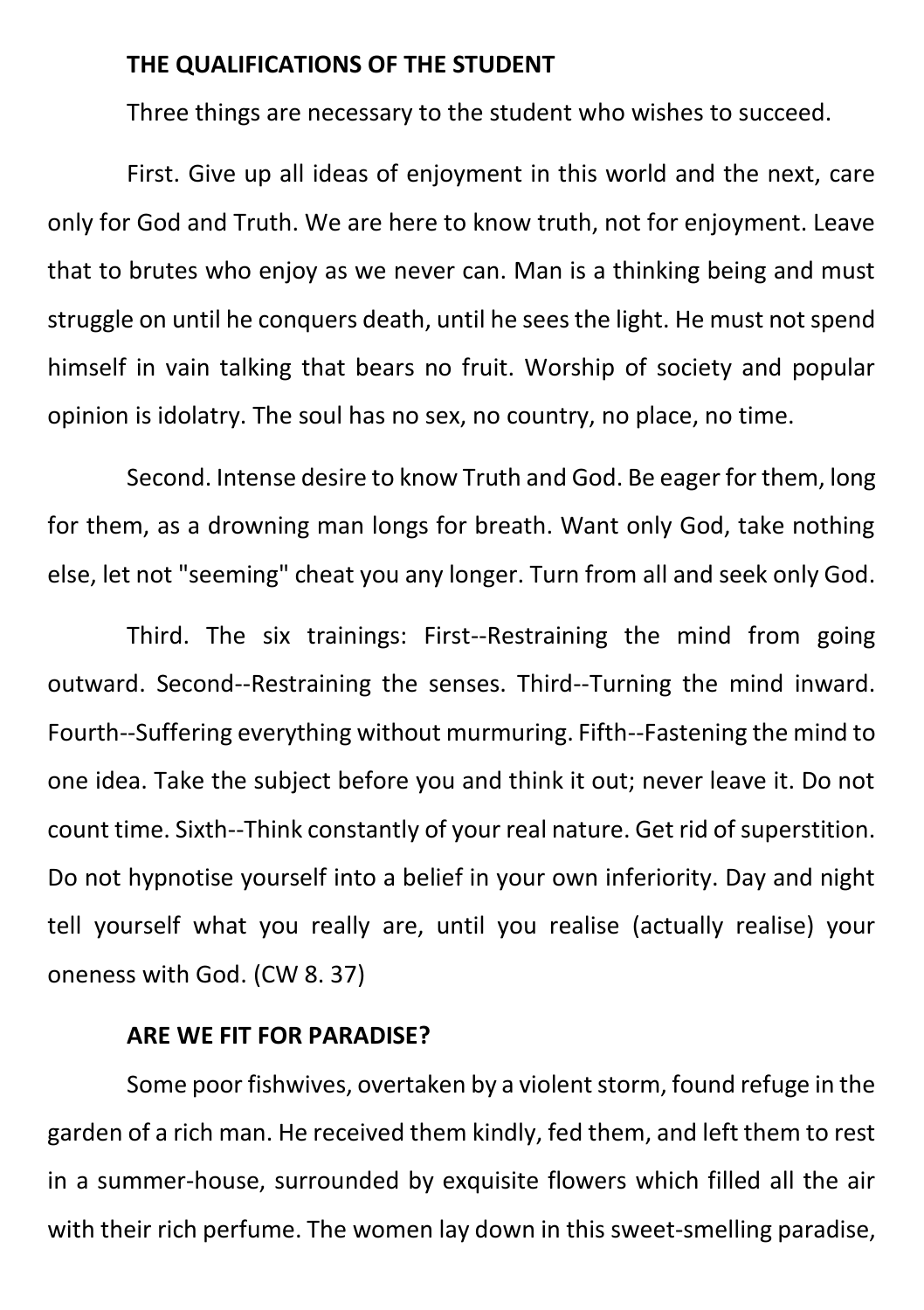## THE QUALIFICATIONS OF THE STUDENT

Three things are necessary to the student who wishes to succeed.

First. Give up all ideas of enjoyment in this world and the next, care only for God and Truth. We are here to know truth, not for enjoyment. Leave that to brutes who enjoy as we never can. Man is a thinking being and must struggle on until he conquers death, until he sees the light. He must not spend himself in vain talking that bears no fruit. Worship of society and popular opinion is idolatry. The soul has no sex, no country, no place, no time.

Second. Intense desire to know Truth and God. Be eager for them, long for them, as a drowning man longs for breath. Want only God, take nothing else, let not "seeming" cheat you any longer. Turn from all and seek only God.

Third. The six trainings: First--Restraining the mind from going outward. Second--Restraining the senses. Third--Turning the mind inward. Fourth--Suffering everything without murmuring. Fifth--Fastening the mind to one idea. Take the subject before you and think it out; never leave it. Do not count time. Sixth--Think constantly of your real nature. Get rid of superstition. Do not hypnotise yourself into a belief in your own inferiority. Day and night tell yourself what you really are, until you realise (actually realise) your oneness with God. (CW 8. 37)

## ARE WE FIT FOR PARADISE?

Some poor fishwives, overtaken by a violent storm, found refuge in the garden of a rich man. He received them kindly, fed them, and left them to rest in a summer-house, surrounded by exquisite flowers which filled all the air with their rich perfume. The women lay down in this sweet-smelling paradise,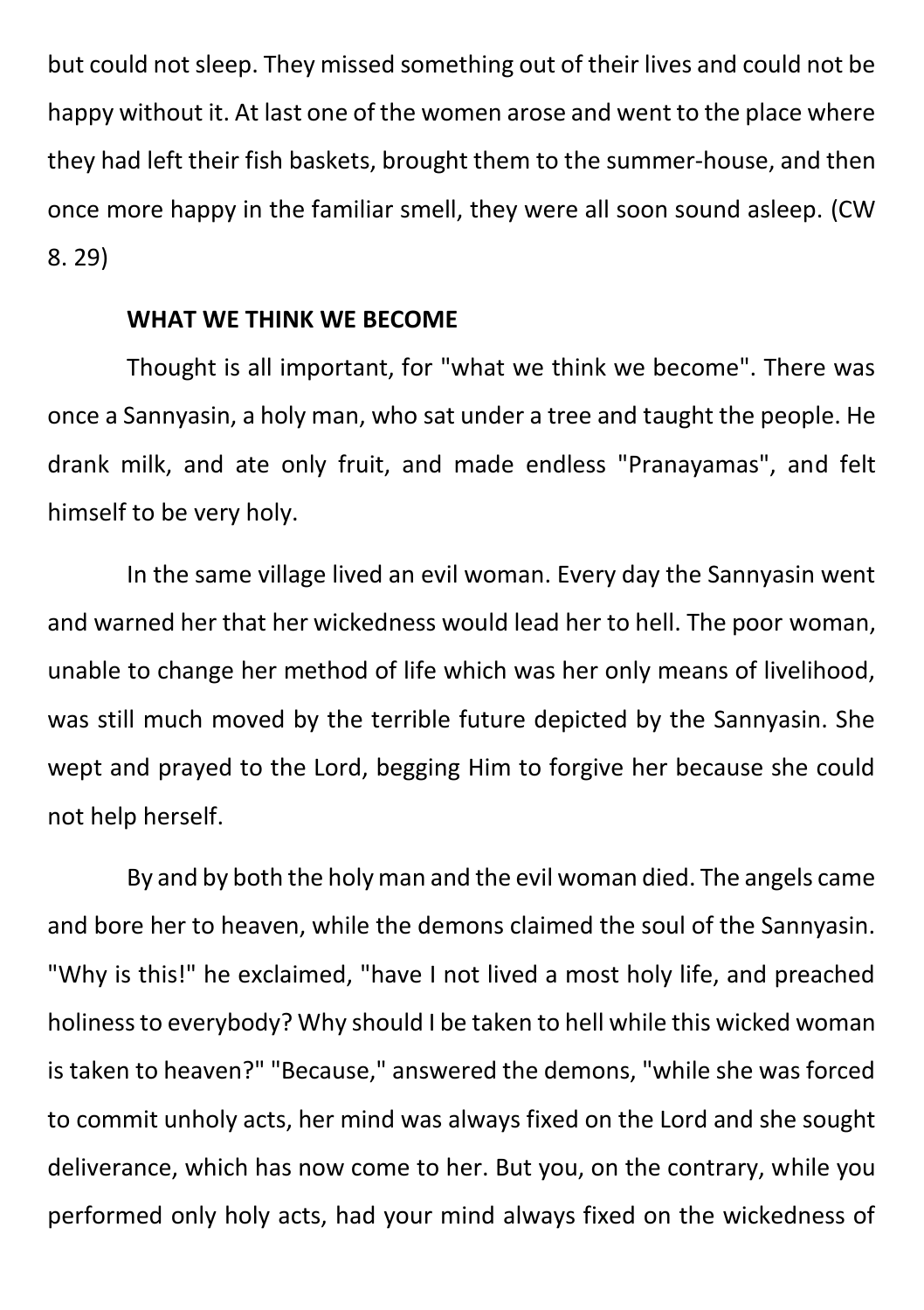but could not sleep. They missed something out of their lives and could not be happy without it. At last one of the women arose and went to the place where they had left their fish baskets, brought them to the summer-house, and then once more happy in the familiar smell, they were all soon sound asleep. (CW 8. 29)

### WHAT WE THINK WE BECOME

Thought is all important, for "what we think we become". There was once a Sannyasin, a holy man, who sat under a tree and taught the people. He drank milk, and ate only fruit, and made endless "Pranayamas", and felt himself to be very holy.

In the same village lived an evil woman. Every day the Sannyasin went and warned her that her wickedness would lead her to hell. The poor woman, unable to change her method of life which was her only means of livelihood, was still much moved by the terrible future depicted by the Sannyasin. She wept and prayed to the Lord, begging Him to forgive her because she could not help herself.

By and by both the holy man and the evil woman died. The angels came and bore her to heaven, while the demons claimed the soul of the Sannyasin. "Why is this!" he exclaimed, "have I not lived a most holy life, and preached holiness to everybody? Why should I be taken to hell while this wicked woman is taken to heaven?" "Because," answered the demons, "while she was forced to commit unholy acts, her mind was always fixed on the Lord and she sought deliverance, which has now come to her. But you, on the contrary, while you performed only holy acts, had your mind always fixed on the wickedness of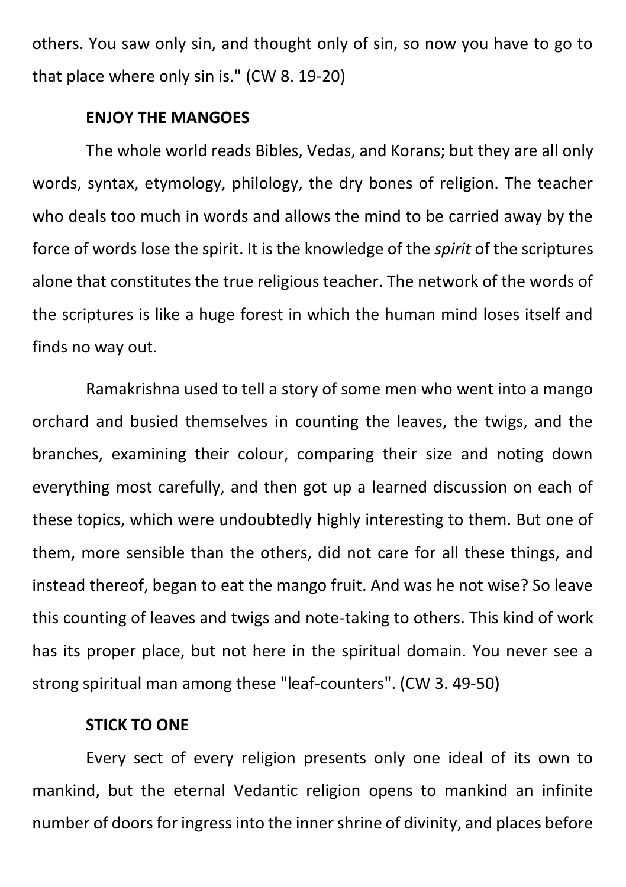others. You saw only sin, and thought only of sin, so now you have to go to that place where only sin is." (CW 8. 19-20)

### ENJOY THE MANGOES

The whole world reads Bibles, Vedas, and Korans; but they are all only words, syntax, etymology, philology, the dry bones of religion. The teacher who deals too much in words and allows the mind to be carried away by the force of words lose the spirit. It is the knowledge of the *spirit* of the scriptures alone that constitutes the true religious teacher. The network of the words of the scriptures is like a huge forest in which the human mind loses itself and finds no way out.

Ramakrishna used to tell a story of some men who went into a mango orchard and busied themselves in counting the leaves, the twigs, and the branches, examining their colour, comparing their size and noting down everything most carefully, and then got up a learned discussion on each of these topics, which were undoubtedly highly interesting to them. But one of them, more sensible than the others, did not care for all these things, and instead thereof, began to eat the mango fruit. And was he not wise? So leave this counting of leaves and twigs and note-taking to others. This kind of work has its proper place, but not here in the spiritual domain. You never see a strong spiritual man among these "leaf-counters". (CW 3. 49-50)

### STICK TO ONE

Every sect of every religion presents only one ideal of its own to mankind, but the eternal Vedantic religion opens to mankind an infinite number of doors for ingress into the inner shrine of divinity, and places before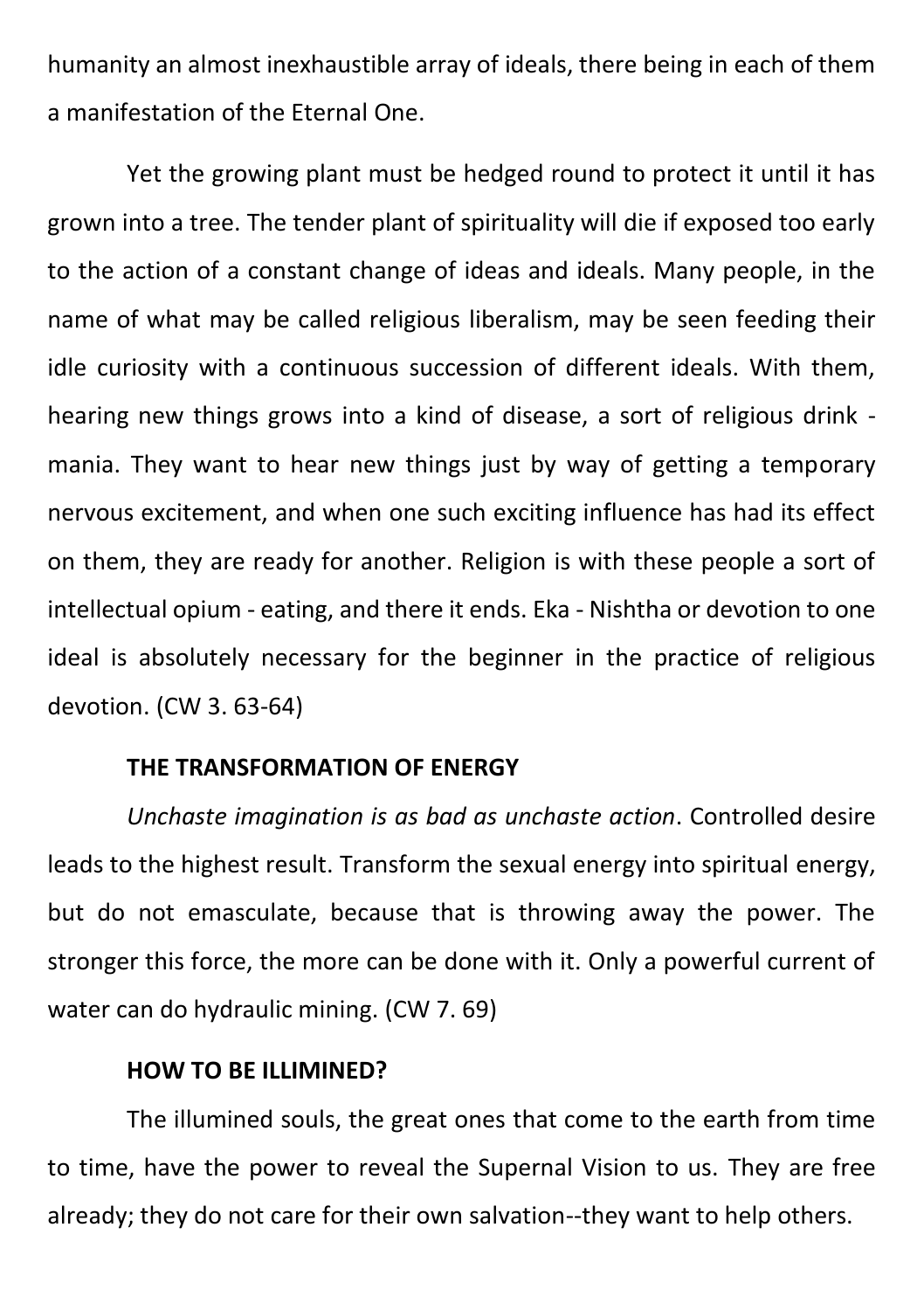humanity an almost inexhaustible array of ideals, there being in each of them a manifestation of the Eternal One.

Yet the growing plant must be hedged round to protect it until it has grown into a tree. The tender plant of spirituality will die if exposed too early to the action of a constant change of ideas and ideals. Many people, in the name of what may be called religious liberalism, may be seen feeding their idle curiosity with a continuous succession of different ideals. With them, hearing new things grows into a kind of disease, a sort of religious drink - mania. They want to hear new things just by way of getting a temporary nervous excitement, and when one such exciting influence has had its effect on them, they are ready for another. Religion is with these people a sort of intellectual opium - eating, and there it ends. Eka - Nishtha or devotion to one ideal is absolutely necessary for the beginner in the practice of religious devotion. (CW 3. 63-64)

### THE TRANSFORMATION OF ENERGY

*Unchaste imagination is as bad as unchaste action*. Controlled desire leads to the highest result. Transform the sexual energy into spiritual energy, but do not emasculate, because that is throwing away the power. The stronger this force, the more can be done with it. Only a powerful current of water can do hydraulic mining. (CW 7. 69)

### HOW TO BE ILLIMINED?

The illumined souls, the great ones that come to the earth from time to time, have the power to reveal the Supernal Vision to us. They are free already; they do not care for their own salvation--they want to help others.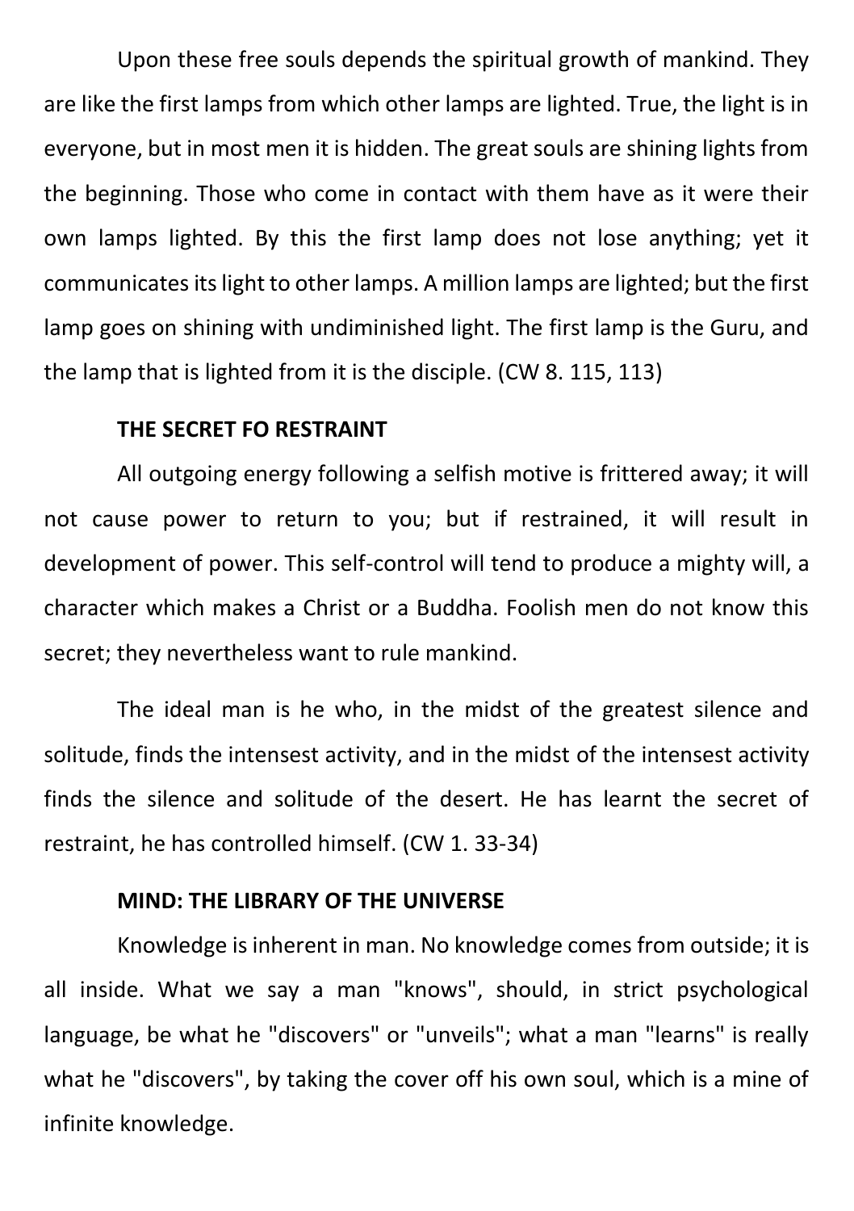Upon these free souls depends the spiritual growth of mankind. They are like the first lamps from which other lamps are lighted. True, the light is in everyone, but in most men it is hidden. The great souls are shining lights from the beginning. Those who come in contact with them have as it were their own lamps lighted. By this the first lamp does not lose anything; yet it communicates its light to other lamps. A million lamps are lighted; but the first lamp goes on shining with undiminished light. The first lamp is the Guru, and the lamp that is lighted from it is the disciple. (CW 8. 115, 113)

**THE SECRET FO RESTRAINT**

All outgoing energy following a selfish motive is frittered away; it will not cause power to return to you; but if restrained, it will result in development of power. This self-control will tend to produce a mighty will, a character which makes a Christ or a Buddha. Foolish men do not know this secret; they nevertheless want to rule mankind.

The ideal man is he who, in the midst of the greatest silence and solitude, finds the intensest activity, and in the midst of the intensest activity finds the silence and solitude of the desert. He has learnt the secret of restraint, he has controlled himself. (CW 1. 33-34)

**MIND: THE LIBRARY OF THE UNIVERSE**

Knowledge is inherent in man. No knowledge comes from outside; it is all inside. What we say a man "knows", should, in strict psychological language, be what he "discovers" or "unveils"; what a man "learns" is really what he "discovers", by taking the cover off his own soul, which is a mine of infinite knowledge.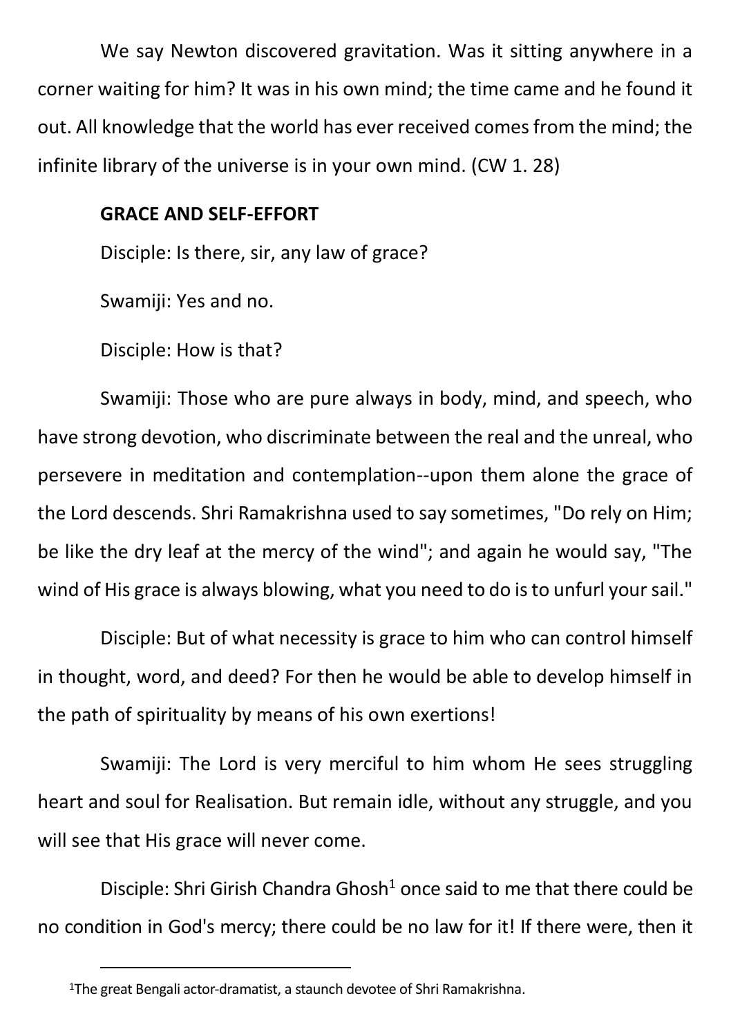We say Newton discovered gravitation. Was it sitting anywhere in a corner waiting for him? It was in his own mind; the time came and he found it out. All knowledge that the world has ever received comes from the mind; the infinite library of the universe is in your own mind. (CW 1. 28)

**GRACE AND SELF-EFFORT**

Disciple: Is there, sir, any law of grace?

Swamiji: Yes and no.

Disciple: How is that?

Swamiji: Those who are pure always in body, mind, and speech, who have strong devotion, who discriminate between the real and the unreal, who persevere in meditation and contemplation--upon them alone the grace of the Lord descends. Shri Ramakrishna used to say sometimes, "Do rely on Him; be like the dry leaf at the mercy of the wind"; and again he would say, "The wind of His grace is always blowing, what you need to do is to unfurl your sail."

Disciple: But of what necessity is grace to him who can control himself in thought, word, and deed? For then he would be able to develop himself in the path of spirituality by means of his own exertions!

Swamiji: The Lord is very merciful to him whom He sees struggling heart and soul for Realisation. But remain idle, without any struggle, and you will see that His grace will never come.

Disciple: Shri Girish Chandra Ghosh[1] once said to me that there could be no condition in God's mercy; there could be no law for it! If there were, then it

[1]The great Bengali actor-dramatist, a staunch devotee of Shri Ramakrishna.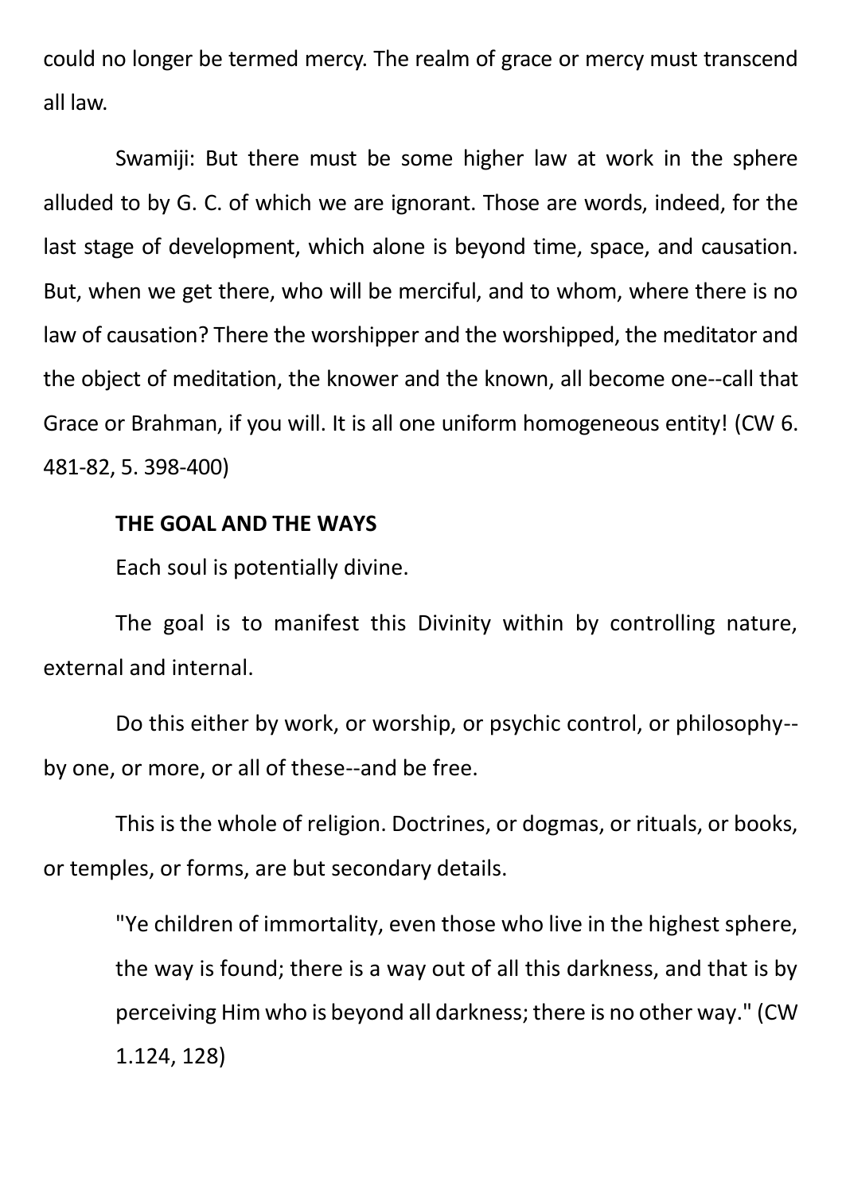could no longer be termed mercy. The realm of grace or mercy must transcend all law.

Swamiji: But there must be some higher law at work in the sphere alluded to by G. C. of which we are ignorant. Those are words, indeed, for the last stage of development, which alone is beyond time, space, and causation. But, when we get there, who will be merciful, and to whom, where there is no law of causation? There the worshipper and the worshipped, the meditator and the object of meditation, the knower and the known, all become one--call that Grace or Brahman, if you will. It is all one uniform homogeneous entity! (CW 6. 481-82, 5. 398-400)

**THE GOAL AND THE WAYS**

Each soul is potentially divine.

The goal is to manifest this Divinity within by controlling nature, external and internal.

Do this either by work, or worship, or psychic control, or philosophy--by one, or more, or all of these--and be free.

This is the whole of religion. Doctrines, or dogmas, or rituals, or books, or temples, or forms, are but secondary details.

> "Ye children of immortality, even those who live in the highest sphere, the way is found; there is a way out of all this darkness, and that is by perceiving Him who is beyond all darkness; there is no other way." (CW 1.124, 128)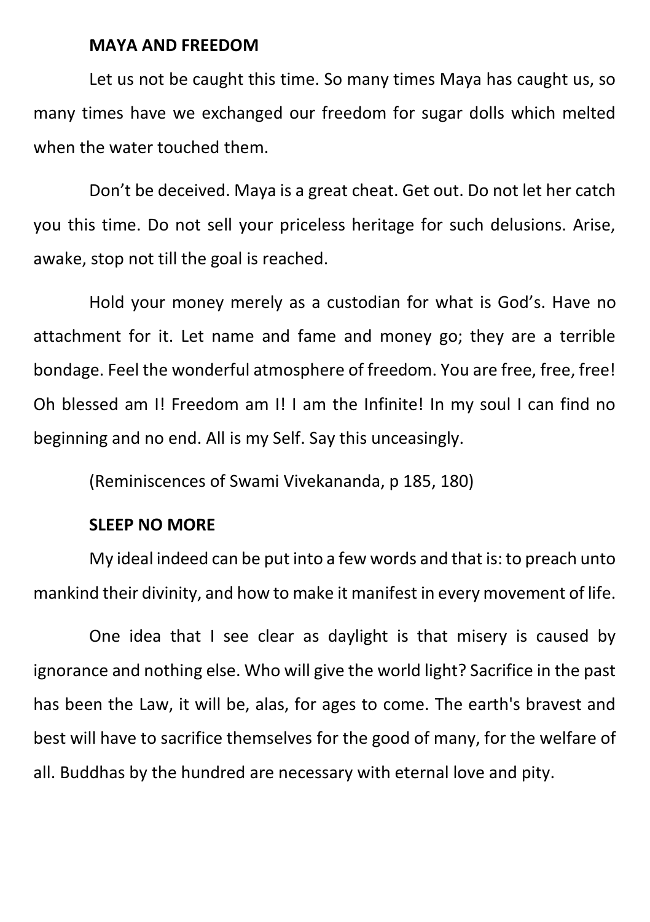**MAYA AND FREEDOM**

Let us not be caught this time. So many times Maya has caught us, so many times have we exchanged our freedom for sugar dolls which melted when the water touched them.

Don't be deceived. Maya is a great cheat. Get out. Do not let her catch you this time. Do not sell your priceless heritage for such delusions. Arise, awake, stop not till the goal is reached.

Hold your money merely as a custodian for what is God's. Have no attachment for it. Let name and fame and money go; they are a terrible bondage. Feel the wonderful atmosphere of freedom. You are free, free, free! Oh blessed am I! Freedom am I! I am the Infinite! In my soul I can find no beginning and no end. All is my Self. Say this unceasingly.

(Reminiscences of Swami Vivekananda, p 185, 180)

**SLEEP NO MORE**

My ideal indeed can be put into a few words and that is: to preach unto mankind their divinity, and how to make it manifest in every movement of life.

One idea that I see clear as daylight is that misery is caused by ignorance and nothing else. Who will give the world light? Sacrifice in the past has been the Law, it will be, alas, for ages to come. The earth's bravest and best will have to sacrifice themselves for the good of many, for the welfare of all. Buddhas by the hundred are necessary with eternal love and pity.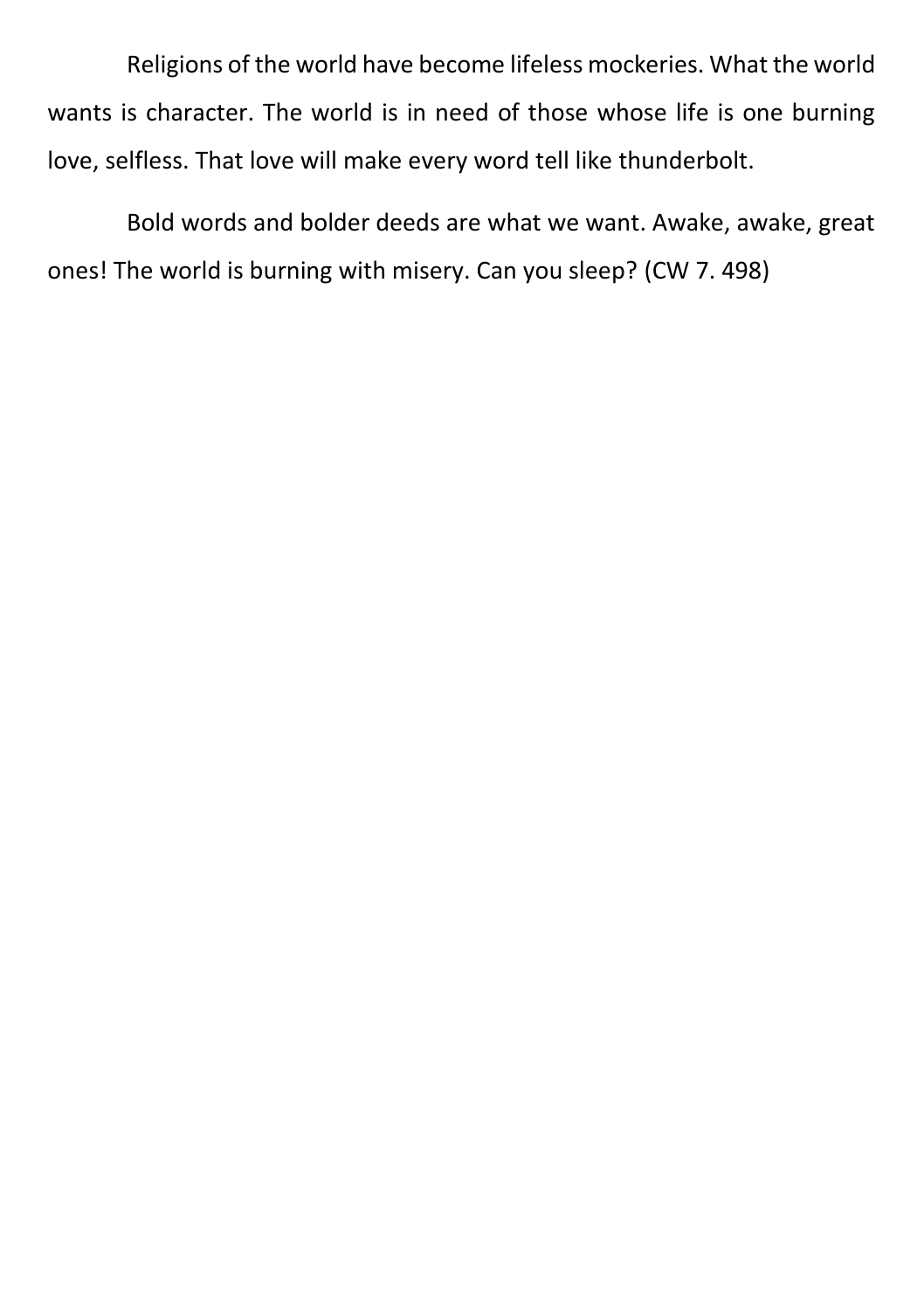Religions of the world have become lifeless mockeries. What the world wants is character. The world is in need of those whose life is one burning love, selfless. That love will make every word tell like thunderbolt.

Bold words and bolder deeds are what we want. Awake, awake, great ones! The world is burning with misery. Can you sleep? (CW 7. 498)